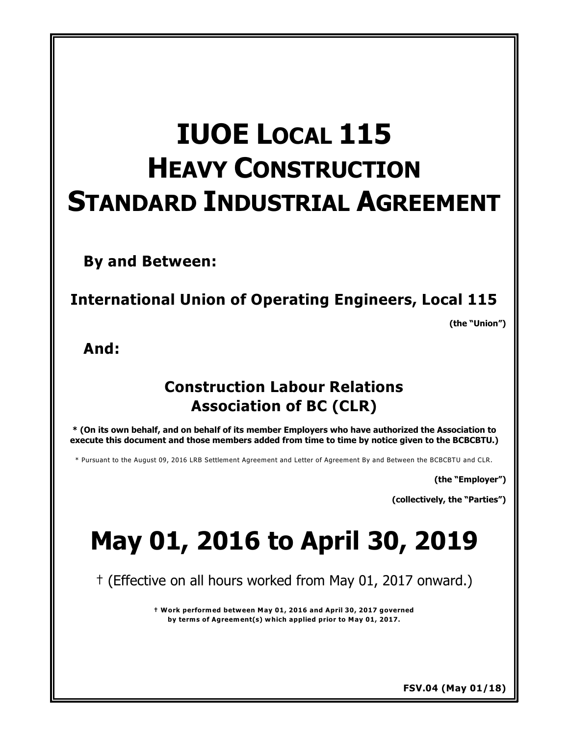# IUOE LOCAL 115 HEAVY CONSTRUCTION STANDARD INDUSTRIAL AGREEMENT

**By and Between:**

**International Union of Operating Engineers, Local 115**

**(the "Union")**

**And:**

**Construction Labour Relations Association of BC (CLR)**

**\* (On its own behalf, and on behalf of its member Employers who have authorized the Association to execute this document and those members added from time to time by notice given to the BCBCBTU.)**

\* Pursuant to the August 09, 2016 LRB Settlement Agreement and Letter of Agreement By and Between the BCBCBTU and CLR.

**(the "Employer")**

**(collectively, the "Parties")**

# May 01, 2016 to April 30, 2019

† (Effective on all hours worked from May 01, 2017 onward.)

**† Work performed between May 01, 2016 and April 30, 2017 governed by terms of Agreement(s) which applied prior to May 01, 2017.**

**FSV.04 (May 01/18)**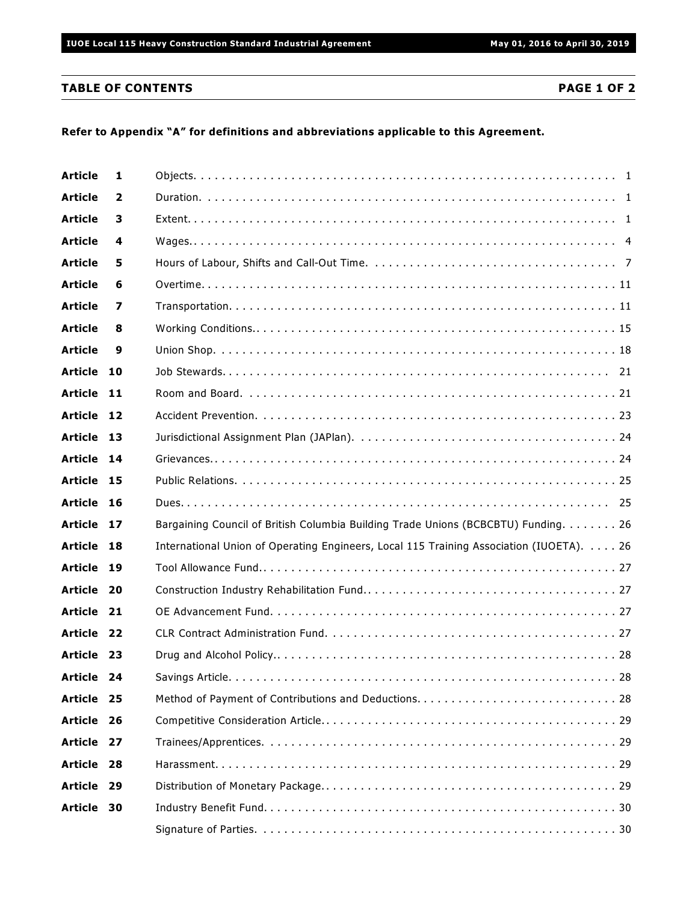## TABLE OF CONTENTS

**PAGE 1 OF 2**

**Refer to Appendix "A" for definitions and abbreviations applicable to this Agreement.**

| | | | |
|---|---|---|---|
| **Article** | **1** | Objects | 1 |
| **Article** | **2** | Duration | 1 |
| **Article** | **3** | Extent | 1 |
| **Article** | **4** | Wages | 4 |
| **Article** | **5** | Hours of Labour, Shifts and Call-Out Time | 7 |
| **Article** | **6** | Overtime | 11 |
| **Article** | **7** | Transportation | 11 |
| **Article** | **8** | Working Conditions. | 15 |
| **Article** | **9** | Union Shop | 18 |
| **Article** | **10** | Job Stewards | 21 |
| **Article** | **11** | Room and Board | 21 |
| **Article** | **12** | Accident Prevention | 23 |
| **Article** | **13** | Jurisdictional Assignment Plan (JAPlan) | 24 |
| **Article** | **14** | Grievances. | 24 |
| **Article** | **15** | Public Relations | 25 |
| **Article** | **16** | Dues | 25 |
| **Article** | **17** | Bargaining Council of British Columbia Building Trade Unions (BCBCBTU) Funding | 26 |
| **Article** | **18** | International Union of Operating Engineers, Local 115 Training Association (IUOETA) | 26 |
| **Article** | **19** | Tool Allowance Fund. | 27 |
| **Article** | **20** | Construction Industry Rehabilitation Fund. | 27 |
| **Article** | **21** | OE Advancement Fund | 27 |
| **Article** | **22** | CLR Contract Administration Fund | 27 |
| **Article** | **23** | Drug and Alcohol Policy. | 28 |
| **Article** | **24** | Savings Article | 28 |
| **Article** | **25** | Method of Payment of Contributions and Deductions | 28 |
| **Article** | **26** | Competitive Consideration Article. | 29 |
| **Article** | **27** | Trainees/Apprentices | 29 |
| **Article** | **28** | Harassment | 29 |
| **Article** | **29** | Distribution of Monetary Package. | 29 |
| **Article** | **30** | Industry Benefit Fund | 30 |
| | | Signature of Parties | 30 |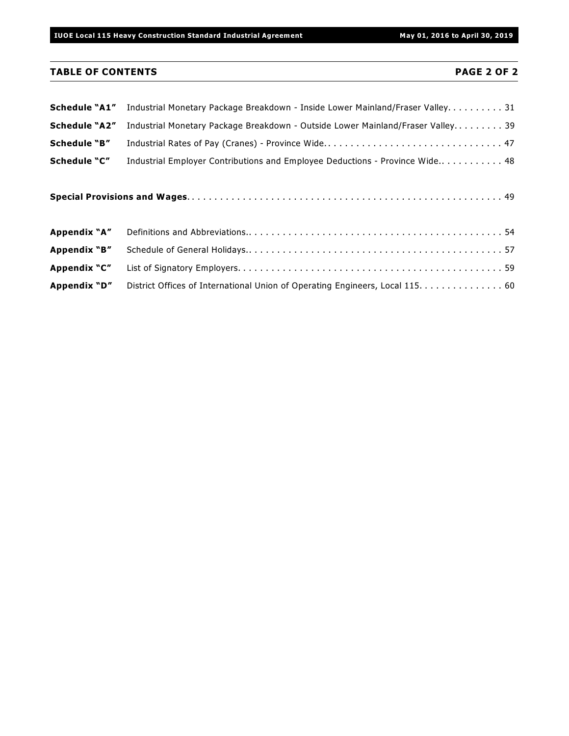## TABLE OF CONTENTS PAGE 2 OF 2

| | | |
|---|---|---|
| **Schedule "A1"** | Industrial Monetary Package Breakdown - Inside Lower Mainland/Fraser Valley | 31 |
| **Schedule "A2"** | Industrial Monetary Package Breakdown - Outside Lower Mainland/Fraser Valley | 39 |
| **Schedule "B"** | Industrial Rates of Pay (Cranes) - Province Wide | 47 |
| **Schedule "C"** | Industrial Employer Contributions and Employee Deductions - Province Wide | 48 |

**Special Provisions and Wages** . . . . . 49

| | | |
|---|---|---|
| **Appendix "A"** | Definitions and Abbreviations | 54 |
| **Appendix "B"** | Schedule of General Holidays | 57 |
| **Appendix "C"** | List of Signatory Employers | 59 |
| **Appendix "D"** | District Offices of International Union of Operating Engineers, Local 115 | 60 |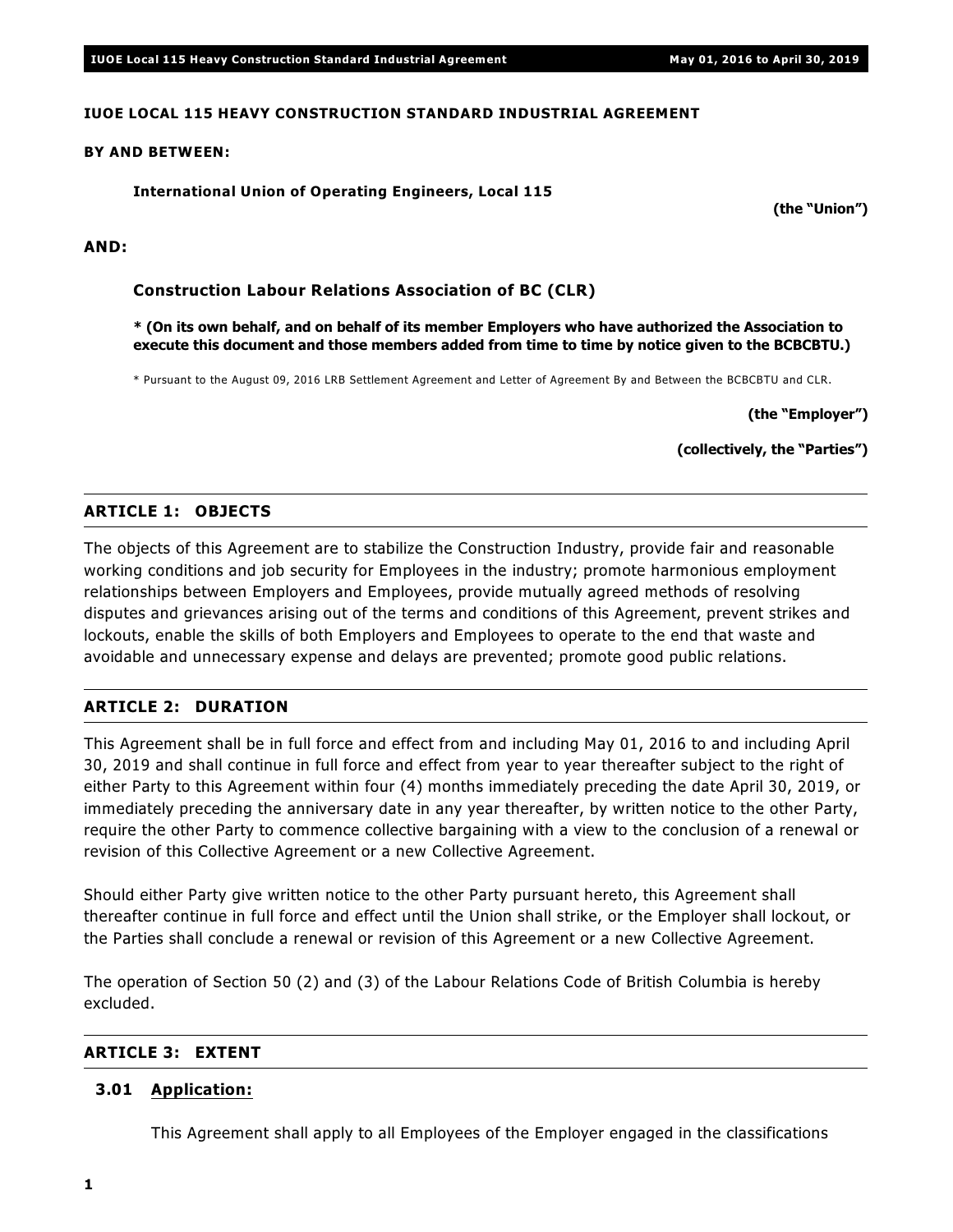**IUOE LOCAL 115 HEAVY CONSTRUCTION STANDARD INDUSTRIAL AGREEMENT**

**BY AND BETWEEN:**

**International Union of Operating Engineers, Local 115**

**(the "Union")**

**AND:**

**Construction Labour Relations Association of BC (CLR)**

*** (On its own behalf, and on behalf of its member Employers who have authorized the Association to execute this document and those members added from time to time by notice given to the BCBCBTU.)**

* Pursuant to the August 09, 2016 LRB Settlement Agreement and Letter of Agreement By and Between the BCBCBTU and CLR.

**(the "Employer")**

**(collectively, the "Parties")**

## ARTICLE 1: OBJECTS

The objects of this Agreement are to stabilize the Construction Industry, provide fair and reasonable working conditions and job security for Employees in the industry; promote harmonious employment relationships between Employers and Employees, provide mutually agreed methods of resolving disputes and grievances arising out of the terms and conditions of this Agreement, prevent strikes and lockouts, enable the skills of both Employers and Employees to operate to the end that waste and avoidable and unnecessary expense and delays are prevented; promote good public relations.

## ARTICLE 2: DURATION

This Agreement shall be in full force and effect from and including May 01, 2016 to and including April 30, 2019 and shall continue in full force and effect from year to year thereafter subject to the right of either Party to this Agreement within four (4) months immediately preceding the date April 30, 2019, or immediately preceding the anniversary date in any year thereafter, by written notice to the other Party, require the other Party to commence collective bargaining with a view to the conclusion of a renewal or revision of this Collective Agreement or a new Collective Agreement.

Should either Party give written notice to the other Party pursuant hereto, this Agreement shall thereafter continue in full force and effect until the Union shall strike, or the Employer shall lockout, or the Parties shall conclude a renewal or revision of this Agreement or a new Collective Agreement.

The operation of Section 50 (2) and (3) of the Labour Relations Code of British Columbia is hereby excluded.

## ARTICLE 3: EXTENT

### 3.01 Application:

This Agreement shall apply to all Employees of the Employer engaged in the classifications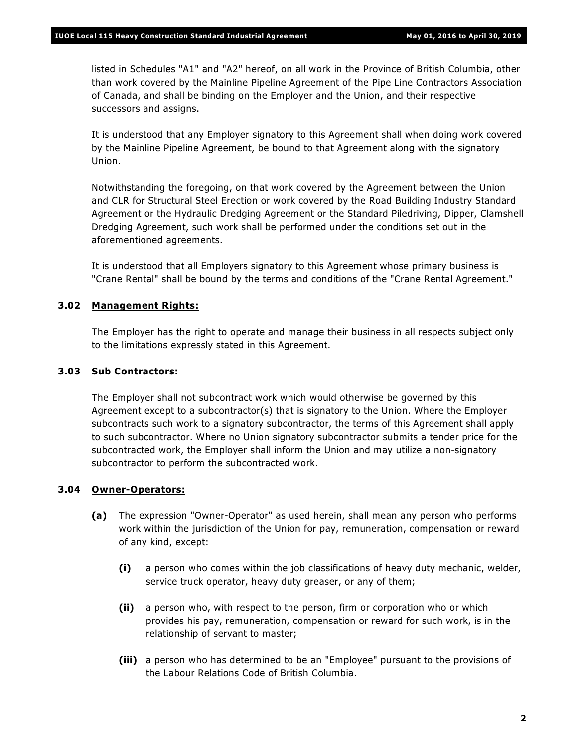listed in Schedules "A1" and "A2" hereof, on all work in the Province of British Columbia, other than work covered by the Mainline Pipeline Agreement of the Pipe Line Contractors Association of Canada, and shall be binding on the Employer and the Union, and their respective successors and assigns.

It is understood that any Employer signatory to this Agreement shall when doing work covered by the Mainline Pipeline Agreement, be bound to that Agreement along with the signatory Union.

Notwithstanding the foregoing, on that work covered by the Agreement between the Union and CLR for Structural Steel Erection or work covered by the Road Building Industry Standard Agreement or the Hydraulic Dredging Agreement or the Standard Piledriving, Dipper, Clamshell Dredging Agreement, such work shall be performed under the conditions set out in the aforementioned agreements.

It is understood that all Employers signatory to this Agreement whose primary business is "Crane Rental" shall be bound by the terms and conditions of the "Crane Rental Agreement."

### 3.02 Management Rights:

The Employer has the right to operate and manage their business in all respects subject only to the limitations expressly stated in this Agreement.

### 3.03 Sub Contractors:

The Employer shall not subcontract work which would otherwise be governed by this Agreement except to a subcontractor(s) that is signatory to the Union. Where the Employer subcontracts such work to a signatory subcontractor, the terms of this Agreement shall apply to such subcontractor. Where no Union signatory subcontractor submits a tender price for the subcontracted work, the Employer shall inform the Union and may utilize a non-signatory subcontractor to perform the subcontracted work.

### 3.04 Owner-Operators:

**(a)** The expression "Owner-Operator" as used herein, shall mean any person who performs work within the jurisdiction of the Union for pay, remuneration, compensation or reward of any kind, except:

**(i)** a person who comes within the job classifications of heavy duty mechanic, welder, service truck operator, heavy duty greaser, or any of them;

**(ii)** a person who, with respect to the person, firm or corporation who or which provides his pay, remuneration, compensation or reward for such work, is in the relationship of servant to master;

**(iii)** a person who has determined to be an "Employee" pursuant to the provisions of the Labour Relations Code of British Columbia.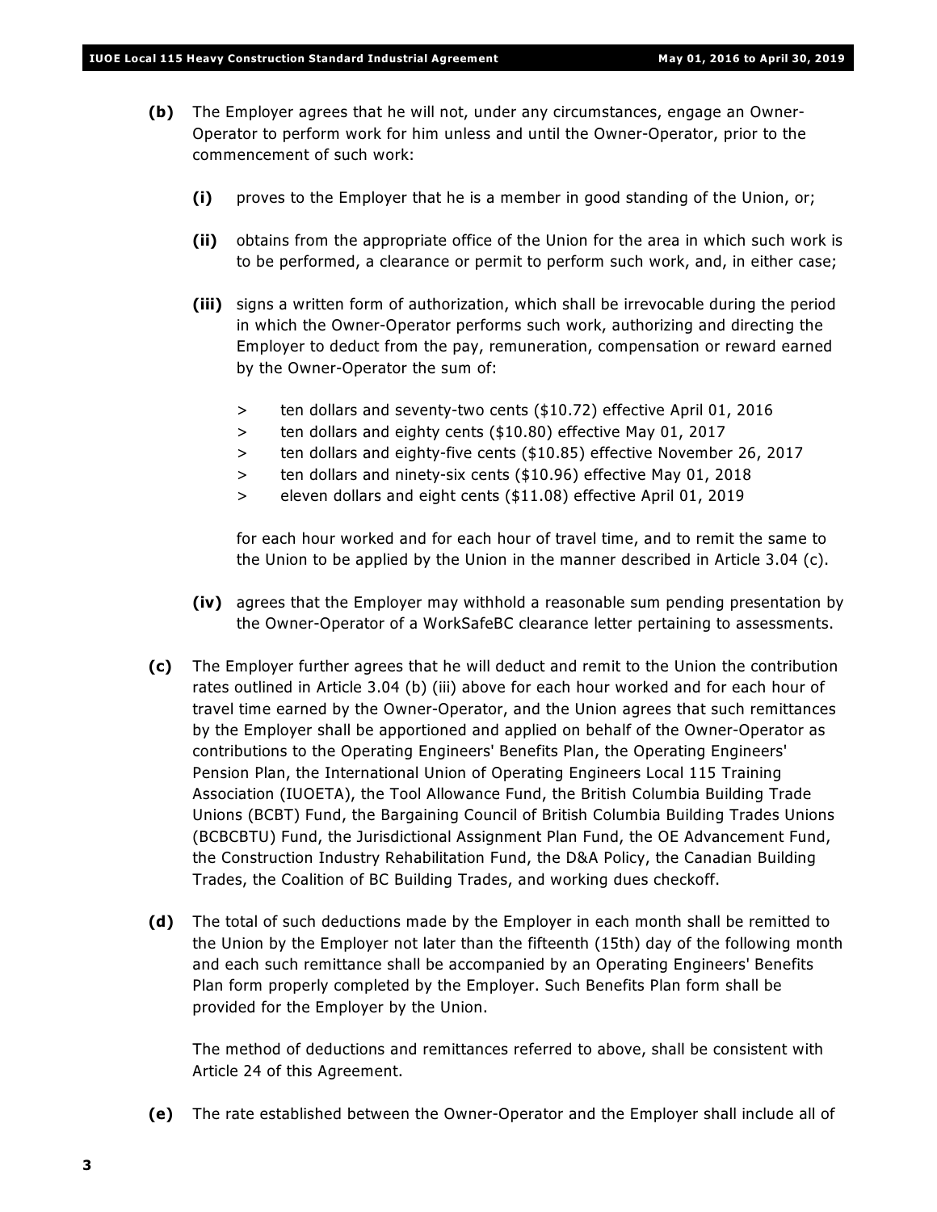**(b)** The Employer agrees that he will not, under any circumstances, engage an Owner-Operator to perform work for him unless and until the Owner-Operator, prior to the commencement of such work:

> **(i)** proves to the Employer that he is a member in good standing of the Union, or;
>
> **(ii)** obtains from the appropriate office of the Union for the area in which such work is to be performed, a clearance or permit to perform such work, and, in either case;
>
> **(iii)** signs a written form of authorization, which shall be irrevocable during the period in which the Owner-Operator performs such work, authorizing and directing the Employer to deduct from the pay, remuneration, compensation or reward earned by the Owner-Operator the sum of:
>
> - ten dollars and seventy-two cents ($10.72) effective April 01, 2016
> - ten dollars and eighty cents ($10.80) effective May 01, 2017
> - ten dollars and eighty-five cents ($10.85) effective November 26, 2017
> - ten dollars and ninety-six cents ($10.96) effective May 01, 2018
> - eleven dollars and eight cents ($11.08) effective April 01, 2019
>
> for each hour worked and for each hour of travel time, and to remit the same to the Union to be applied by the Union in the manner described in Article 3.04 (c).
>
> **(iv)** agrees that the Employer may withhold a reasonable sum pending presentation by the Owner-Operator of a WorkSafeBC clearance letter pertaining to assessments.

**(c)** The Employer further agrees that he will deduct and remit to the Union the contribution rates outlined in Article 3.04 (b) (iii) above for each hour worked and for each hour of travel time earned by the Owner-Operator, and the Union agrees that such remittances by the Employer shall be apportioned and applied on behalf of the Owner-Operator as contributions to the Operating Engineers' Benefits Plan, the Operating Engineers' Pension Plan, the International Union of Operating Engineers Local 115 Training Association (IUOETA), the Tool Allowance Fund, the British Columbia Building Trade Unions (BCBT) Fund, the Bargaining Council of British Columbia Building Trades Unions (BCBCBTU) Fund, the Jurisdictional Assignment Plan Fund, the OE Advancement Fund, the Construction Industry Rehabilitation Fund, the D&A Policy, the Canadian Building Trades, the Coalition of BC Building Trades, and working dues checkoff.

**(d)** The total of such deductions made by the Employer in each month shall be remitted to the Union by the Employer not later than the fifteenth (15th) day of the following month and each such remittance shall be accompanied by an Operating Engineers' Benefits Plan form properly completed by the Employer. Such Benefits Plan form shall be provided for the Employer by the Union.

The method of deductions and remittances referred to above, shall be consistent with Article 24 of this Agreement.

**(e)** The rate established between the Owner-Operator and the Employer shall include all of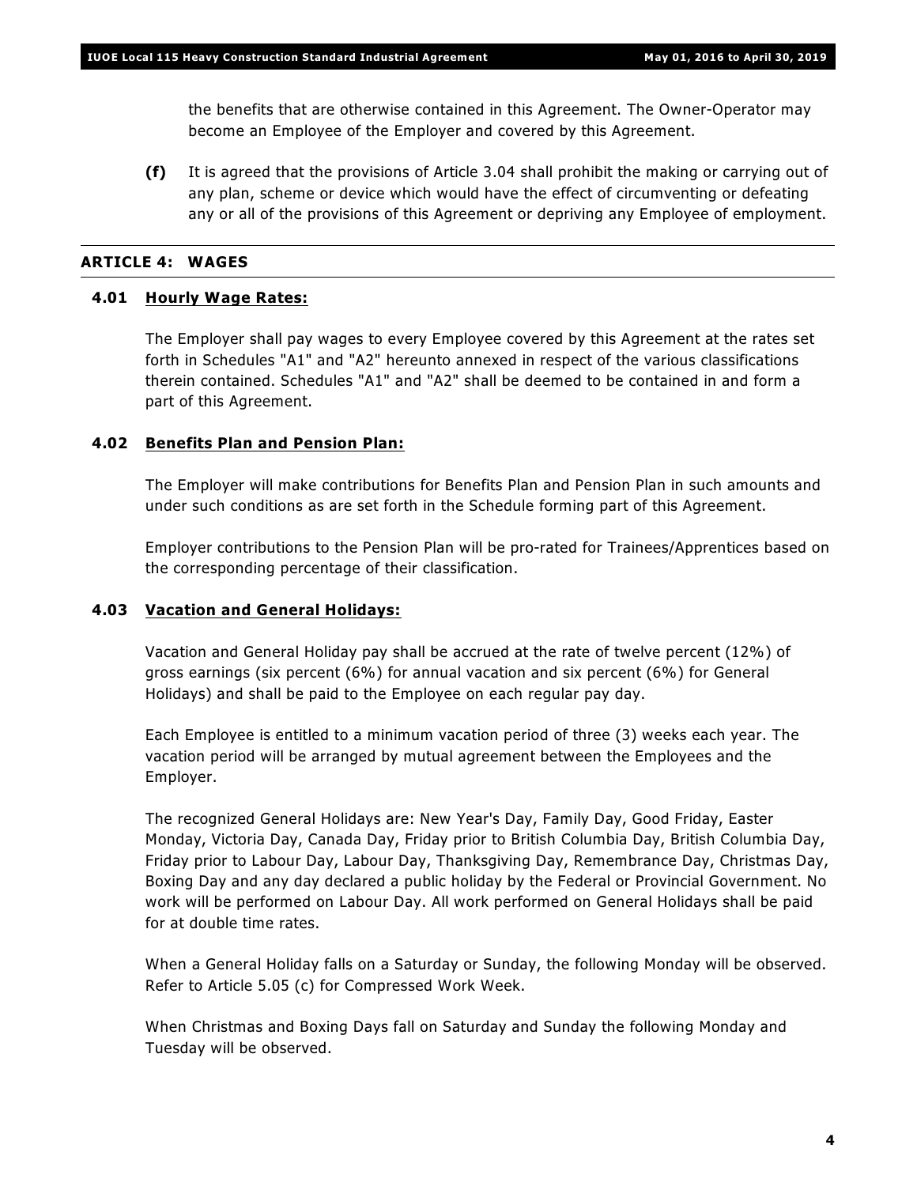the benefits that are otherwise contained in this Agreement. The Owner-Operator may become an Employee of the Employer and covered by this Agreement.

**(f)** It is agreed that the provisions of Article 3.04 shall prohibit the making or carrying out of any plan, scheme or device which would have the effect of circumventing or defeating any or all of the provisions of this Agreement or depriving any Employee of employment.

## ARTICLE 4: WAGES

### 4.01 Hourly Wage Rates:

The Employer shall pay wages to every Employee covered by this Agreement at the rates set forth in Schedules "A1" and "A2" hereunto annexed in respect of the various classifications therein contained. Schedules "A1" and "A2" shall be deemed to be contained in and form a part of this Agreement.

### 4.02 Benefits Plan and Pension Plan:

The Employer will make contributions for Benefits Plan and Pension Plan in such amounts and under such conditions as are set forth in the Schedule forming part of this Agreement.

Employer contributions to the Pension Plan will be pro-rated for Trainees/Apprentices based on the corresponding percentage of their classification.

### 4.03 Vacation and General Holidays:

Vacation and General Holiday pay shall be accrued at the rate of twelve percent (12%) of gross earnings (six percent (6%) for annual vacation and six percent (6%) for General Holidays) and shall be paid to the Employee on each regular pay day.

Each Employee is entitled to a minimum vacation period of three (3) weeks each year. The vacation period will be arranged by mutual agreement between the Employees and the Employer.

The recognized General Holidays are: New Year's Day, Family Day, Good Friday, Easter Monday, Victoria Day, Canada Day, Friday prior to British Columbia Day, British Columbia Day, Friday prior to Labour Day, Labour Day, Thanksgiving Day, Remembrance Day, Christmas Day, Boxing Day and any day declared a public holiday by the Federal or Provincial Government. No work will be performed on Labour Day. All work performed on General Holidays shall be paid for at double time rates.

When a General Holiday falls on a Saturday or Sunday, the following Monday will be observed. Refer to Article 5.05 (c) for Compressed Work Week.

When Christmas and Boxing Days fall on Saturday and Sunday the following Monday and Tuesday will be observed.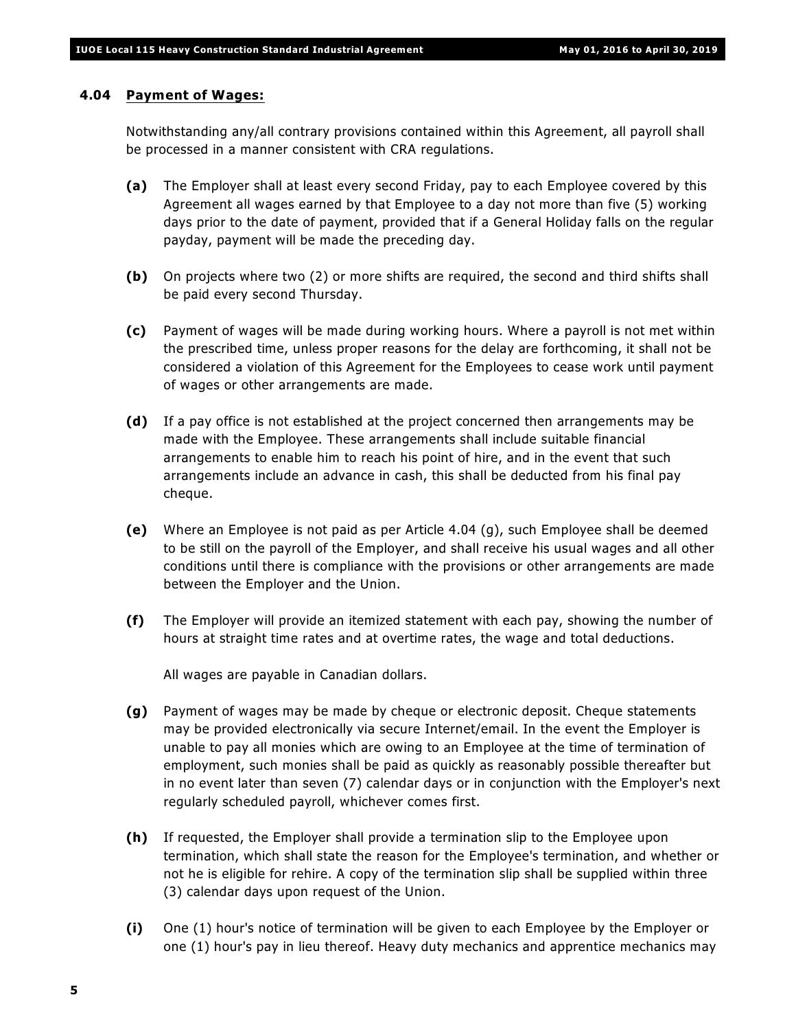### 4.04 **Payment of Wages:**

Notwithstanding any/all contrary provisions contained within this Agreement, all payroll shall be processed in a manner consistent with CRA regulations.

**(a)** The Employer shall at least every second Friday, pay to each Employee covered by this Agreement all wages earned by that Employee to a day not more than five (5) working days prior to the date of payment, provided that if a General Holiday falls on the regular payday, payment will be made the preceding day.

**(b)** On projects where two (2) or more shifts are required, the second and third shifts shall be paid every second Thursday.

**(c)** Payment of wages will be made during working hours. Where a payroll is not met within the prescribed time, unless proper reasons for the delay are forthcoming, it shall not be considered a violation of this Agreement for the Employees to cease work until payment of wages or other arrangements are made.

**(d)** If a pay office is not established at the project concerned then arrangements may be made with the Employee. These arrangements shall include suitable financial arrangements to enable him to reach his point of hire, and in the event that such arrangements include an advance in cash, this shall be deducted from his final pay cheque.

**(e)** Where an Employee is not paid as per Article 4.04 (g), such Employee shall be deemed to be still on the payroll of the Employer, and shall receive his usual wages and all other conditions until there is compliance with the provisions or other arrangements are made between the Employer and the Union.

**(f)** The Employer will provide an itemized statement with each pay, showing the number of hours at straight time rates and at overtime rates, the wage and total deductions.

All wages are payable in Canadian dollars.

**(g)** Payment of wages may be made by cheque or electronic deposit. Cheque statements may be provided electronically via secure Internet/email. In the event the Employer is unable to pay all monies which are owing to an Employee at the time of termination of employment, such monies shall be paid as quickly as reasonably possible thereafter but in no event later than seven (7) calendar days or in conjunction with the Employer's next regularly scheduled payroll, whichever comes first.

**(h)** If requested, the Employer shall provide a termination slip to the Employee upon termination, which shall state the reason for the Employee's termination, and whether or not he is eligible for rehire. A copy of the termination slip shall be supplied within three (3) calendar days upon request of the Union.

**(i)** One (1) hour's notice of termination will be given to each Employee by the Employer or one (1) hour's pay in lieu thereof. Heavy duty mechanics and apprentice mechanics may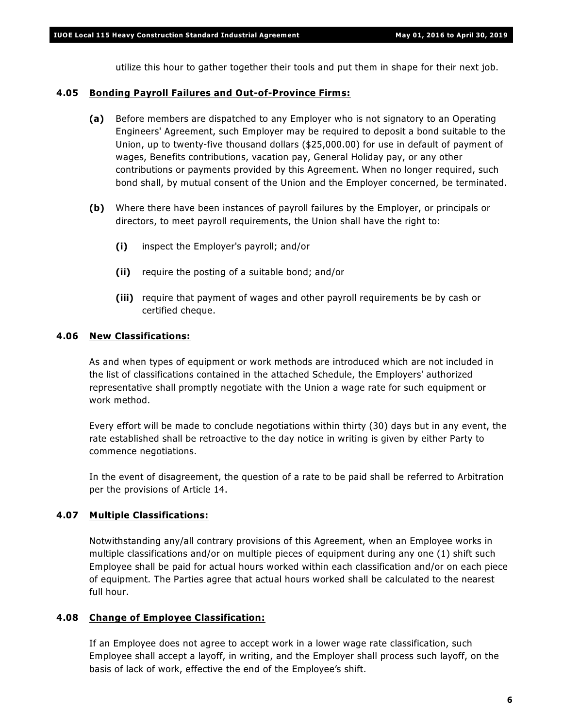utilize this hour to gather together their tools and put them in shape for their next job.

### 4.05 Bonding Payroll Failures and Out-of-Province Firms:

**(a)** Before members are dispatched to any Employer who is not signatory to an Operating Engineers' Agreement, such Employer may be required to deposit a bond suitable to the Union, up to twenty-five thousand dollars ($25,000.00) for use in default of payment of wages, Benefits contributions, vacation pay, General Holiday pay, or any other contributions or payments provided by this Agreement. When no longer required, such bond shall, by mutual consent of the Union and the Employer concerned, be terminated.

**(b)** Where there have been instances of payroll failures by the Employer, or principals or directors, to meet payroll requirements, the Union shall have the right to:

**(i)** inspect the Employer's payroll; and/or

**(ii)** require the posting of a suitable bond; and/or

**(iii)** require that payment of wages and other payroll requirements be by cash or certified cheque.

### 4.06 New Classifications:

As and when types of equipment or work methods are introduced which are not included in the list of classifications contained in the attached Schedule, the Employers' authorized representative shall promptly negotiate with the Union a wage rate for such equipment or work method.

Every effort will be made to conclude negotiations within thirty (30) days but in any event, the rate established shall be retroactive to the day notice in writing is given by either Party to commence negotiations.

In the event of disagreement, the question of a rate to be paid shall be referred to Arbitration per the provisions of Article 14.

### 4.07 Multiple Classifications:

Notwithstanding any/all contrary provisions of this Agreement, when an Employee works in multiple classifications and/or on multiple pieces of equipment during any one (1) shift such Employee shall be paid for actual hours worked within each classification and/or on each piece of equipment. The Parties agree that actual hours worked shall be calculated to the nearest full hour.

### 4.08 Change of Employee Classification:

If an Employee does not agree to accept work in a lower wage rate classification, such Employee shall accept a layoff, in writing, and the Employer shall process such layoff, on the basis of lack of work, effective the end of the Employee's shift.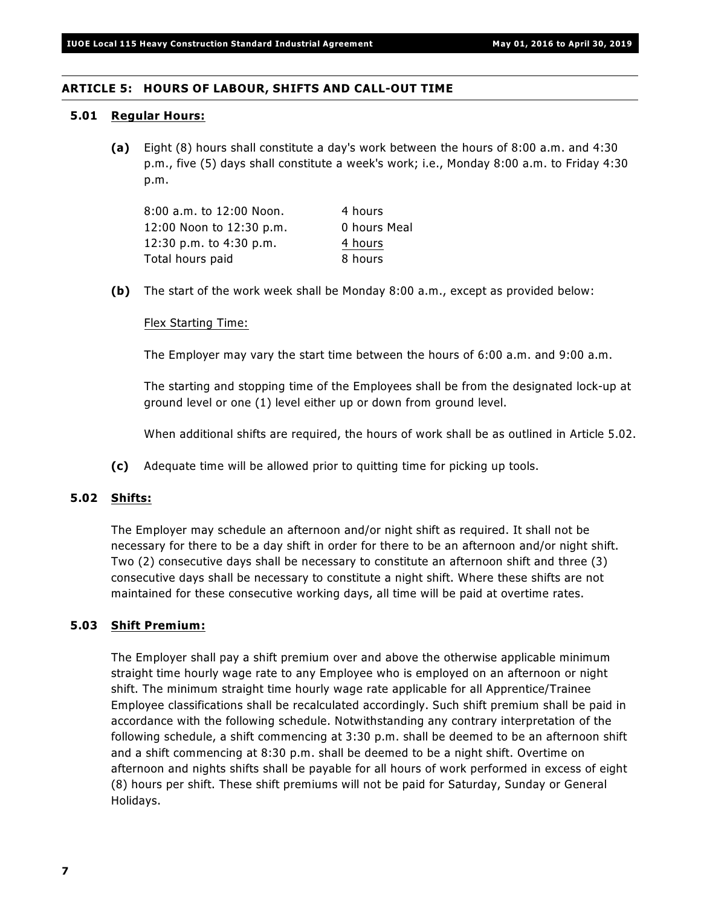## ARTICLE 5: HOURS OF LABOUR, SHIFTS AND CALL-OUT TIME

### 5.01 Regular Hours:

**(a)** Eight (8) hours shall constitute a day's work between the hours of 8:00 a.m. and 4:30 p.m., five (5) days shall constitute a week's work; i.e., Monday 8:00 a.m. to Friday 4:30 p.m.

| | |
|---|---|
| 8:00 a.m. to 12:00 Noon. | 4 hours |
| 12:00 Noon to 12:30 p.m. | 0 hours Meal |
| 12:30 p.m. to 4:30 p.m. | 4 hours |
| Total hours paid | 8 hours |

**(b)** The start of the work week shall be Monday 8:00 a.m., except as provided below:

Flex Starting Time:

The Employer may vary the start time between the hours of 6:00 a.m. and 9:00 a.m.

The starting and stopping time of the Employees shall be from the designated lock-up at ground level or one (1) level either up or down from ground level.

When additional shifts are required, the hours of work shall be as outlined in Article 5.02.

**(c)** Adequate time will be allowed prior to quitting time for picking up tools.

### 5.02 Shifts:

The Employer may schedule an afternoon and/or night shift as required. It shall not be necessary for there to be a day shift in order for there to be an afternoon and/or night shift. Two (2) consecutive days shall be necessary to constitute an afternoon shift and three (3) consecutive days shall be necessary to constitute a night shift. Where these shifts are not maintained for these consecutive working days, all time will be paid at overtime rates.

### 5.03 Shift Premium:

The Employer shall pay a shift premium over and above the otherwise applicable minimum straight time hourly wage rate to any Employee who is employed on an afternoon or night shift. The minimum straight time hourly wage rate applicable for all Apprentice/Trainee Employee classifications shall be recalculated accordingly. Such shift premium shall be paid in accordance with the following schedule. Notwithstanding any contrary interpretation of the following schedule, a shift commencing at 3:30 p.m. shall be deemed to be an afternoon shift and a shift commencing at 8:30 p.m. shall be deemed to be a night shift. Overtime on afternoon and nights shifts shall be payable for all hours of work performed in excess of eight (8) hours per shift. These shift premiums will not be paid for Saturday, Sunday or General Holidays.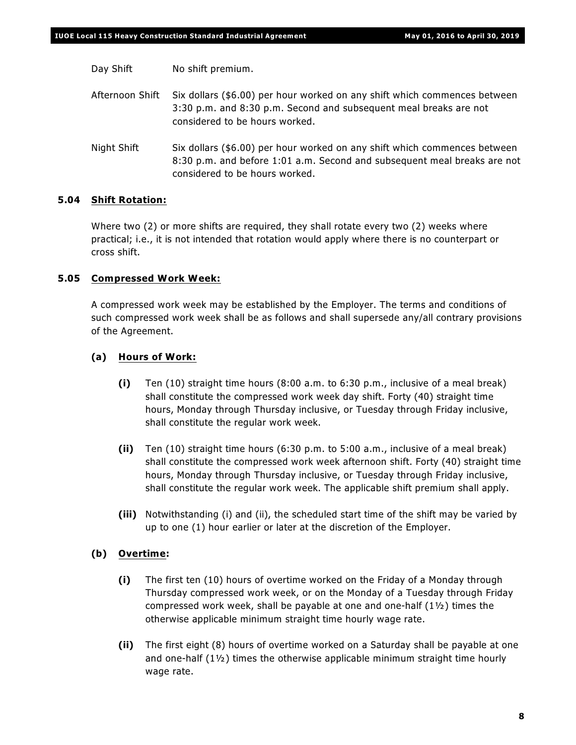Day Shift No shift premium.

Afternoon Shift Six dollars ($6.00) per hour worked on any shift which commences between 3:30 p.m. and 8:30 p.m. Second and subsequent meal breaks are not considered to be hours worked.

Night Shift Six dollars ($6.00) per hour worked on any shift which commences between 8:30 p.m. and before 1:01 a.m. Second and subsequent meal breaks are not considered to be hours worked.

### 5.04 Shift Rotation:

Where two (2) or more shifts are required, they shall rotate every two (2) weeks where practical; i.e., it is not intended that rotation would apply where there is no counterpart or cross shift.

### 5.05 Compressed Work Week:

A compressed work week may be established by the Employer. The terms and conditions of such compressed work week shall be as follows and shall supersede any/all contrary provisions of the Agreement.

**(a) Hours of Work:**

**(i)** Ten (10) straight time hours (8:00 a.m. to 6:30 p.m., inclusive of a meal break) shall constitute the compressed work week day shift. Forty (40) straight time hours, Monday through Thursday inclusive, or Tuesday through Friday inclusive, shall constitute the regular work week.

**(ii)** Ten (10) straight time hours (6:30 p.m. to 5:00 a.m., inclusive of a meal break) shall constitute the compressed work week afternoon shift. Forty (40) straight time hours, Monday through Thursday inclusive, or Tuesday through Friday inclusive, shall constitute the regular work week. The applicable shift premium shall apply.

**(iii)** Notwithstanding (i) and (ii), the scheduled start time of the shift may be varied by up to one (1) hour earlier or later at the discretion of the Employer.

**(b) Overtime:**

**(i)** The first ten (10) hours of overtime worked on the Friday of a Monday through Thursday compressed work week, or on the Monday of a Tuesday through Friday compressed work week, shall be payable at one and one-half (1½) times the otherwise applicable minimum straight time hourly wage rate.

**(ii)** The first eight (8) hours of overtime worked on a Saturday shall be payable at one and one-half (1½) times the otherwise applicable minimum straight time hourly wage rate.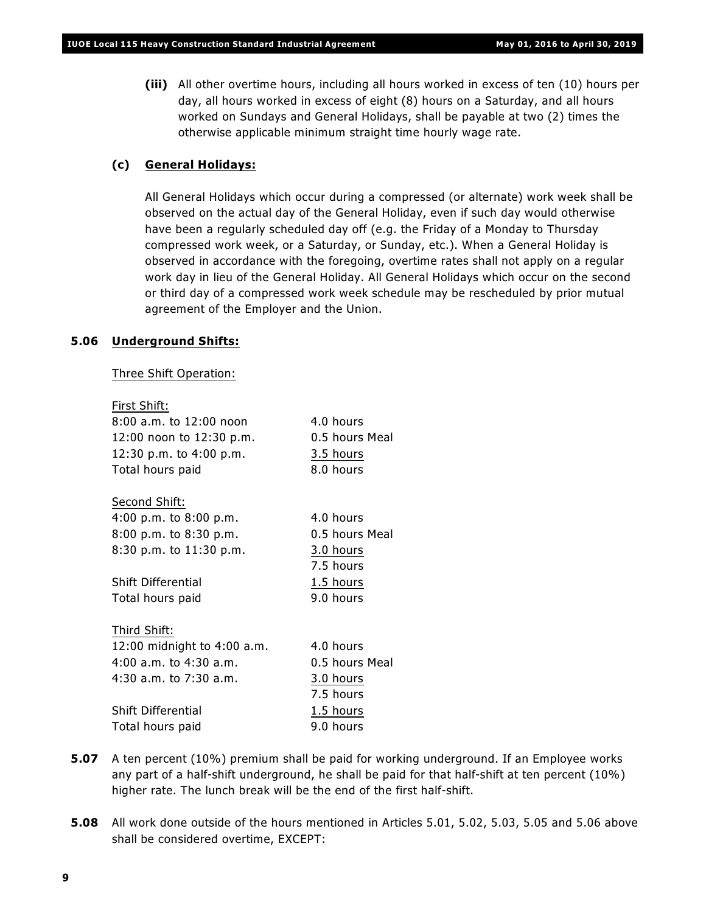**(iii)** All other overtime hours, including all hours worked in excess of ten (10) hours per day, all hours worked in excess of eight (8) hours on a Saturday, and all hours worked on Sundays and General Holidays, shall be payable at two (2) times the otherwise applicable minimum straight time hourly wage rate.

**(c) General Holidays:**

All General Holidays which occur during a compressed (or alternate) work week shall be observed on the actual day of the General Holiday, even if such day would otherwise have been a regularly scheduled day off (e.g. the Friday of a Monday to Thursday compressed work week, or a Saturday, or Sunday, etc.). When a General Holiday is observed in accordance with the foregoing, overtime rates shall not apply on a regular work day in lieu of the General Holiday. All General Holidays which occur on the second or third day of a compressed work week schedule may be rescheduled by prior mutual agreement of the Employer and the Union.

**5.06 Underground Shifts:**

Three Shift Operation:

First Shift:

| | |
|---|---|
| 8:00 a.m. to 12:00 noon | 4.0 hours |
| 12:00 noon to 12:30 p.m. | 0.5 hours Meal |
| 12:30 p.m. to 4:00 p.m. | 3.5 hours |
| Total hours paid | 8.0 hours |

Second Shift:

| | |
|---|---|
| 4:00 p.m. to 8:00 p.m. | 4.0 hours |
| 8:00 p.m. to 8:30 p.m. | 0.5 hours Meal |
| 8:30 p.m. to 11:30 p.m. | 3.0 hours |
| | 7.5 hours |
| Shift Differential | 1.5 hours |
| Total hours paid | 9.0 hours |

Third Shift:

| | |
|---|---|
| 12:00 midnight to 4:00 a.m. | 4.0 hours |
| 4:00 a.m. to 4:30 a.m. | 0.5 hours Meal |
| 4:30 a.m. to 7:30 a.m. | 3.0 hours |
| | 7.5 hours |
| Shift Differential | 1.5 hours |
| Total hours paid | 9.0 hours |

**5.07** A ten percent (10%) premium shall be paid for working underground. If an Employee works any part of a half-shift underground, he shall be paid for that half-shift at ten percent (10%) higher rate. The lunch break will be the end of the first half-shift.

**5.08** All work done outside of the hours mentioned in Articles 5.01, 5.02, 5.03, 5.05 and 5.06 above shall be considered overtime, EXCEPT: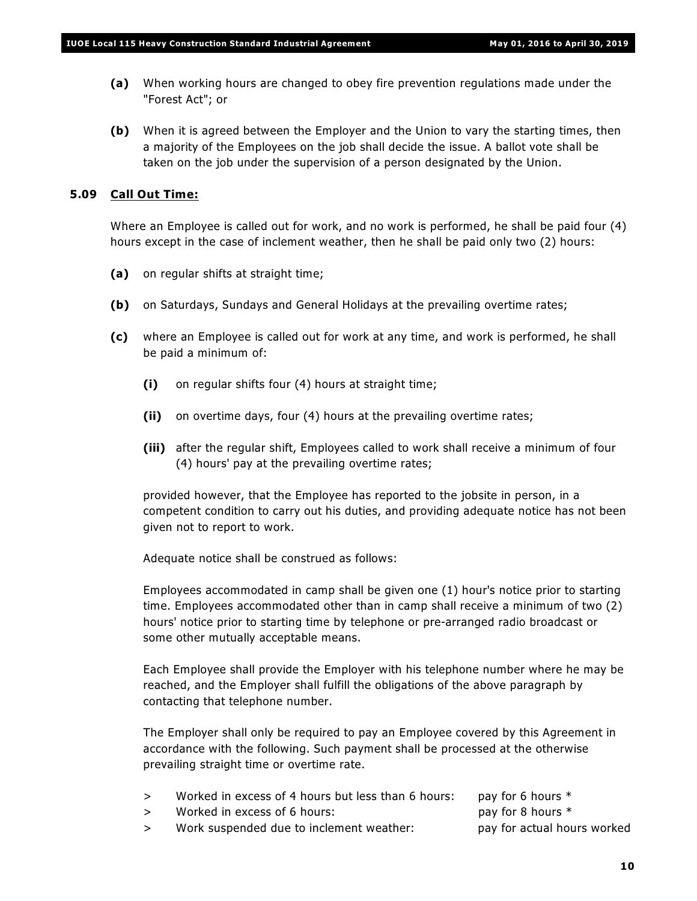**(a)** When working hours are changed to obey fire prevention regulations made under the "Forest Act"; or

**(b)** When it is agreed between the Employer and the Union to vary the starting times, then a majority of the Employees on the job shall decide the issue. A ballot vote shall be taken on the job under the supervision of a person designated by the Union.

### 5.09 Call Out Time:

Where an Employee is called out for work, and no work is performed, he shall be paid four (4) hours except in the case of inclement weather, then he shall be paid only two (2) hours:

**(a)** on regular shifts at straight time;

**(b)** on Saturdays, Sundays and General Holidays at the prevailing overtime rates;

**(c)** where an Employee is called out for work at any time, and work is performed, he shall be paid a minimum of:

**(i)** on regular shifts four (4) hours at straight time;

**(ii)** on overtime days, four (4) hours at the prevailing overtime rates;

**(iii)** after the regular shift, Employees called to work shall receive a minimum of four (4) hours' pay at the prevailing overtime rates;

provided however, that the Employee has reported to the jobsite in person, in a competent condition to carry out his duties, and providing adequate notice has not been given not to report to work.

Adequate notice shall be construed as follows:

Employees accommodated in camp shall be given one (1) hour's notice prior to starting time. Employees accommodated other than in camp shall receive a minimum of two (2) hours' notice prior to starting time by telephone or pre-arranged radio broadcast or some other mutually acceptable means.

Each Employee shall provide the Employer with his telephone number where he may be reached, and the Employer shall fulfill the obligations of the above paragraph by contacting that telephone number.

The Employer shall only be required to pay an Employee covered by this Agreement in accordance with the following. Such payment shall be processed at the otherwise prevailing straight time or overtime rate.

> Worked in excess of 4 hours but less than 6 hours: pay for 6 hours *
> Worked in excess of 6 hours: pay for 8 hours *
> Work suspended due to inclement weather: pay for actual hours worked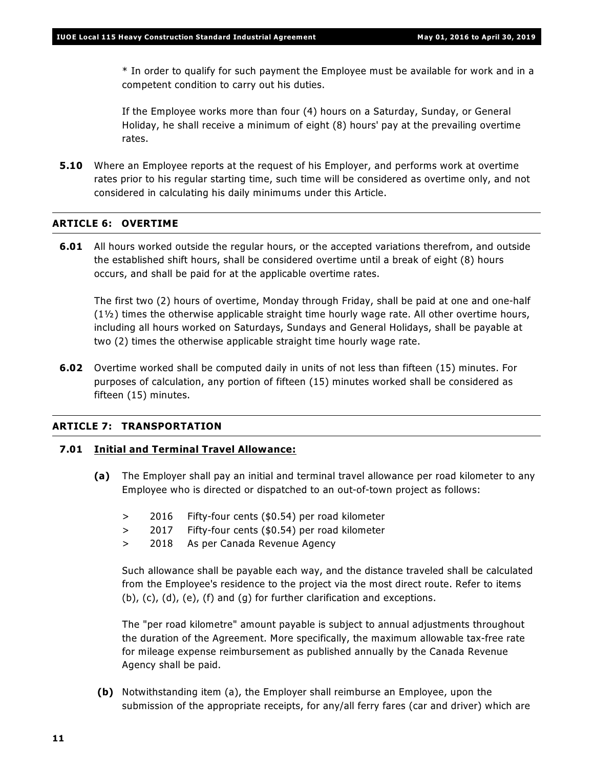\* In order to qualify for such payment the Employee must be available for work and in a competent condition to carry out his duties.

If the Employee works more than four (4) hours on a Saturday, Sunday, or General Holiday, he shall receive a minimum of eight (8) hours' pay at the prevailing overtime rates.

**5.10** Where an Employee reports at the request of his Employer, and performs work at overtime rates prior to his regular starting time, such time will be considered as overtime only, and not considered in calculating his daily minimums under this Article.

## ARTICLE 6: OVERTIME

**6.01** All hours worked outside the regular hours, or the accepted variations therefrom, and outside the established shift hours, shall be considered overtime until a break of eight (8) hours occurs, and shall be paid for at the applicable overtime rates.

The first two (2) hours of overtime, Monday through Friday, shall be paid at one and one-half (1½) times the otherwise applicable straight time hourly wage rate. All other overtime hours, including all hours worked on Saturdays, Sundays and General Holidays, shall be payable at two (2) times the otherwise applicable straight time hourly wage rate.

**6.02** Overtime worked shall be computed daily in units of not less than fifteen (15) minutes. For purposes of calculation, any portion of fifteen (15) minutes worked shall be considered as fifteen (15) minutes.

## ARTICLE 7: TRANSPORTATION

### 7.01 Initial and Terminal Travel Allowance:

**(a)** The Employer shall pay an initial and terminal travel allowance per road kilometer to any Employee who is directed or dispatched to an out-of-town project as follows:

> 2016 Fifty-four cents ($0.54) per road kilometer
> 2017 Fifty-four cents ($0.54) per road kilometer
> 2018 As per Canada Revenue Agency

Such allowance shall be payable each way, and the distance traveled shall be calculated from the Employee's residence to the project via the most direct route. Refer to items (b), (c), (d), (e), (f) and (g) for further clarification and exceptions.

The "per road kilometre" amount payable is subject to annual adjustments throughout the duration of the Agreement. More specifically, the maximum allowable tax-free rate for mileage expense reimbursement as published annually by the Canada Revenue Agency shall be paid.

**(b)** Notwithstanding item (a), the Employer shall reimburse an Employee, upon the submission of the appropriate receipts, for any/all ferry fares (car and driver) which are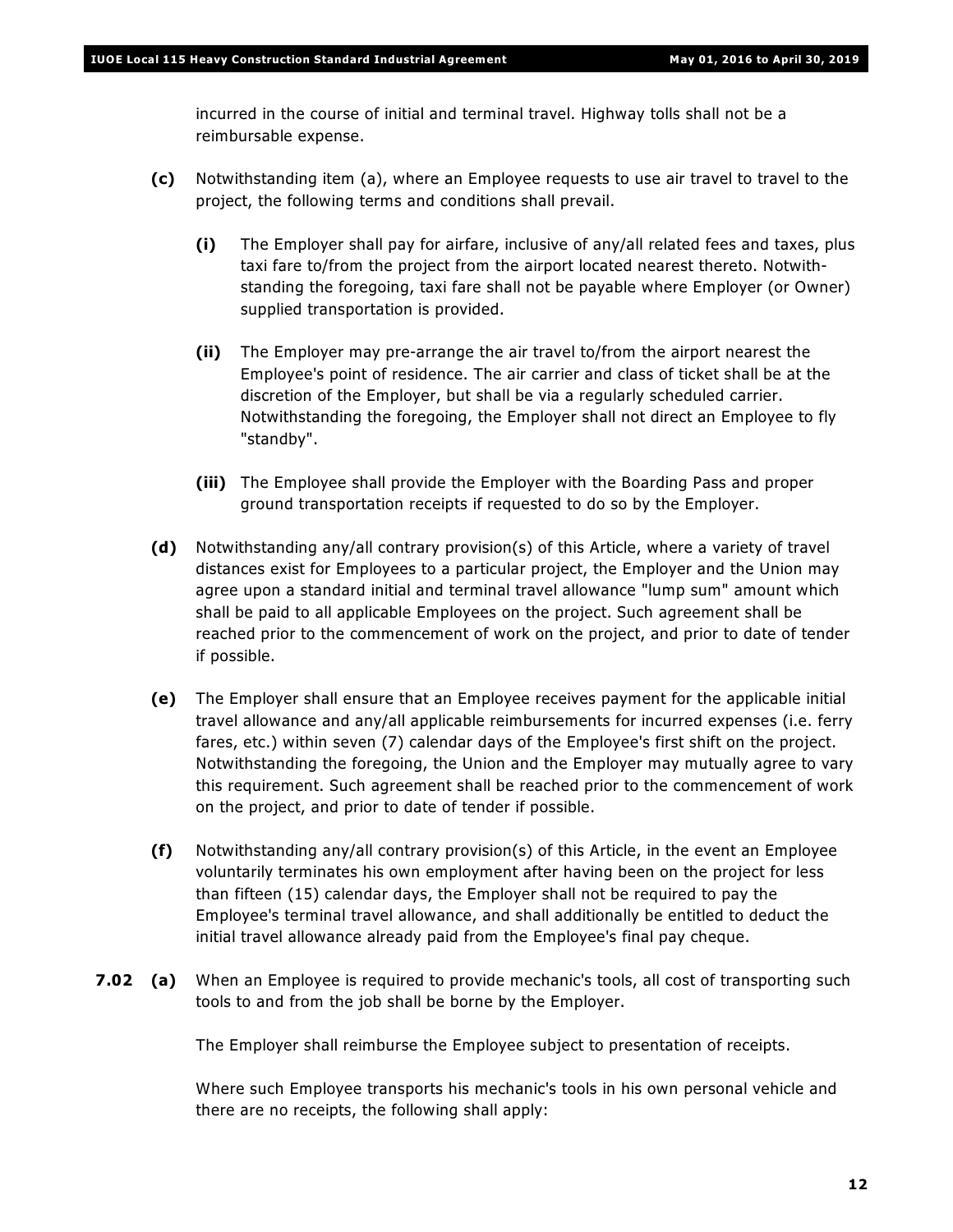incurred in the course of initial and terminal travel. Highway tolls shall not be a reimbursable expense.

**(c)** Notwithstanding item (a), where an Employee requests to use air travel to travel to the project, the following terms and conditions shall prevail.

**(i)** The Employer shall pay for airfare, inclusive of any/all related fees and taxes, plus taxi fare to/from the project from the airport located nearest thereto. Notwithstanding the foregoing, taxi fare shall not be payable where Employer (or Owner) supplied transportation is provided.

**(ii)** The Employer may pre-arrange the air travel to/from the airport nearest the Employee's point of residence. The air carrier and class of ticket shall be at the discretion of the Employer, but shall be via a regularly scheduled carrier. Notwithstanding the foregoing, the Employer shall not direct an Employee to fly "standby".

**(iii)** The Employee shall provide the Employer with the Boarding Pass and proper ground transportation receipts if requested to do so by the Employer.

**(d)** Notwithstanding any/all contrary provision(s) of this Article, where a variety of travel distances exist for Employees to a particular project, the Employer and the Union may agree upon a standard initial and terminal travel allowance "lump sum" amount which shall be paid to all applicable Employees on the project. Such agreement shall be reached prior to the commencement of work on the project, and prior to date of tender if possible.

**(e)** The Employer shall ensure that an Employee receives payment for the applicable initial travel allowance and any/all applicable reimbursements for incurred expenses (i.e. ferry fares, etc.) within seven (7) calendar days of the Employee's first shift on the project. Notwithstanding the foregoing, the Union and the Employer may mutually agree to vary this requirement. Such agreement shall be reached prior to the commencement of work on the project, and prior to date of tender if possible.

**(f)** Notwithstanding any/all contrary provision(s) of this Article, in the event an Employee voluntarily terminates his own employment after having been on the project for less than fifteen (15) calendar days, the Employer shall not be required to pay the Employee's terminal travel allowance, and shall additionally be entitled to deduct the initial travel allowance already paid from the Employee's final pay cheque.

**7.02 (a)** When an Employee is required to provide mechanic's tools, all cost of transporting such tools to and from the job shall be borne by the Employer.

The Employer shall reimburse the Employee subject to presentation of receipts.

Where such Employee transports his mechanic's tools in his own personal vehicle and there are no receipts, the following shall apply: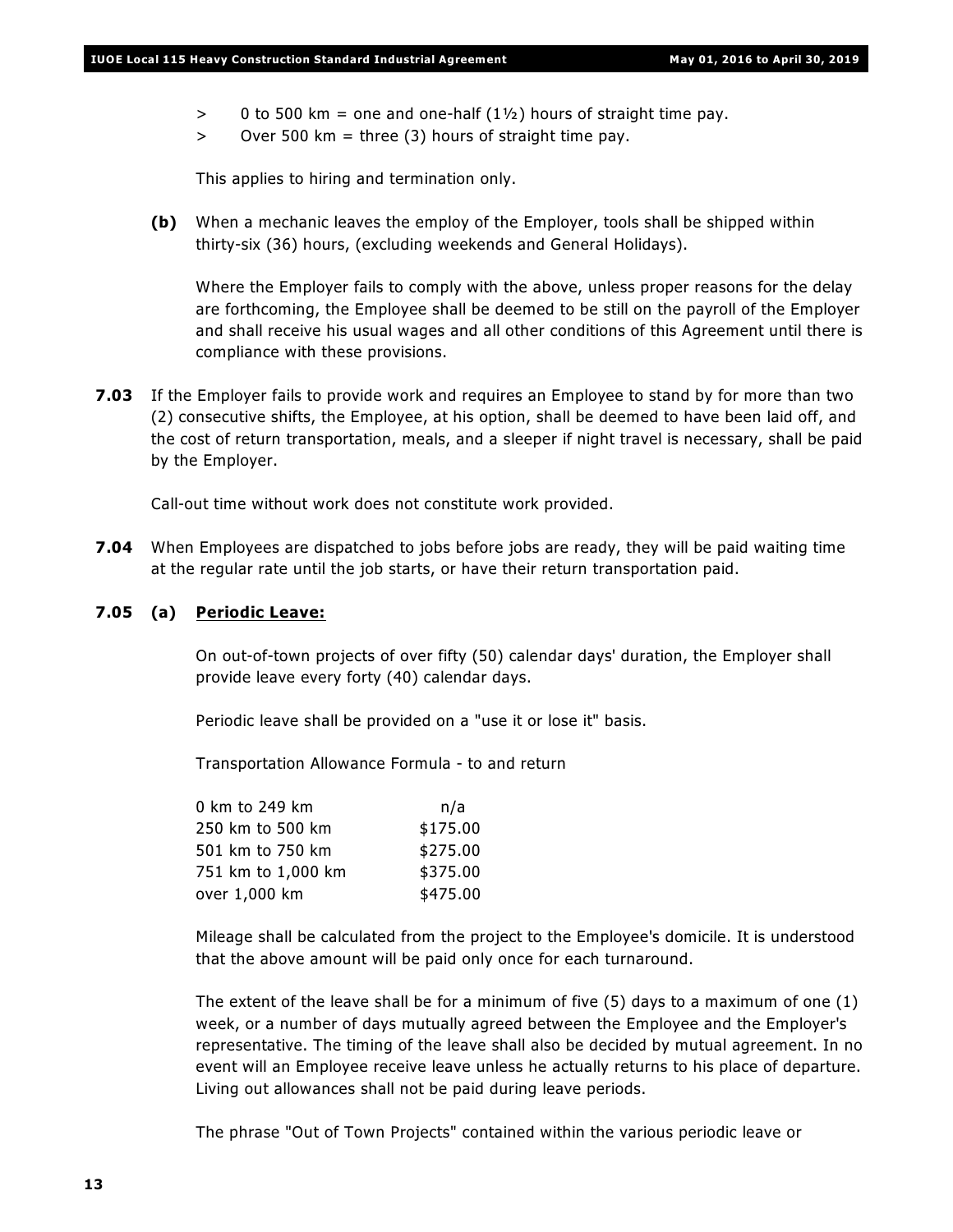> 0 to 500 km = one and one-half (1½) hours of straight time pay.
> Over 500 km = three (3) hours of straight time pay.

This applies to hiring and termination only.

**(b)** When a mechanic leaves the employ of the Employer, tools shall be shipped within thirty-six (36) hours, (excluding weekends and General Holidays).

Where the Employer fails to comply with the above, unless proper reasons for the delay are forthcoming, the Employee shall be deemed to be still on the payroll of the Employer and shall receive his usual wages and all other conditions of this Agreement until there is compliance with these provisions.

**7.03** If the Employer fails to provide work and requires an Employee to stand by for more than two (2) consecutive shifts, the Employee, at his option, shall be deemed to have been laid off, and the cost of return transportation, meals, and a sleeper if night travel is necessary, shall be paid by the Employer.

Call-out time without work does not constitute work provided.

**7.04** When Employees are dispatched to jobs before jobs are ready, they will be paid waiting time at the regular rate until the job starts, or have their return transportation paid.

**7.05 (a) <u>Periodic Leave:</u>**

On out-of-town projects of over fifty (50) calendar days' duration, the Employer shall provide leave every forty (40) calendar days.

Periodic leave shall be provided on a "use it or lose it" basis.

Transportation Allowance Formula - to and return

| | |
|---|---|
| 0 km to 249 km | n/a |
| 250 km to 500 km | $175.00 |
| 501 km to 750 km | $275.00 |
| 751 km to 1,000 km | $375.00 |
| over 1,000 km | $475.00 |

Mileage shall be calculated from the project to the Employee's domicile. It is understood that the above amount will be paid only once for each turnaround.

The extent of the leave shall be for a minimum of five (5) days to a maximum of one (1) week, or a number of days mutually agreed between the Employee and the Employer's representative. The timing of the leave shall also be decided by mutual agreement. In no event will an Employee receive leave unless he actually returns to his place of departure. Living out allowances shall not be paid during leave periods.

The phrase "Out of Town Projects" contained within the various periodic leave or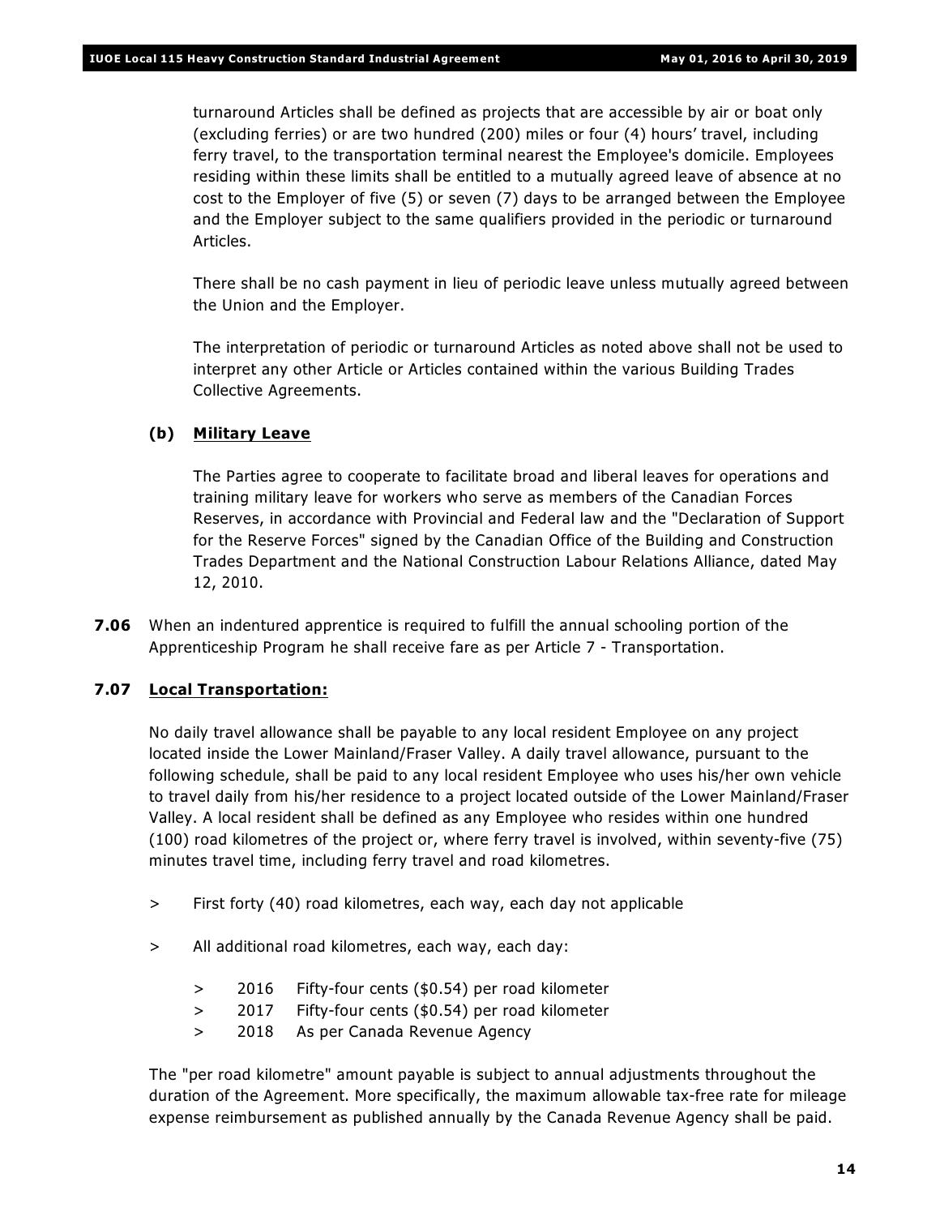turnaround Articles shall be defined as projects that are accessible by air or boat only (excluding ferries) or are two hundred (200) miles or four (4) hours' travel, including ferry travel, to the transportation terminal nearest the Employee's domicile. Employees residing within these limits shall be entitled to a mutually agreed leave of absence at no cost to the Employer of five (5) or seven (7) days to be arranged between the Employee and the Employer subject to the same qualifiers provided in the periodic or turnaround Articles.

There shall be no cash payment in lieu of periodic leave unless mutually agreed between the Union and the Employer.

The interpretation of periodic or turnaround Articles as noted above shall not be used to interpret any other Article or Articles contained within the various Building Trades Collective Agreements.

**(b) Military Leave**

The Parties agree to cooperate to facilitate broad and liberal leaves for operations and training military leave for workers who serve as members of the Canadian Forces Reserves, in accordance with Provincial and Federal law and the "Declaration of Support for the Reserve Forces" signed by the Canadian Office of the Building and Construction Trades Department and the National Construction Labour Relations Alliance, dated May 12, 2010.

**7.06** When an indentured apprentice is required to fulfill the annual schooling portion of the Apprenticeship Program he shall receive fare as per Article 7 - Transportation.

**7.07 Local Transportation:**

No daily travel allowance shall be payable to any local resident Employee on any project located inside the Lower Mainland/Fraser Valley. A daily travel allowance, pursuant to the following schedule, shall be paid to any local resident Employee who uses his/her own vehicle to travel daily from his/her residence to a project located outside of the Lower Mainland/Fraser Valley. A local resident shall be defined as any Employee who resides within one hundred (100) road kilometres of the project or, where ferry travel is involved, within seventy-five (75) minutes travel time, including ferry travel and road kilometres.

> First forty (40) road kilometres, each way, each day not applicable

> All additional road kilometres, each way, each day:

> 2016 Fifty-four cents ($0.54) per road kilometer
> 2017 Fifty-four cents ($0.54) per road kilometer
> 2018 As per Canada Revenue Agency

The "per road kilometre" amount payable is subject to annual adjustments throughout the duration of the Agreement. More specifically, the maximum allowable tax-free rate for mileage expense reimbursement as published annually by the Canada Revenue Agency shall be paid.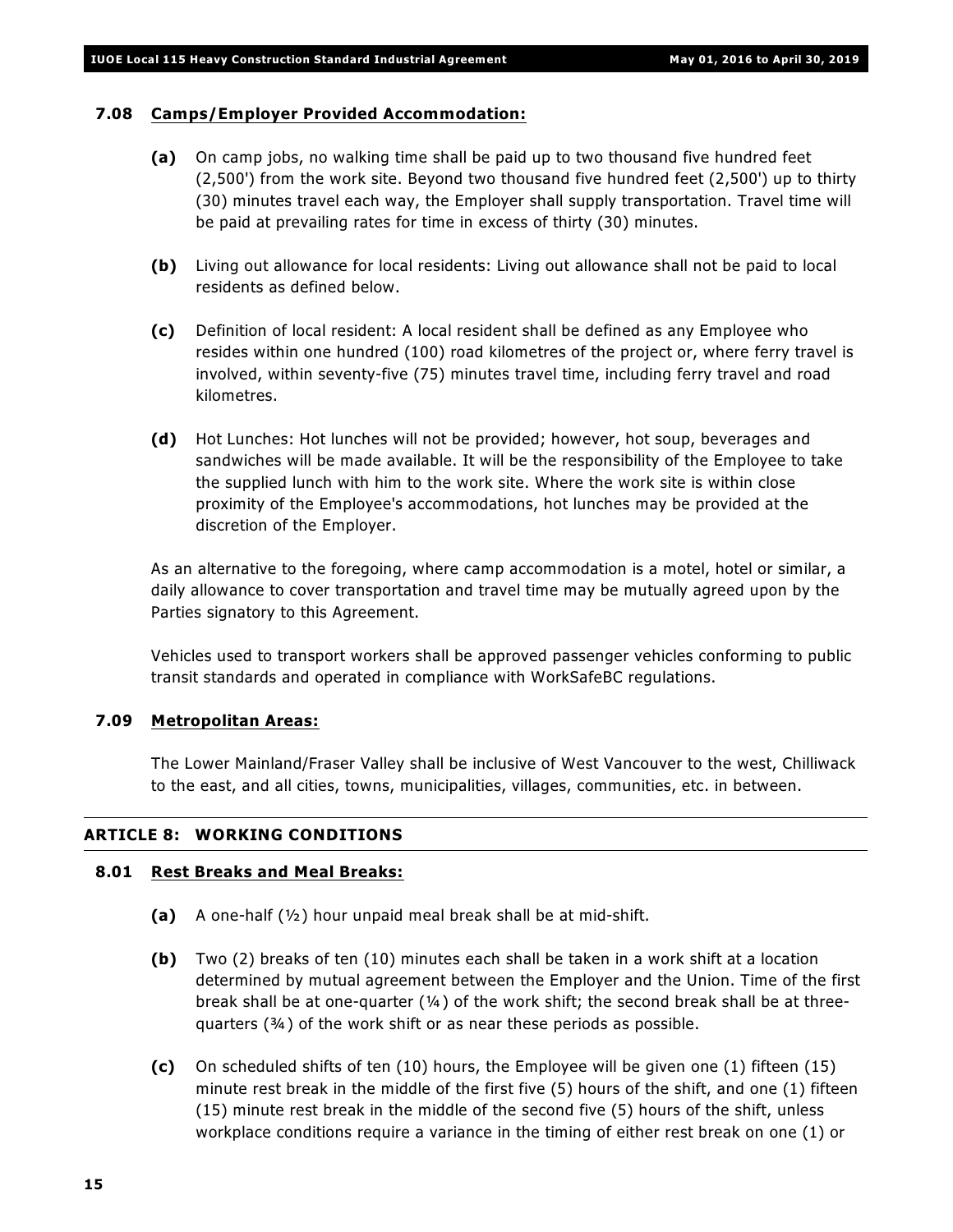### 7.08 Camps/Employer Provided Accommodation:

**(a)** On camp jobs, no walking time shall be paid up to two thousand five hundred feet (2,500') from the work site. Beyond two thousand five hundred feet (2,500') up to thirty (30) minutes travel each way, the Employer shall supply transportation. Travel time will be paid at prevailing rates for time in excess of thirty (30) minutes.

**(b)** Living out allowance for local residents: Living out allowance shall not be paid to local residents as defined below.

**(c)** Definition of local resident: A local resident shall be defined as any Employee who resides within one hundred (100) road kilometres of the project or, where ferry travel is involved, within seventy-five (75) minutes travel time, including ferry travel and road kilometres.

**(d)** Hot Lunches: Hot lunches will not be provided; however, hot soup, beverages and sandwiches will be made available. It will be the responsibility of the Employee to take the supplied lunch with him to the work site. Where the work site is within close proximity of the Employee's accommodations, hot lunches may be provided at the discretion of the Employer.

As an alternative to the foregoing, where camp accommodation is a motel, hotel or similar, a daily allowance to cover transportation and travel time may be mutually agreed upon by the Parties signatory to this Agreement.

Vehicles used to transport workers shall be approved passenger vehicles conforming to public transit standards and operated in compliance with WorkSafeBC regulations.

### 7.09 Metropolitan Areas:

The Lower Mainland/Fraser Valley shall be inclusive of West Vancouver to the west, Chilliwack to the east, and all cities, towns, municipalities, villages, communities, etc. in between.

## ARTICLE 8: WORKING CONDITIONS

### 8.01 Rest Breaks and Meal Breaks:

**(a)** A one-half (½) hour unpaid meal break shall be at mid-shift.

**(b)** Two (2) breaks of ten (10) minutes each shall be taken in a work shift at a location determined by mutual agreement between the Employer and the Union. Time of the first break shall be at one-quarter (¼) of the work shift; the second break shall be at three-quarters (¾) of the work shift or as near these periods as possible.

**(c)** On scheduled shifts of ten (10) hours, the Employee will be given one (1) fifteen (15) minute rest break in the middle of the first five (5) hours of the shift, and one (1) fifteen (15) minute rest break in the middle of the second five (5) hours of the shift, unless workplace conditions require a variance in the timing of either rest break on one (1) or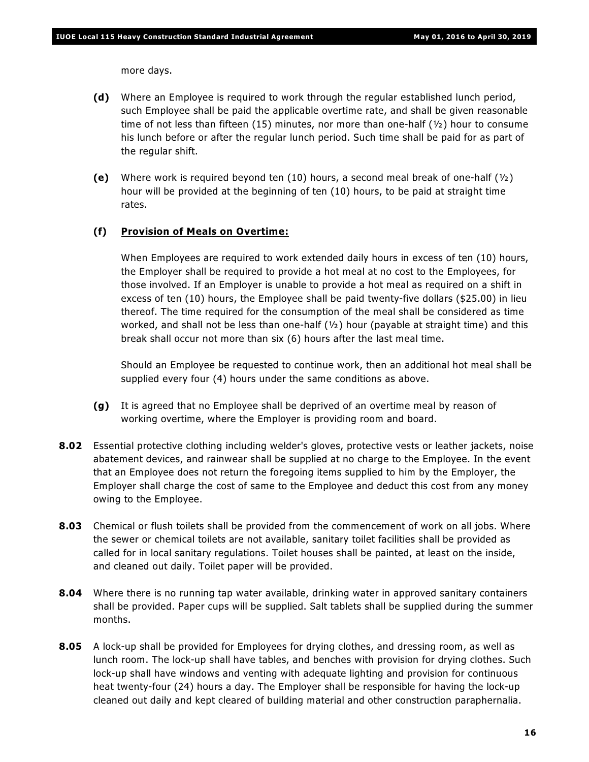more days.

**(d)** Where an Employee is required to work through the regular established lunch period, such Employee shall be paid the applicable overtime rate, and shall be given reasonable time of not less than fifteen (15) minutes, nor more than one-half (½) hour to consume his lunch before or after the regular lunch period. Such time shall be paid for as part of the regular shift.

**(e)** Where work is required beyond ten (10) hours, a second meal break of one-half (½) hour will be provided at the beginning of ten (10) hours, to be paid at straight time rates.

**(f)** **Provision of Meals on Overtime:**

When Employees are required to work extended daily hours in excess of ten (10) hours, the Employer shall be required to provide a hot meal at no cost to the Employees, for those involved. If an Employer is unable to provide a hot meal as required on a shift in excess of ten (10) hours, the Employee shall be paid twenty-five dollars ($25.00) in lieu thereof. The time required for the consumption of the meal shall be considered as time worked, and shall not be less than one-half (½) hour (payable at straight time) and this break shall occur not more than six (6) hours after the last meal time.

Should an Employee be requested to continue work, then an additional hot meal shall be supplied every four (4) hours under the same conditions as above.

**(g)** It is agreed that no Employee shall be deprived of an overtime meal by reason of working overtime, where the Employer is providing room and board.

**8.02** Essential protective clothing including welder's gloves, protective vests or leather jackets, noise abatement devices, and rainwear shall be supplied at no charge to the Employee. In the event that an Employee does not return the foregoing items supplied to him by the Employer, the Employer shall charge the cost of same to the Employee and deduct this cost from any money owing to the Employee.

**8.03** Chemical or flush toilets shall be provided from the commencement of work on all jobs. Where the sewer or chemical toilets are not available, sanitary toilet facilities shall be provided as called for in local sanitary regulations. Toilet houses shall be painted, at least on the inside, and cleaned out daily. Toilet paper will be provided.

**8.04** Where there is no running tap water available, drinking water in approved sanitary containers shall be provided. Paper cups will be supplied. Salt tablets shall be supplied during the summer months.

**8.05** A lock-up shall be provided for Employees for drying clothes, and dressing room, as well as lunch room. The lock-up shall have tables, and benches with provision for drying clothes. Such lock-up shall have windows and venting with adequate lighting and provision for continuous heat twenty-four (24) hours a day. The Employer shall be responsible for having the lock-up cleaned out daily and kept cleared of building material and other construction paraphernalia.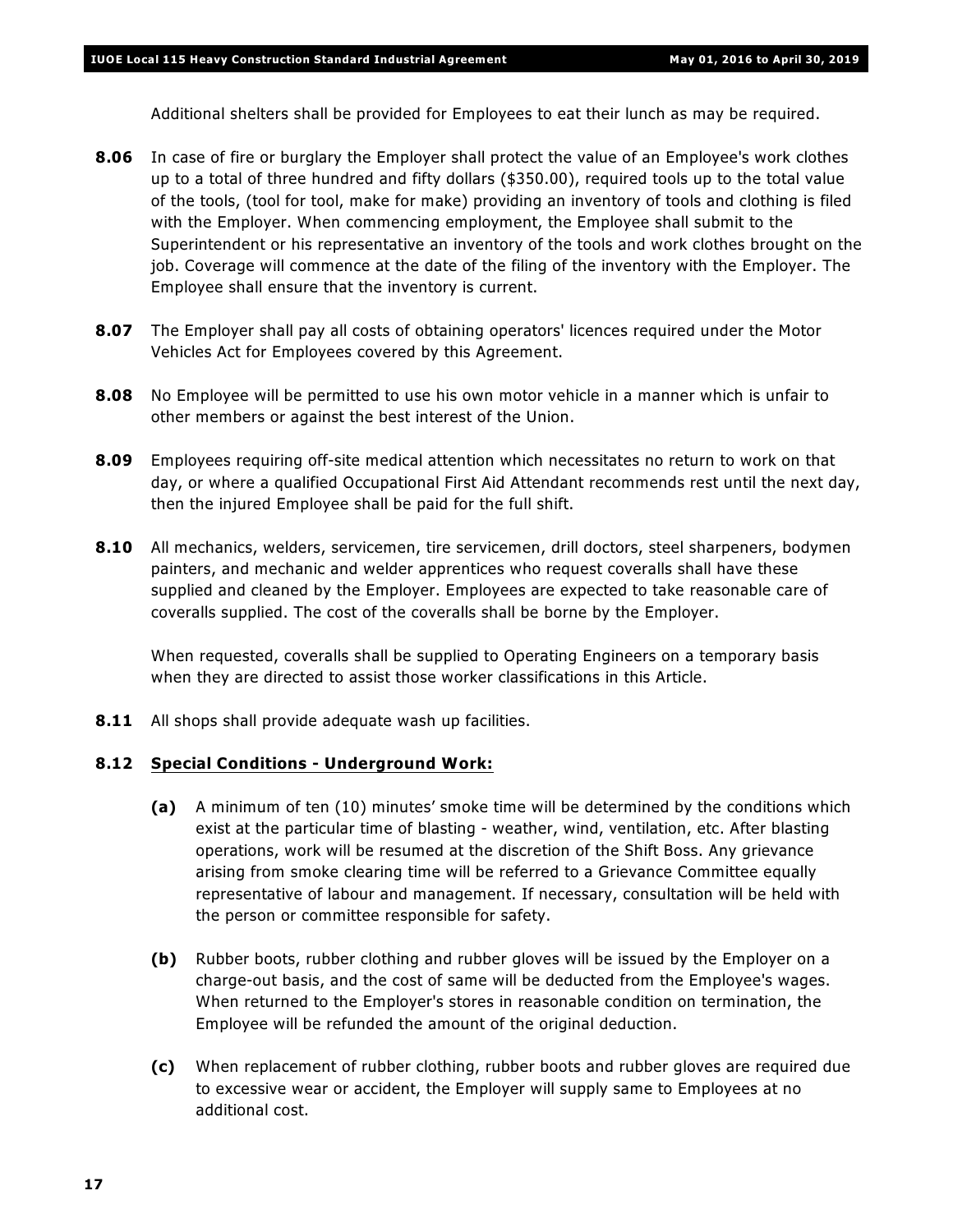Additional shelters shall be provided for Employees to eat their lunch as may be required.

**8.06** In case of fire or burglary the Employer shall protect the value of an Employee's work clothes up to a total of three hundred and fifty dollars ($350.00), required tools up to the total value of the tools, (tool for tool, make for make) providing an inventory of tools and clothing is filed with the Employer. When commencing employment, the Employee shall submit to the Superintendent or his representative an inventory of the tools and work clothes brought on the job. Coverage will commence at the date of the filing of the inventory with the Employer. The Employee shall ensure that the inventory is current.

**8.07** The Employer shall pay all costs of obtaining operators' licences required under the Motor Vehicles Act for Employees covered by this Agreement.

**8.08** No Employee will be permitted to use his own motor vehicle in a manner which is unfair to other members or against the best interest of the Union.

**8.09** Employees requiring off-site medical attention which necessitates no return to work on that day, or where a qualified Occupational First Aid Attendant recommends rest until the next day, then the injured Employee shall be paid for the full shift.

**8.10** All mechanics, welders, servicemen, tire servicemen, drill doctors, steel sharpeners, bodymen painters, and mechanic and welder apprentices who request coveralls shall have these supplied and cleaned by the Employer. Employees are expected to take reasonable care of coveralls supplied. The cost of the coveralls shall be borne by the Employer.

When requested, coveralls shall be supplied to Operating Engineers on a temporary basis when they are directed to assist those worker classifications in this Article.

**8.11** All shops shall provide adequate wash up facilities.

**8.12** **Special Conditions - Underground Work:**

**(a)** A minimum of ten (10) minutes' smoke time will be determined by the conditions which exist at the particular time of blasting - weather, wind, ventilation, etc. After blasting operations, work will be resumed at the discretion of the Shift Boss. Any grievance arising from smoke clearing time will be referred to a Grievance Committee equally representative of labour and management. If necessary, consultation will be held with the person or committee responsible for safety.

**(b)** Rubber boots, rubber clothing and rubber gloves will be issued by the Employer on a charge-out basis, and the cost of same will be deducted from the Employee's wages. When returned to the Employer's stores in reasonable condition on termination, the Employee will be refunded the amount of the original deduction.

**(c)** When replacement of rubber clothing, rubber boots and rubber gloves are required due to excessive wear or accident, the Employer will supply same to Employees at no additional cost.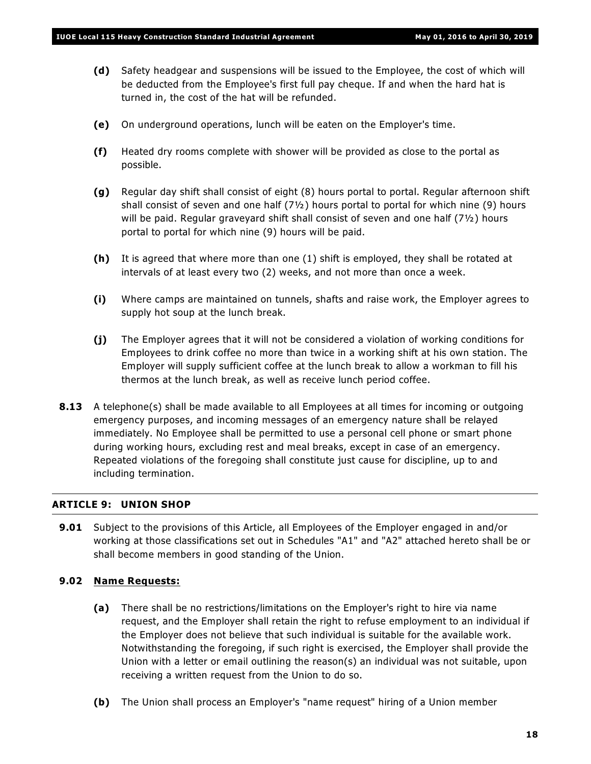**(d)** Safety headgear and suspensions will be issued to the Employee, the cost of which will be deducted from the Employee's first full pay cheque. If and when the hard hat is turned in, the cost of the hat will be refunded.

**(e)** On underground operations, lunch will be eaten on the Employer's time.

**(f)** Heated dry rooms complete with shower will be provided as close to the portal as possible.

**(g)** Regular day shift shall consist of eight (8) hours portal to portal. Regular afternoon shift shall consist of seven and one half (7½) hours portal to portal for which nine (9) hours will be paid. Regular graveyard shift shall consist of seven and one half (7½) hours portal to portal for which nine (9) hours will be paid.

**(h)** It is agreed that where more than one (1) shift is employed, they shall be rotated at intervals of at least every two (2) weeks, and not more than once a week.

**(i)** Where camps are maintained on tunnels, shafts and raise work, the Employer agrees to supply hot soup at the lunch break.

**(j)** The Employer agrees that it will not be considered a violation of working conditions for Employees to drink coffee no more than twice in a working shift at his own station. The Employer will supply sufficient coffee at the lunch break to allow a workman to fill his thermos at the lunch break, as well as receive lunch period coffee.

**8.13** A telephone(s) shall be made available to all Employees at all times for incoming or outgoing emergency purposes, and incoming messages of an emergency nature shall be relayed immediately. No Employee shall be permitted to use a personal cell phone or smart phone during working hours, excluding rest and meal breaks, except in case of an emergency. Repeated violations of the foregoing shall constitute just cause for discipline, up to and including termination.

## ARTICLE 9: UNION SHOP

**9.01** Subject to the provisions of this Article, all Employees of the Employer engaged in and/or working at those classifications set out in Schedules "A1" and "A2" attached hereto shall be or shall become members in good standing of the Union.

**9.02** **Name Requests:**

**(a)** There shall be no restrictions/limitations on the Employer's right to hire via name request, and the Employer shall retain the right to refuse employment to an individual if the Employer does not believe that such individual is suitable for the available work. Notwithstanding the foregoing, if such right is exercised, the Employer shall provide the Union with a letter or email outlining the reason(s) an individual was not suitable, upon receiving a written request from the Union to do so.

**(b)** The Union shall process an Employer's "name request" hiring of a Union member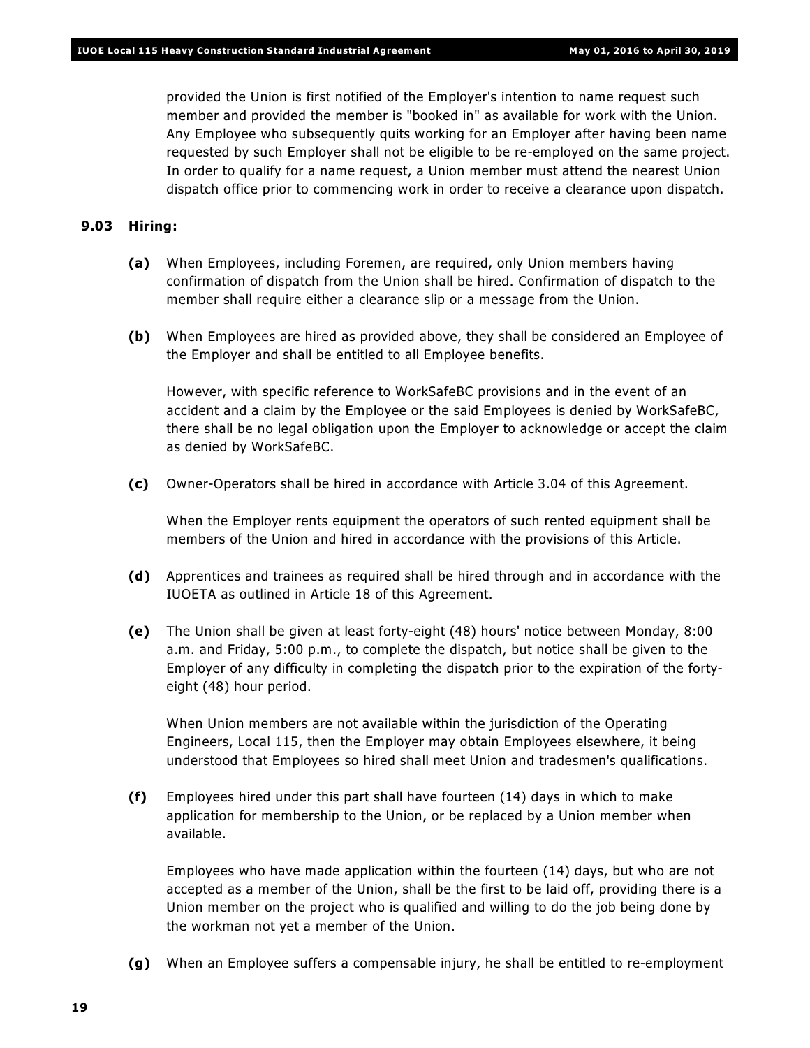provided the Union is first notified of the Employer's intention to name request such member and provided the member is "booked in" as available for work with the Union. Any Employee who subsequently quits working for an Employer after having been name requested by such Employer shall not be eligible to be re-employed on the same project. In order to qualify for a name request, a Union member must attend the nearest Union dispatch office prior to commencing work in order to receive a clearance upon dispatch.

**9.03 Hiring:**

**(a)** When Employees, including Foremen, are required, only Union members having confirmation of dispatch from the Union shall be hired. Confirmation of dispatch to the member shall require either a clearance slip or a message from the Union.

**(b)** When Employees are hired as provided above, they shall be considered an Employee of the Employer and shall be entitled to all Employee benefits.

However, with specific reference to WorkSafeBC provisions and in the event of an accident and a claim by the Employee or the said Employees is denied by WorkSafeBC, there shall be no legal obligation upon the Employer to acknowledge or accept the claim as denied by WorkSafeBC.

**(c)** Owner-Operators shall be hired in accordance with Article 3.04 of this Agreement.

When the Employer rents equipment the operators of such rented equipment shall be members of the Union and hired in accordance with the provisions of this Article.

**(d)** Apprentices and trainees as required shall be hired through and in accordance with the IUOETA as outlined in Article 18 of this Agreement.

**(e)** The Union shall be given at least forty-eight (48) hours' notice between Monday, 8:00 a.m. and Friday, 5:00 p.m., to complete the dispatch, but notice shall be given to the Employer of any difficulty in completing the dispatch prior to the expiration of the forty-eight (48) hour period.

When Union members are not available within the jurisdiction of the Operating Engineers, Local 115, then the Employer may obtain Employees elsewhere, it being understood that Employees so hired shall meet Union and tradesmen's qualifications.

**(f)** Employees hired under this part shall have fourteen (14) days in which to make application for membership to the Union, or be replaced by a Union member when available.

Employees who have made application within the fourteen (14) days, but who are not accepted as a member of the Union, shall be the first to be laid off, providing there is a Union member on the project who is qualified and willing to do the job being done by the workman not yet a member of the Union.

**(g)** When an Employee suffers a compensable injury, he shall be entitled to re-employment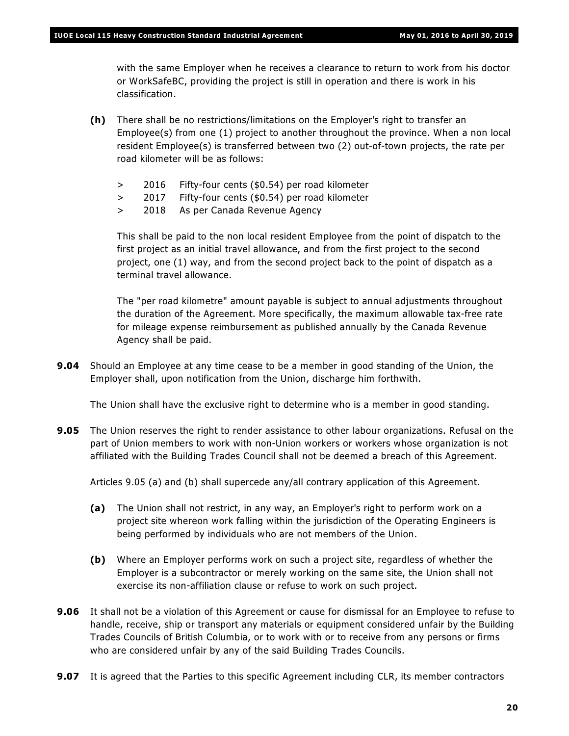with the same Employer when he receives a clearance to return to work from his doctor or WorkSafeBC, providing the project is still in operation and there is work in his classification.

**(h)** There shall be no restrictions/limitations on the Employer's right to transfer an Employee(s) from one (1) project to another throughout the province. When a non local resident Employee(s) is transferred between two (2) out-of-town projects, the rate per road kilometer will be as follows:

> 2016 Fifty-four cents ($0.54) per road kilometer
> 2017 Fifty-four cents ($0.54) per road kilometer
> 2018 As per Canada Revenue Agency

This shall be paid to the non local resident Employee from the point of dispatch to the first project as an initial travel allowance, and from the first project to the second project, one (1) way, and from the second project back to the point of dispatch as a terminal travel allowance.

The "per road kilometre" amount payable is subject to annual adjustments throughout the duration of the Agreement. More specifically, the maximum allowable tax-free rate for mileage expense reimbursement as published annually by the Canada Revenue Agency shall be paid.

**9.04** Should an Employee at any time cease to be a member in good standing of the Union, the Employer shall, upon notification from the Union, discharge him forthwith.

The Union shall have the exclusive right to determine who is a member in good standing.

**9.05** The Union reserves the right to render assistance to other labour organizations. Refusal on the part of Union members to work with non-Union workers or workers whose organization is not affiliated with the Building Trades Council shall not be deemed a breach of this Agreement.

Articles 9.05 (a) and (b) shall supercede any/all contrary application of this Agreement.

**(a)** The Union shall not restrict, in any way, an Employer's right to perform work on a project site whereon work falling within the jurisdiction of the Operating Engineers is being performed by individuals who are not members of the Union.

**(b)** Where an Employer performs work on such a project site, regardless of whether the Employer is a subcontractor or merely working on the same site, the Union shall not exercise its non-affiliation clause or refuse to work on such project.

**9.06** It shall not be a violation of this Agreement or cause for dismissal for an Employee to refuse to handle, receive, ship or transport any materials or equipment considered unfair by the Building Trades Councils of British Columbia, or to work with or to receive from any persons or firms who are considered unfair by any of the said Building Trades Councils.

**9.07** It is agreed that the Parties to this specific Agreement including CLR, its member contractors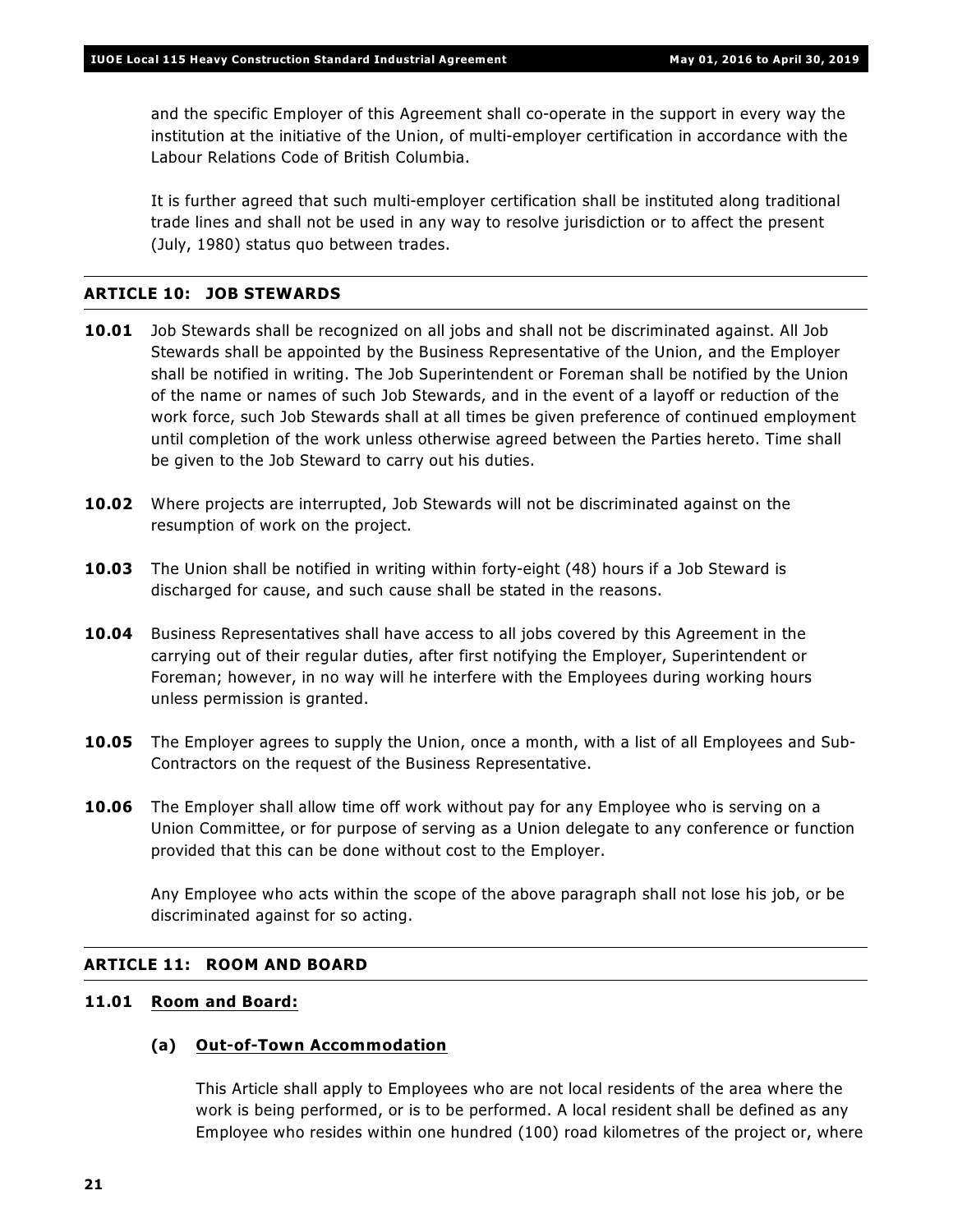and the specific Employer of this Agreement shall co-operate in the support in every way the institution at the initiative of the Union, of multi-employer certification in accordance with the Labour Relations Code of British Columbia.

It is further agreed that such multi-employer certification shall be instituted along traditional trade lines and shall not be used in any way to resolve jurisdiction or to affect the present (July, 1980) status quo between trades.

## ARTICLE 10: JOB STEWARDS

**10.01** Job Stewards shall be recognized on all jobs and shall not be discriminated against. All Job Stewards shall be appointed by the Business Representative of the Union, and the Employer shall be notified in writing. The Job Superintendent or Foreman shall be notified by the Union of the name or names of such Job Stewards, and in the event of a layoff or reduction of the work force, such Job Stewards shall at all times be given preference of continued employment until completion of the work unless otherwise agreed between the Parties hereto. Time shall be given to the Job Steward to carry out his duties.

**10.02** Where projects are interrupted, Job Stewards will not be discriminated against on the resumption of work on the project.

**10.03** The Union shall be notified in writing within forty-eight (48) hours if a Job Steward is discharged for cause, and such cause shall be stated in the reasons.

**10.04** Business Representatives shall have access to all jobs covered by this Agreement in the carrying out of their regular duties, after first notifying the Employer, Superintendent or Foreman; however, in no way will he interfere with the Employees during working hours unless permission is granted.

**10.05** The Employer agrees to supply the Union, once a month, with a list of all Employees and Sub-Contractors on the request of the Business Representative.

**10.06** The Employer shall allow time off work without pay for any Employee who is serving on a Union Committee, or for purpose of serving as a Union delegate to any conference or function provided that this can be done without cost to the Employer.

Any Employee who acts within the scope of the above paragraph shall not lose his job, or be discriminated against for so acting.

## ARTICLE 11: ROOM AND BOARD

### 11.01 Room and Board:

#### (a) Out-of-Town Accommodation

This Article shall apply to Employees who are not local residents of the area where the work is being performed, or is to be performed. A local resident shall be defined as any Employee who resides within one hundred (100) road kilometres of the project or, where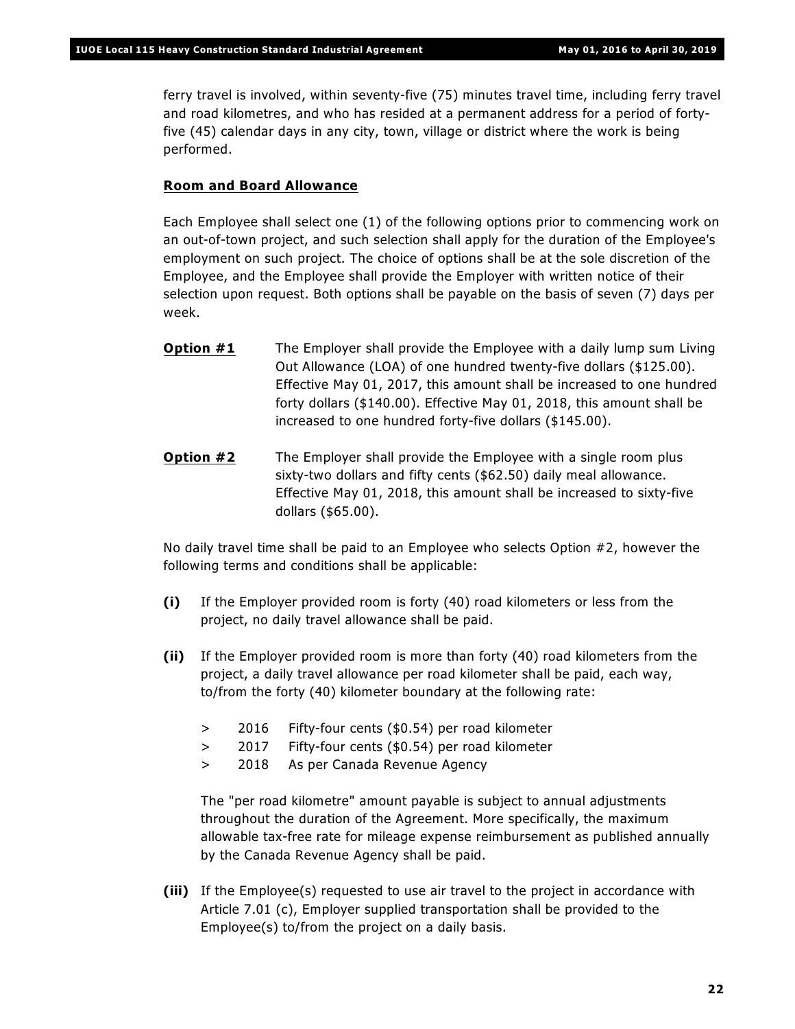ferry travel is involved, within seventy-five (75) minutes travel time, including ferry travel and road kilometres, and who has resided at a permanent address for a period of forty-five (45) calendar days in any city, town, village or district where the work is being performed.

**Room and Board Allowance**

Each Employee shall select one (1) of the following options prior to commencing work on an out-of-town project, and such selection shall apply for the duration of the Employee's employment on such project. The choice of options shall be at the sole discretion of the Employee, and the Employee shall provide the Employer with written notice of their selection upon request. Both options shall be payable on the basis of seven (7) days per week.

**Option #1** The Employer shall provide the Employee with a daily lump sum Living Out Allowance (LOA) of one hundred twenty-five dollars ($125.00). Effective May 01, 2017, this amount shall be increased to one hundred forty dollars ($140.00). Effective May 01, 2018, this amount shall be increased to one hundred forty-five dollars ($145.00).

**Option #2** The Employer shall provide the Employee with a single room plus sixty-two dollars and fifty cents ($62.50) daily meal allowance. Effective May 01, 2018, this amount shall be increased to sixty-five dollars ($65.00).

No daily travel time shall be paid to an Employee who selects Option #2, however the following terms and conditions shall be applicable:

**(i)** If the Employer provided room is forty (40) road kilometers or less from the project, no daily travel allowance shall be paid.

**(ii)** If the Employer provided room is more than forty (40) road kilometers from the project, a daily travel allowance per road kilometer shall be paid, each way, to/from the forty (40) kilometer boundary at the following rate:

> 2016 Fifty-four cents ($0.54) per road kilometer
> 2017 Fifty-four cents ($0.54) per road kilometer
> 2018 As per Canada Revenue Agency

The "per road kilometre" amount payable is subject to annual adjustments throughout the duration of the Agreement. More specifically, the maximum allowable tax-free rate for mileage expense reimbursement as published annually by the Canada Revenue Agency shall be paid.

**(iii)** If the Employee(s) requested to use air travel to the project in accordance with Article 7.01 (c), Employer supplied transportation shall be provided to the Employee(s) to/from the project on a daily basis.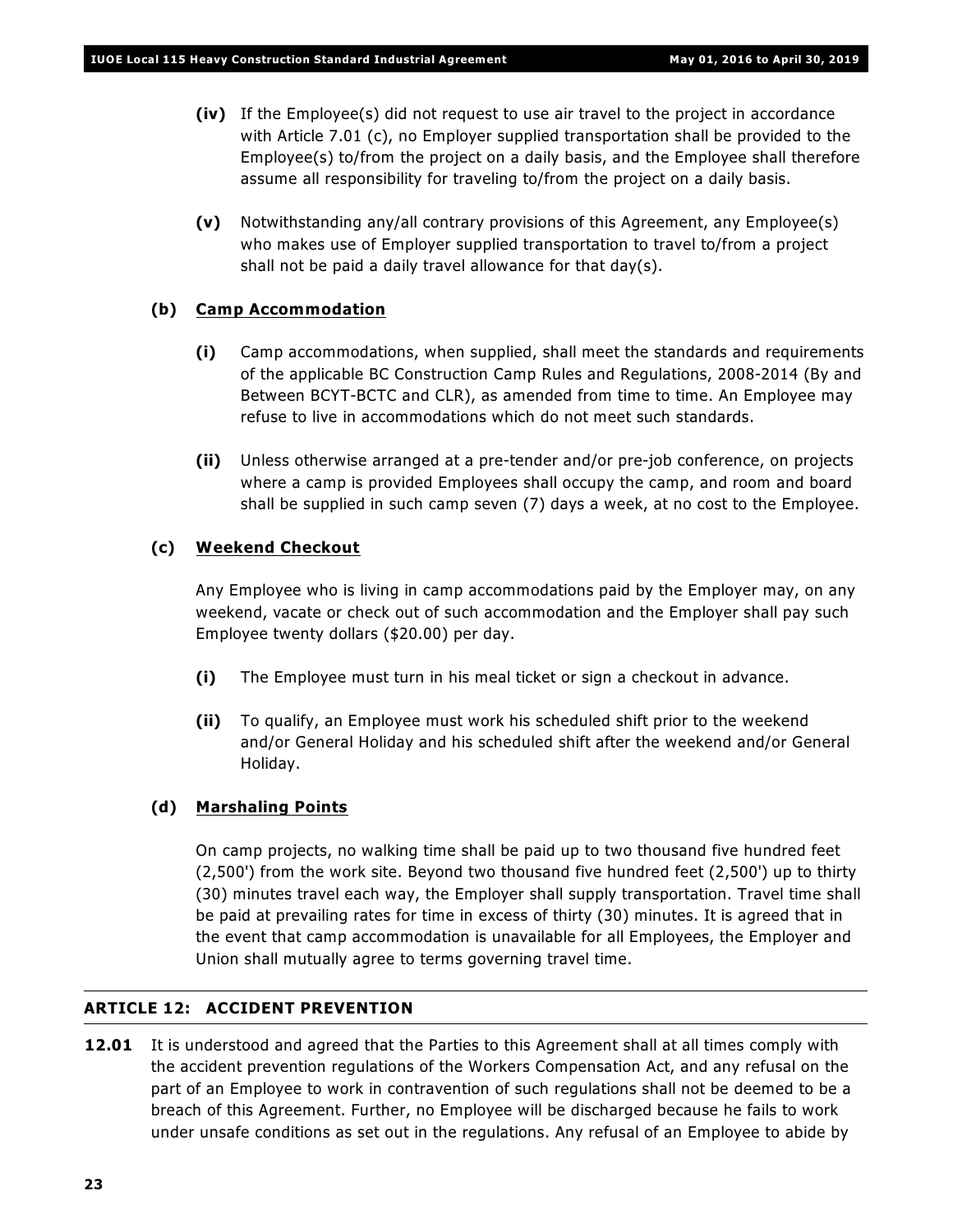**(iv)** If the Employee(s) did not request to use air travel to the project in accordance with Article 7.01 (c), no Employer supplied transportation shall be provided to the Employee(s) to/from the project on a daily basis, and the Employee shall therefore assume all responsibility for traveling to/from the project on a daily basis.

**(v)** Notwithstanding any/all contrary provisions of this Agreement, any Employee(s) who makes use of Employer supplied transportation to travel to/from a project shall not be paid a daily travel allowance for that day(s).

**(b) Camp Accommodation**

**(i)** Camp accommodations, when supplied, shall meet the standards and requirements of the applicable BC Construction Camp Rules and Regulations, 2008-2014 (By and Between BCYT-BCTC and CLR), as amended from time to time. An Employee may refuse to live in accommodations which do not meet such standards.

**(ii)** Unless otherwise arranged at a pre-tender and/or pre-job conference, on projects where a camp is provided Employees shall occupy the camp, and room and board shall be supplied in such camp seven (7) days a week, at no cost to the Employee.

**(c) Weekend Checkout**

Any Employee who is living in camp accommodations paid by the Employer may, on any weekend, vacate or check out of such accommodation and the Employer shall pay such Employee twenty dollars ($20.00) per day.

**(i)** The Employee must turn in his meal ticket or sign a checkout in advance.

**(ii)** To qualify, an Employee must work his scheduled shift prior to the weekend and/or General Holiday and his scheduled shift after the weekend and/or General Holiday.

**(d) Marshaling Points**

On camp projects, no walking time shall be paid up to two thousand five hundred feet (2,500') from the work site. Beyond two thousand five hundred feet (2,500') up to thirty (30) minutes travel each way, the Employer shall supply transportation. Travel time shall be paid at prevailing rates for time in excess of thirty (30) minutes. It is agreed that in the event that camp accommodation is unavailable for all Employees, the Employer and Union shall mutually agree to terms governing travel time.

## ARTICLE 12: ACCIDENT PREVENTION

**12.01** It is understood and agreed that the Parties to this Agreement shall at all times comply with the accident prevention regulations of the Workers Compensation Act, and any refusal on the part of an Employee to work in contravention of such regulations shall not be deemed to be a breach of this Agreement. Further, no Employee will be discharged because he fails to work under unsafe conditions as set out in the regulations. Any refusal of an Employee to abide by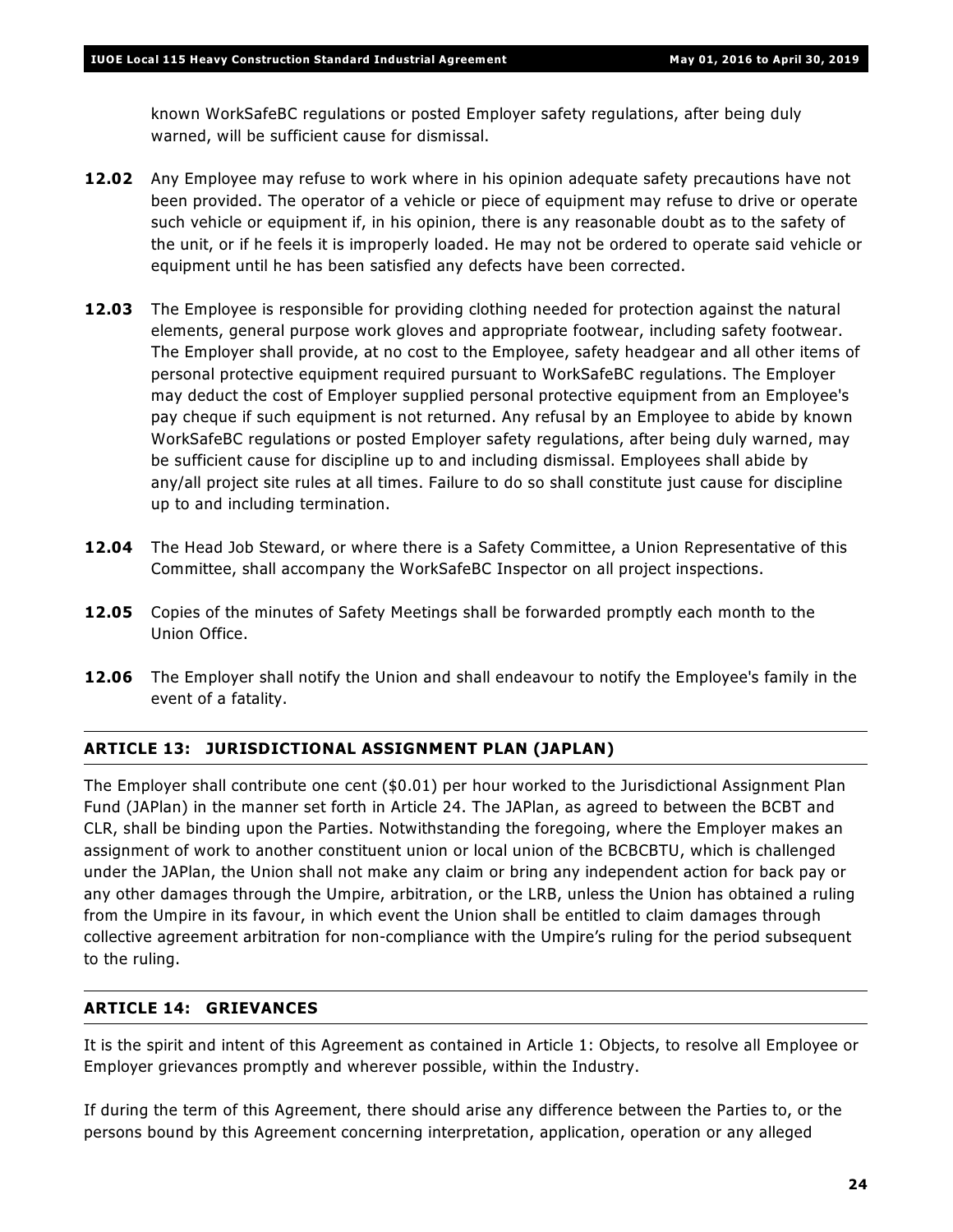known WorkSafeBC regulations or posted Employer safety regulations, after being duly warned, will be sufficient cause for dismissal.

**12.02** Any Employee may refuse to work where in his opinion adequate safety precautions have not been provided. The operator of a vehicle or piece of equipment may refuse to drive or operate such vehicle or equipment if, in his opinion, there is any reasonable doubt as to the safety of the unit, or if he feels it is improperly loaded. He may not be ordered to operate said vehicle or equipment until he has been satisfied any defects have been corrected.

**12.03** The Employee is responsible for providing clothing needed for protection against the natural elements, general purpose work gloves and appropriate footwear, including safety footwear. The Employer shall provide, at no cost to the Employee, safety headgear and all other items of personal protective equipment required pursuant to WorkSafeBC regulations. The Employer may deduct the cost of Employer supplied personal protective equipment from an Employee's pay cheque if such equipment is not returned. Any refusal by an Employee to abide by known WorkSafeBC regulations or posted Employer safety regulations, after being duly warned, may be sufficient cause for discipline up to and including dismissal. Employees shall abide by any/all project site rules at all times. Failure to do so shall constitute just cause for discipline up to and including termination.

**12.04** The Head Job Steward, or where there is a Safety Committee, a Union Representative of this Committee, shall accompany the WorkSafeBC Inspector on all project inspections.

**12.05** Copies of the minutes of Safety Meetings shall be forwarded promptly each month to the Union Office.

**12.06** The Employer shall notify the Union and shall endeavour to notify the Employee's family in the event of a fatality.

## ARTICLE 13: JURISDICTIONAL ASSIGNMENT PLAN (JAPLAN)

The Employer shall contribute one cent ($0.01) per hour worked to the Jurisdictional Assignment Plan Fund (JAPlan) in the manner set forth in Article 24. The JAPlan, as agreed to between the BCBT and CLR, shall be binding upon the Parties. Notwithstanding the foregoing, where the Employer makes an assignment of work to another constituent union or local union of the BCBCBTU, which is challenged under the JAPlan, the Union shall not make any claim or bring any independent action for back pay or any other damages through the Umpire, arbitration, or the LRB, unless the Union has obtained a ruling from the Umpire in its favour, in which event the Union shall be entitled to claim damages through collective agreement arbitration for non-compliance with the Umpire's ruling for the period subsequent to the ruling.

## ARTICLE 14: GRIEVANCES

It is the spirit and intent of this Agreement as contained in Article 1: Objects, to resolve all Employee or Employer grievances promptly and wherever possible, within the Industry.

If during the term of this Agreement, there should arise any difference between the Parties to, or the persons bound by this Agreement concerning interpretation, application, operation or any alleged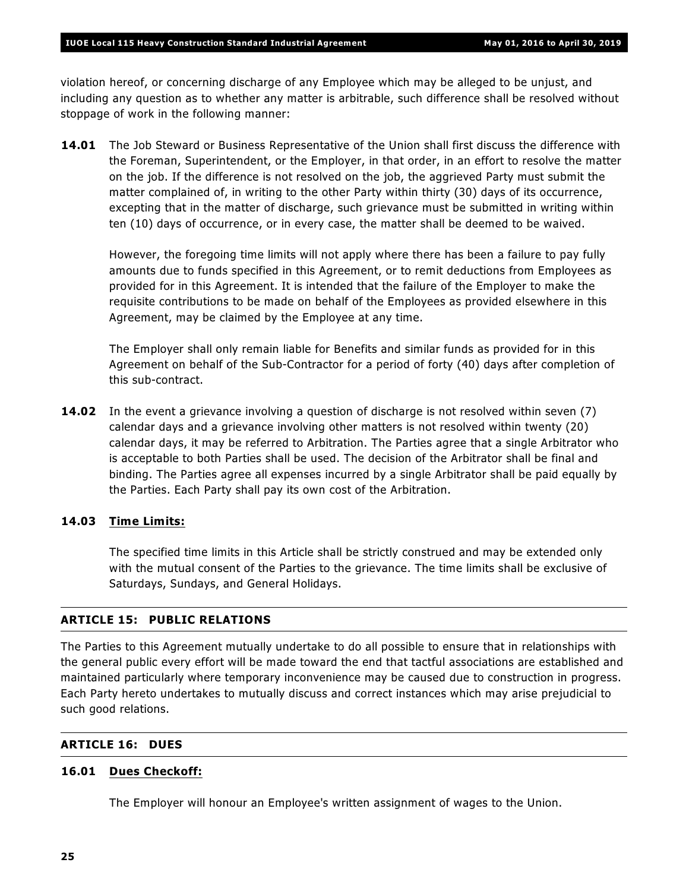violation hereof, or concerning discharge of any Employee which may be alleged to be unjust, and including any question as to whether any matter is arbitrable, such difference shall be resolved without stoppage of work in the following manner:

**14.01** The Job Steward or Business Representative of the Union shall first discuss the difference with the Foreman, Superintendent, or the Employer, in that order, in an effort to resolve the matter on the job. If the difference is not resolved on the job, the aggrieved Party must submit the matter complained of, in writing to the other Party within thirty (30) days of its occurrence, excepting that in the matter of discharge, such grievance must be submitted in writing within ten (10) days of occurrence, or in every case, the matter shall be deemed to be waived.

However, the foregoing time limits will not apply where there has been a failure to pay fully amounts due to funds specified in this Agreement, or to remit deductions from Employees as provided for in this Agreement. It is intended that the failure of the Employer to make the requisite contributions to be made on behalf of the Employees as provided elsewhere in this Agreement, may be claimed by the Employee at any time.

The Employer shall only remain liable for Benefits and similar funds as provided for in this Agreement on behalf of the Sub-Contractor for a period of forty (40) days after completion of this sub-contract.

**14.02** In the event a grievance involving a question of discharge is not resolved within seven (7) calendar days and a grievance involving other matters is not resolved within twenty (20) calendar days, it may be referred to Arbitration. The Parties agree that a single Arbitrator who is acceptable to both Parties shall be used. The decision of the Arbitrator shall be final and binding. The Parties agree all expenses incurred by a single Arbitrator shall be paid equally by the Parties. Each Party shall pay its own cost of the Arbitration.

**14.03 Time Limits:**

The specified time limits in this Article shall be strictly construed and may be extended only with the mutual consent of the Parties to the grievance. The time limits shall be exclusive of Saturdays, Sundays, and General Holidays.

## ARTICLE 15: PUBLIC RELATIONS

The Parties to this Agreement mutually undertake to do all possible to ensure that in relationships with the general public every effort will be made toward the end that tactful associations are established and maintained particularly where temporary inconvenience may be caused due to construction in progress. Each Party hereto undertakes to mutually discuss and correct instances which may arise prejudicial to such good relations.

## ARTICLE 16: DUES

**16.01 Dues Checkoff:**

The Employer will honour an Employee's written assignment of wages to the Union.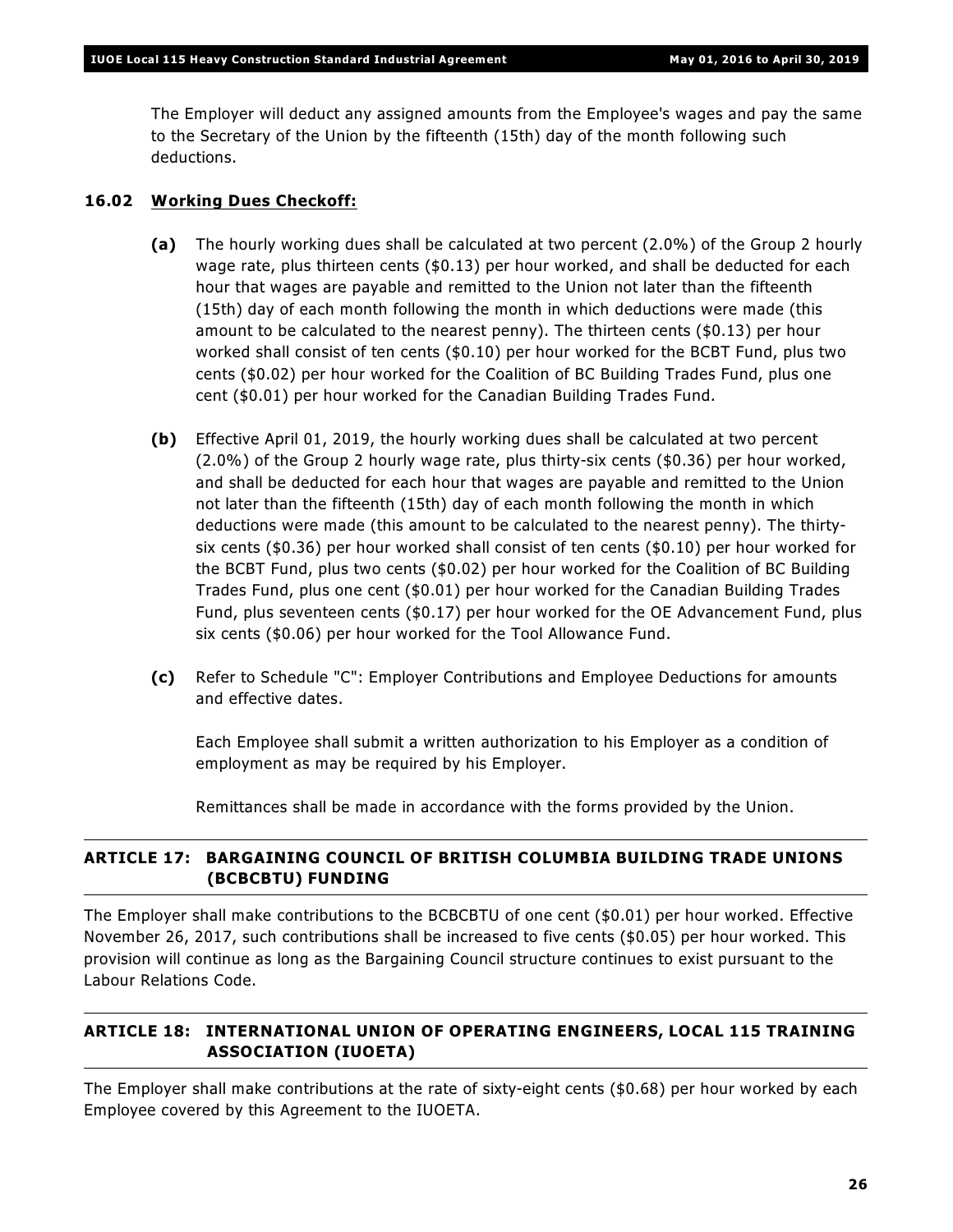The Employer will deduct any assigned amounts from the Employee's wages and pay the same to the Secretary of the Union by the fifteenth (15th) day of the month following such deductions.

**16.02 <u>Working Dues Checkoff:</u>**

**(a)** The hourly working dues shall be calculated at two percent (2.0%) of the Group 2 hourly wage rate, plus thirteen cents ($0.13) per hour worked, and shall be deducted for each hour that wages are payable and remitted to the Union not later than the fifteenth (15th) day of each month following the month in which deductions were made (this amount to be calculated to the nearest penny). The thirteen cents ($0.13) per hour worked shall consist of ten cents ($0.10) per hour worked for the BCBT Fund, plus two cents ($0.02) per hour worked for the Coalition of BC Building Trades Fund, plus one cent ($0.01) per hour worked for the Canadian Building Trades Fund.

**(b)** Effective April 01, 2019, the hourly working dues shall be calculated at two percent (2.0%) of the Group 2 hourly wage rate, plus thirty-six cents ($0.36) per hour worked, and shall be deducted for each hour that wages are payable and remitted to the Union not later than the fifteenth (15th) day of each month following the month in which deductions were made (this amount to be calculated to the nearest penny). The thirty-six cents ($0.36) per hour worked shall consist of ten cents ($0.10) per hour worked for the BCBT Fund, plus two cents ($0.02) per hour worked for the Coalition of BC Building Trades Fund, plus one cent ($0.01) per hour worked for the Canadian Building Trades Fund, plus seventeen cents ($0.17) per hour worked for the OE Advancement Fund, plus six cents ($0.06) per hour worked for the Tool Allowance Fund.

**(c)** Refer to Schedule "C": Employer Contributions and Employee Deductions for amounts and effective dates.

Each Employee shall submit a written authorization to his Employer as a condition of employment as may be required by his Employer.

Remittances shall be made in accordance with the forms provided by the Union.

## ARTICLE 17: BARGAINING COUNCIL OF BRITISH COLUMBIA BUILDING TRADE UNIONS (BCBCBTU) FUNDING

The Employer shall make contributions to the BCBCBTU of one cent ($0.01) per hour worked. Effective November 26, 2017, such contributions shall be increased to five cents ($0.05) per hour worked. This provision will continue as long as the Bargaining Council structure continues to exist pursuant to the Labour Relations Code.

## ARTICLE 18: INTERNATIONAL UNION OF OPERATING ENGINEERS, LOCAL 115 TRAINING ASSOCIATION (IUOETA)

The Employer shall make contributions at the rate of sixty-eight cents ($0.68) per hour worked by each Employee covered by this Agreement to the IUOETA.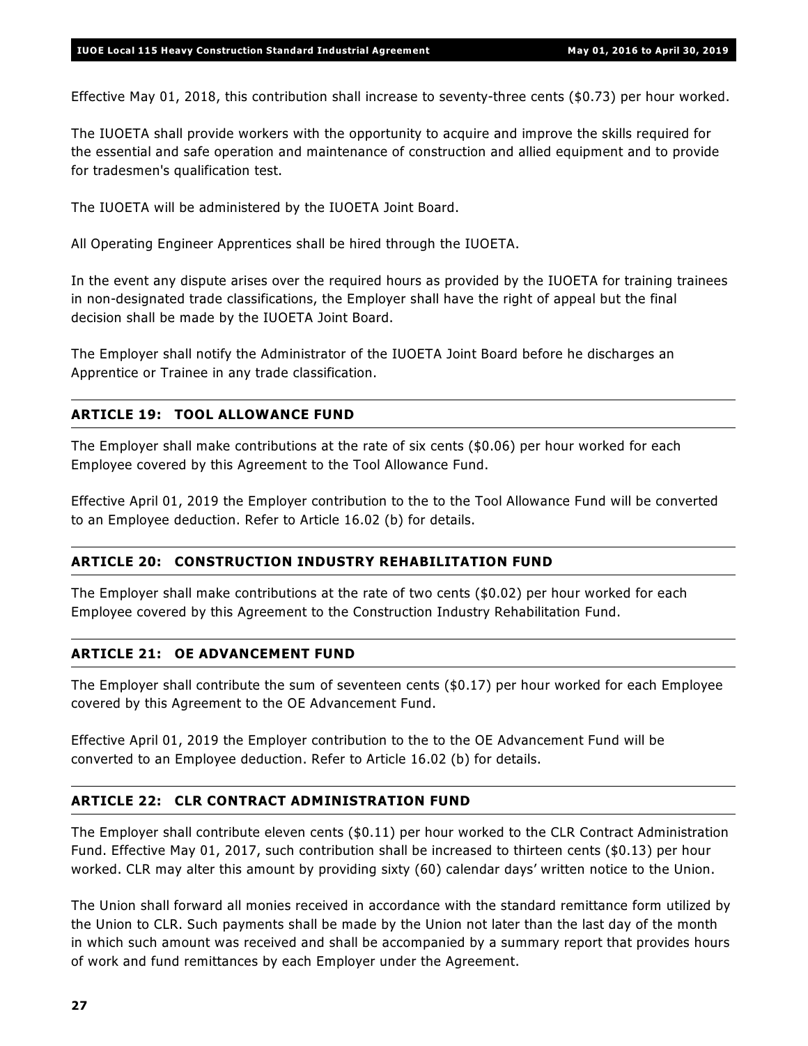Effective May 01, 2018, this contribution shall increase to seventy-three cents ($0.73) per hour worked.

The IUOETA shall provide workers with the opportunity to acquire and improve the skills required for the essential and safe operation and maintenance of construction and allied equipment and to provide for tradesmen's qualification test.

The IUOETA will be administered by the IUOETA Joint Board.

All Operating Engineer Apprentices shall be hired through the IUOETA.

In the event any dispute arises over the required hours as provided by the IUOETA for training trainees in non-designated trade classifications, the Employer shall have the right of appeal but the final decision shall be made by the IUOETA Joint Board.

The Employer shall notify the Administrator of the IUOETA Joint Board before he discharges an Apprentice or Trainee in any trade classification.

## ARTICLE 19: TOOL ALLOWANCE FUND

The Employer shall make contributions at the rate of six cents ($0.06) per hour worked for each Employee covered by this Agreement to the Tool Allowance Fund.

Effective April 01, 2019 the Employer contribution to the to the Tool Allowance Fund will be converted to an Employee deduction. Refer to Article 16.02 (b) for details.

## ARTICLE 20: CONSTRUCTION INDUSTRY REHABILITATION FUND

The Employer shall make contributions at the rate of two cents ($0.02) per hour worked for each Employee covered by this Agreement to the Construction Industry Rehabilitation Fund.

## ARTICLE 21: OE ADVANCEMENT FUND

The Employer shall contribute the sum of seventeen cents ($0.17) per hour worked for each Employee covered by this Agreement to the OE Advancement Fund.

Effective April 01, 2019 the Employer contribution to the to the OE Advancement Fund will be converted to an Employee deduction. Refer to Article 16.02 (b) for details.

## ARTICLE 22: CLR CONTRACT ADMINISTRATION FUND

The Employer shall contribute eleven cents ($0.11) per hour worked to the CLR Contract Administration Fund. Effective May 01, 2017, such contribution shall be increased to thirteen cents ($0.13) per hour worked. CLR may alter this amount by providing sixty (60) calendar days' written notice to the Union.

The Union shall forward all monies received in accordance with the standard remittance form utilized by the Union to CLR. Such payments shall be made by the Union not later than the last day of the month in which such amount was received and shall be accompanied by a summary report that provides hours of work and fund remittances by each Employer under the Agreement.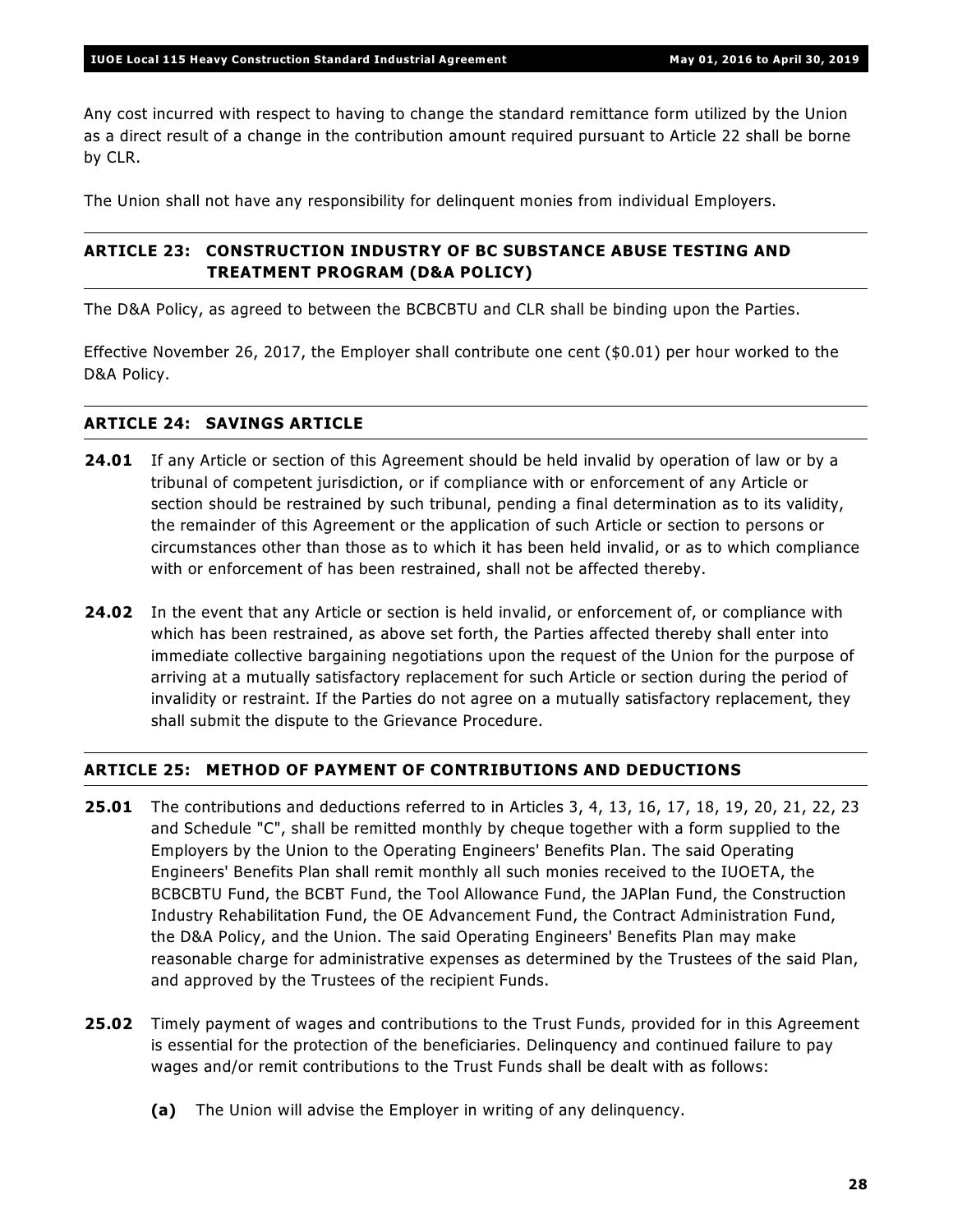Any cost incurred with respect to having to change the standard remittance form utilized by the Union as a direct result of a change in the contribution amount required pursuant to Article 22 shall be borne by CLR.

The Union shall not have any responsibility for delinquent monies from individual Employers.

## ARTICLE 23: CONSTRUCTION INDUSTRY OF BC SUBSTANCE ABUSE TESTING AND TREATMENT PROGRAM (D&A POLICY)

The D&A Policy, as agreed to between the BCBCBTU and CLR shall be binding upon the Parties.

Effective November 26, 2017, the Employer shall contribute one cent ($0.01) per hour worked to the D&A Policy.

## ARTICLE 24: SAVINGS ARTICLE

**24.01** If any Article or section of this Agreement should be held invalid by operation of law or by a tribunal of competent jurisdiction, or if compliance with or enforcement of any Article or section should be restrained by such tribunal, pending a final determination as to its validity, the remainder of this Agreement or the application of such Article or section to persons or circumstances other than those as to which it has been held invalid, or as to which compliance with or enforcement of has been restrained, shall not be affected thereby.

**24.02** In the event that any Article or section is held invalid, or enforcement of, or compliance with which has been restrained, as above set forth, the Parties affected thereby shall enter into immediate collective bargaining negotiations upon the request of the Union for the purpose of arriving at a mutually satisfactory replacement for such Article or section during the period of invalidity or restraint. If the Parties do not agree on a mutually satisfactory replacement, they shall submit the dispute to the Grievance Procedure.

## ARTICLE 25: METHOD OF PAYMENT OF CONTRIBUTIONS AND DEDUCTIONS

**25.01** The contributions and deductions referred to in Articles 3, 4, 13, 16, 17, 18, 19, 20, 21, 22, 23 and Schedule "C", shall be remitted monthly by cheque together with a form supplied to the Employers by the Union to the Operating Engineers' Benefits Plan. The said Operating Engineers' Benefits Plan shall remit monthly all such monies received to the IUOETA, the BCBCBTU Fund, the BCBT Fund, the Tool Allowance Fund, the JAPlan Fund, the Construction Industry Rehabilitation Fund, the OE Advancement Fund, the Contract Administration Fund, the D&A Policy, and the Union. The said Operating Engineers' Benefits Plan may make reasonable charge for administrative expenses as determined by the Trustees of the said Plan, and approved by the Trustees of the recipient Funds.

**25.02** Timely payment of wages and contributions to the Trust Funds, provided for in this Agreement is essential for the protection of the beneficiaries. Delinquency and continued failure to pay wages and/or remit contributions to the Trust Funds shall be dealt with as follows:

**(a)** The Union will advise the Employer in writing of any delinquency.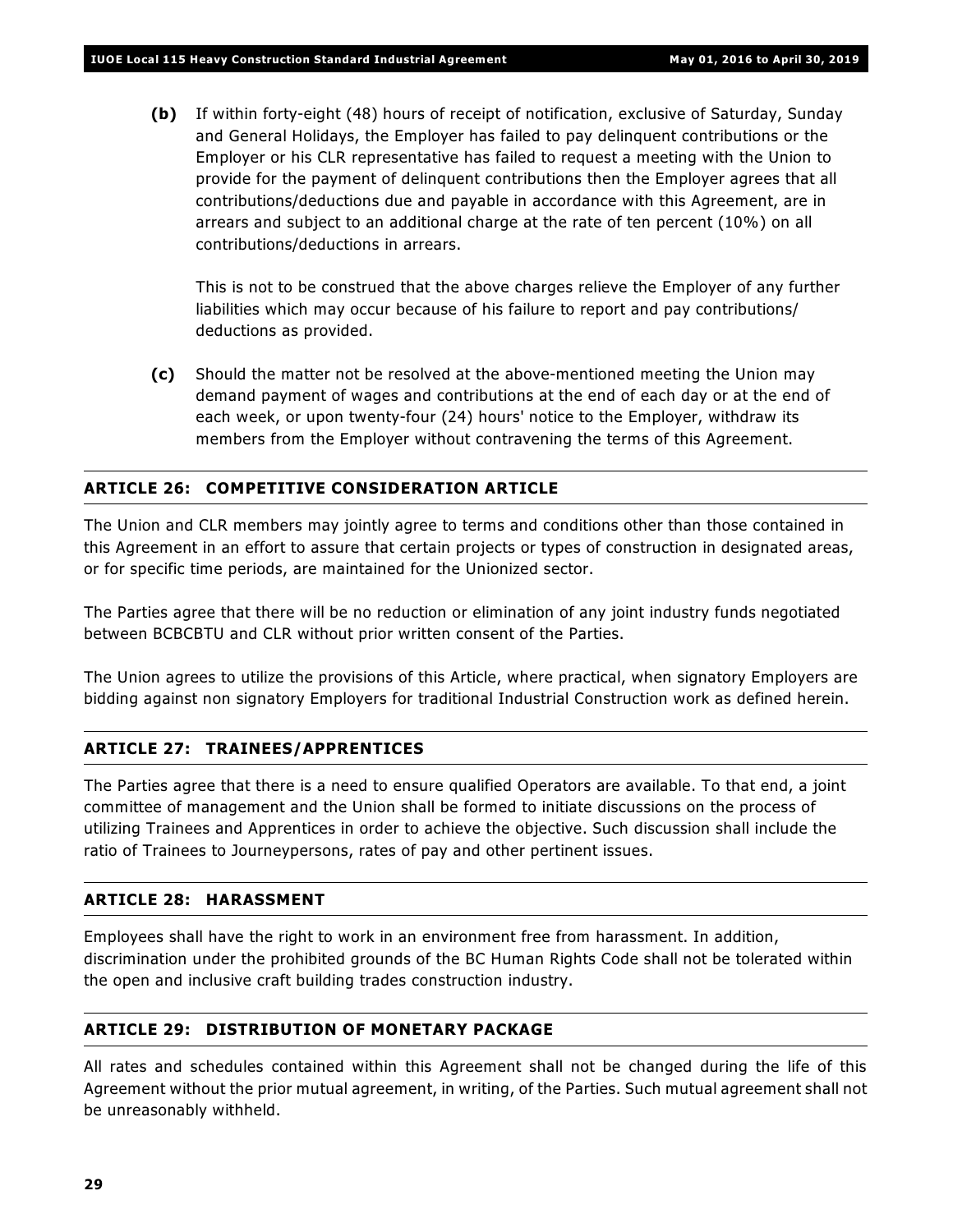**(b)** If within forty-eight (48) hours of receipt of notification, exclusive of Saturday, Sunday and General Holidays, the Employer has failed to pay delinquent contributions or the Employer or his CLR representative has failed to request a meeting with the Union to provide for the payment of delinquent contributions then the Employer agrees that all contributions/deductions due and payable in accordance with this Agreement, are in arrears and subject to an additional charge at the rate of ten percent (10%) on all contributions/deductions in arrears.

This is not to be construed that the above charges relieve the Employer of any further liabilities which may occur because of his failure to report and pay contributions/ deductions as provided.

**(c)** Should the matter not be resolved at the above-mentioned meeting the Union may demand payment of wages and contributions at the end of each day or at the end of each week, or upon twenty-four (24) hours' notice to the Employer, withdraw its members from the Employer without contravening the terms of this Agreement.

## ARTICLE 26: COMPETITIVE CONSIDERATION ARTICLE

The Union and CLR members may jointly agree to terms and conditions other than those contained in this Agreement in an effort to assure that certain projects or types of construction in designated areas, or for specific time periods, are maintained for the Unionized sector.

The Parties agree that there will be no reduction or elimination of any joint industry funds negotiated between BCBCBTU and CLR without prior written consent of the Parties.

The Union agrees to utilize the provisions of this Article, where practical, when signatory Employers are bidding against non signatory Employers for traditional Industrial Construction work as defined herein.

## ARTICLE 27: TRAINEES/APPRENTICES

The Parties agree that there is a need to ensure qualified Operators are available. To that end, a joint committee of management and the Union shall be formed to initiate discussions on the process of utilizing Trainees and Apprentices in order to achieve the objective. Such discussion shall include the ratio of Trainees to Journeypersons, rates of pay and other pertinent issues.

## ARTICLE 28: HARASSMENT

Employees shall have the right to work in an environment free from harassment. In addition, discrimination under the prohibited grounds of the BC Human Rights Code shall not be tolerated within the open and inclusive craft building trades construction industry.

## ARTICLE 29: DISTRIBUTION OF MONETARY PACKAGE

All rates and schedules contained within this Agreement shall not be changed during the life of this Agreement without the prior mutual agreement, in writing, of the Parties. Such mutual agreement shall not be unreasonably withheld.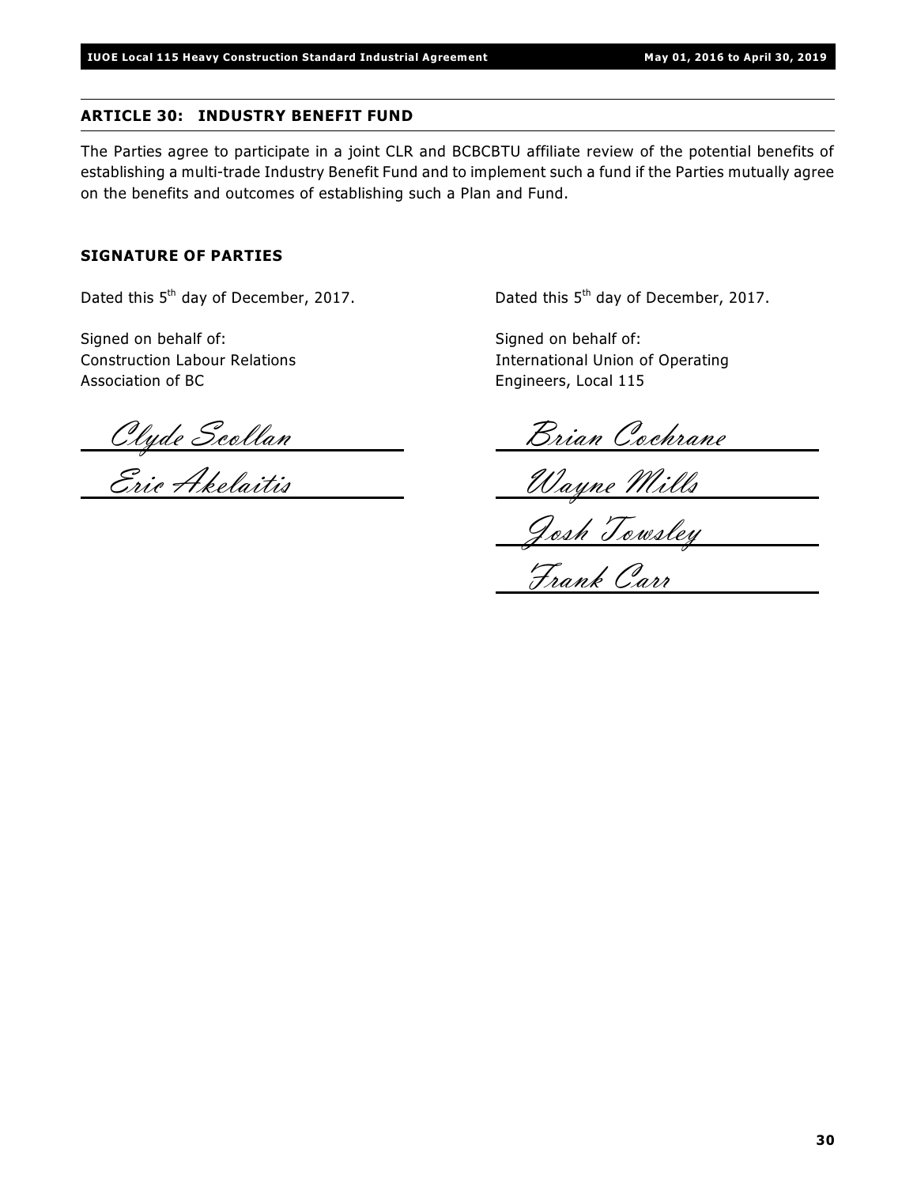## ARTICLE 30: INDUSTRY BENEFIT FUND

The Parties agree to participate in a joint CLR and BCBCBTU affiliate review of the potential benefits of establishing a multi-trade Industry Benefit Fund and to implement such a fund if the Parties mutually agree on the benefits and outcomes of establishing such a Plan and Fund.

### SIGNATURE OF PARTIES

Dated this 5th day of December, 2017.

Signed on behalf of:
Construction Labour Relations
Association of BC

*Clyde Scollan*

*Eric Akelaitis*

Dated this 5th day of December, 2017.

Signed on behalf of:
International Union of Operating
Engineers, Local 115

*Brian Cochrane*

*Wayne Mills*

*Josh Towsley*

*Frank Carr*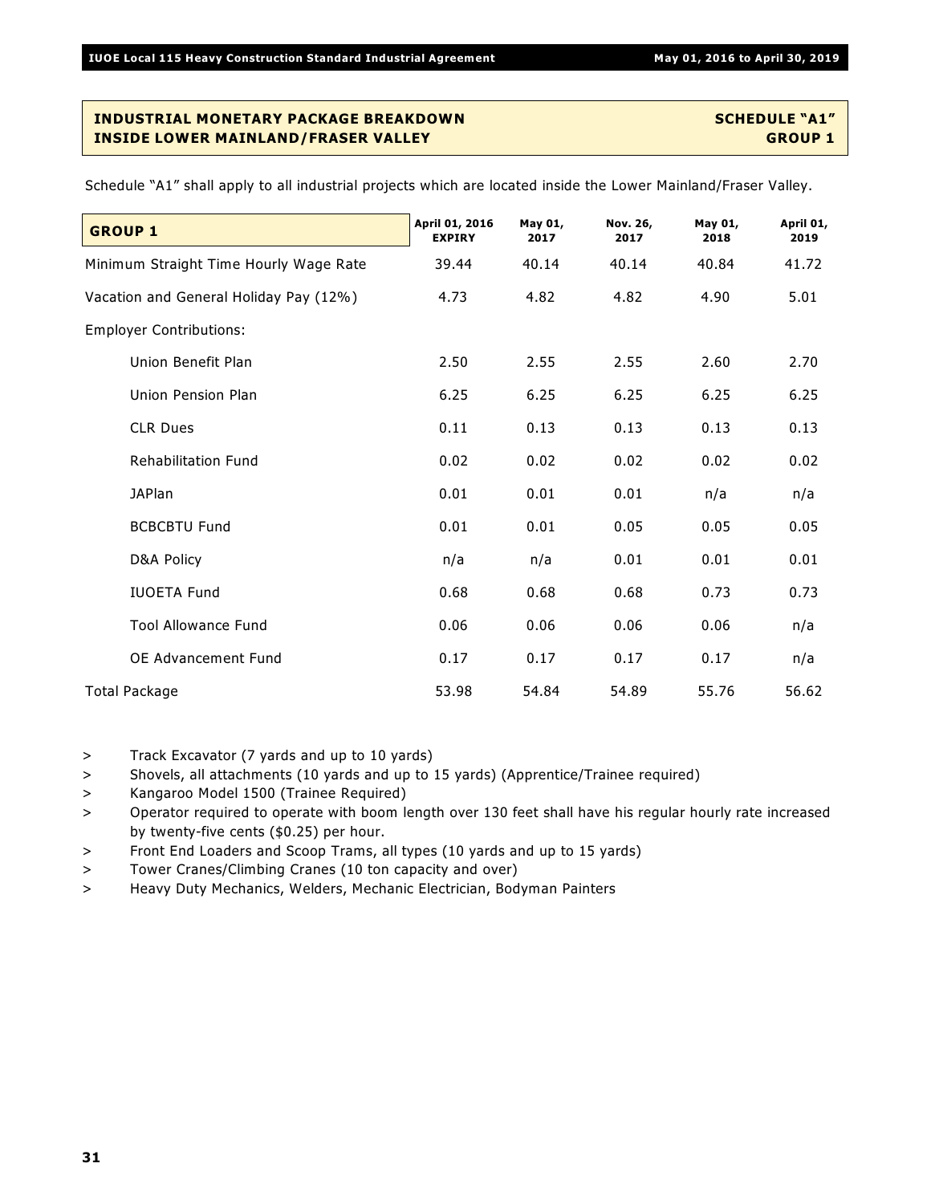## INDUSTRIAL MONETARY PACKAGE BREAKDOWN — SCHEDULE "A1"
## INSIDE LOWER MAINLAND/FRASER VALLEY — GROUP 1

Schedule "A1" shall apply to all industrial projects which are located inside the Lower Mainland/Fraser Valley.

| GROUP 1 | April 01, 2016 EXPIRY | May 01, 2017 | Nov. 26, 2017 | May 01, 2018 | April 01, 2019 |
|---|---|---|---|---|---|
| Minimum Straight Time Hourly Wage Rate | 39.44 | 40.14 | 40.14 | 40.84 | 41.72 |
| Vacation and General Holiday Pay (12%) | 4.73 | 4.82 | 4.82 | 4.90 | 5.01 |
| Employer Contributions: | | | | | |
| Union Benefit Plan | 2.50 | 2.55 | 2.55 | 2.60 | 2.70 |
| Union Pension Plan | 6.25 | 6.25 | 6.25 | 6.25 | 6.25 |
| CLR Dues | 0.11 | 0.13 | 0.13 | 0.13 | 0.13 |
| Rehabilitation Fund | 0.02 | 0.02 | 0.02 | 0.02 | 0.02 |
| JAPlan | 0.01 | 0.01 | 0.01 | n/a | n/a |
| BCBCBTU Fund | 0.01 | 0.01 | 0.05 | 0.05 | 0.05 |
| D&A Policy | n/a | n/a | 0.01 | 0.01 | 0.01 |
| IUOETA Fund | 0.68 | 0.68 | 0.68 | 0.73 | 0.73 |
| Tool Allowance Fund | 0.06 | 0.06 | 0.06 | 0.06 | n/a |
| OE Advancement Fund | 0.17 | 0.17 | 0.17 | 0.17 | n/a |
| Total Package | 53.98 | 54.84 | 54.89 | 55.76 | 56.62 |

> Track Excavator (7 yards and up to 10 yards)
> Shovels, all attachments (10 yards and up to 15 yards) (Apprentice/Trainee required)
> Kangaroo Model 1500 (Trainee Required)
> Operator required to operate with boom length over 130 feet shall have his regular hourly rate increased by twenty-five cents ($0.25) per hour.
> Front End Loaders and Scoop Trams, all types (10 yards and up to 15 yards)
> Tower Cranes/Climbing Cranes (10 ton capacity and over)
> Heavy Duty Mechanics, Welders, Mechanic Electrician, Bodyman Painters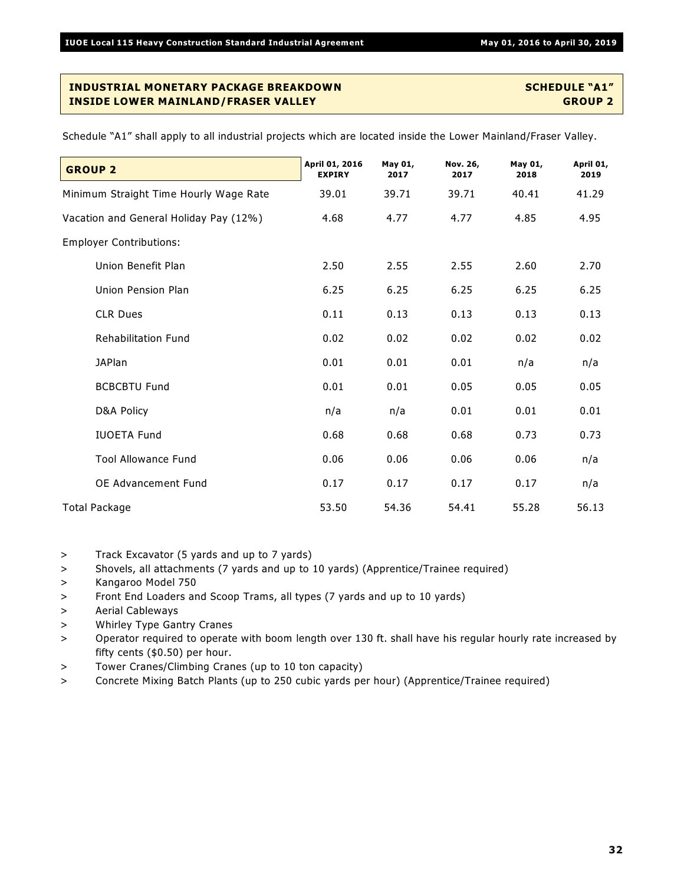## INDUSTRIAL MONETARY PACKAGE BREAKDOWN — SCHEDULE "A1"
## INSIDE LOWER MAINLAND/FRASER VALLEY — GROUP 2

Schedule "A1" shall apply to all industrial projects which are located inside the Lower Mainland/Fraser Valley.

| GROUP 2 | April 01, 2016 EXPIRY | May 01, 2017 | Nov. 26, 2017 | May 01, 2018 | April 01, 2019 |
|---|---|---|---|---|---|
| Minimum Straight Time Hourly Wage Rate | 39.01 | 39.71 | 39.71 | 40.41 | 41.29 |
| Vacation and General Holiday Pay (12%) | 4.68 | 4.77 | 4.77 | 4.85 | 4.95 |
| Employer Contributions: | | | | | |
| Union Benefit Plan | 2.50 | 2.55 | 2.55 | 2.60 | 2.70 |
| Union Pension Plan | 6.25 | 6.25 | 6.25 | 6.25 | 6.25 |
| CLR Dues | 0.11 | 0.13 | 0.13 | 0.13 | 0.13 |
| Rehabilitation Fund | 0.02 | 0.02 | 0.02 | 0.02 | 0.02 |
| JAPlan | 0.01 | 0.01 | 0.01 | n/a | n/a |
| BCBCBTU Fund | 0.01 | 0.01 | 0.05 | 0.05 | 0.05 |
| D&A Policy | n/a | n/a | 0.01 | 0.01 | 0.01 |
| IUOETA Fund | 0.68 | 0.68 | 0.68 | 0.73 | 0.73 |
| Tool Allowance Fund | 0.06 | 0.06 | 0.06 | 0.06 | n/a |
| OE Advancement Fund | 0.17 | 0.17 | 0.17 | 0.17 | n/a |
| Total Package | 53.50 | 54.36 | 54.41 | 55.28 | 56.13 |

> Track Excavator (5 yards and up to 7 yards)
> Shovels, all attachments (7 yards and up to 10 yards) (Apprentice/Trainee required)
> Kangaroo Model 750
> Front End Loaders and Scoop Trams, all types (7 yards and up to 10 yards)
> Aerial Cableways
> Whirley Type Gantry Cranes
> Operator required to operate with boom length over 130 ft. shall have his regular hourly rate increased by fifty cents ($0.50) per hour.
> Tower Cranes/Climbing Cranes (up to 10 ton capacity)
> Concrete Mixing Batch Plants (up to 250 cubic yards per hour) (Apprentice/Trainee required)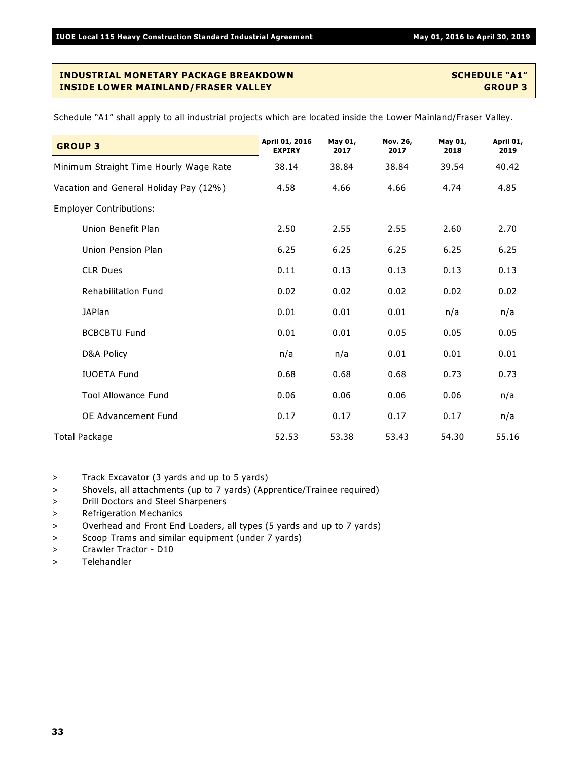## INDUSTRIAL MONETARY PACKAGE BREAKDOWN — SCHEDULE "A1"
## INSIDE LOWER MAINLAND/FRASER VALLEY — GROUP 3

Schedule "A1" shall apply to all industrial projects which are located inside the Lower Mainland/Fraser Valley.

| GROUP 3 | April 01, 2016 EXPIRY | May 01, 2017 | Nov. 26, 2017 | May 01, 2018 | April 01, 2019 |
|---|---|---|---|---|---|
| Minimum Straight Time Hourly Wage Rate | 38.14 | 38.84 | 38.84 | 39.54 | 40.42 |
| Vacation and General Holiday Pay (12%) | 4.58 | 4.66 | 4.66 | 4.74 | 4.85 |
| Employer Contributions: | | | | | |
| Union Benefit Plan | 2.50 | 2.55 | 2.55 | 2.60 | 2.70 |
| Union Pension Plan | 6.25 | 6.25 | 6.25 | 6.25 | 6.25 |
| CLR Dues | 0.11 | 0.13 | 0.13 | 0.13 | 0.13 |
| Rehabilitation Fund | 0.02 | 0.02 | 0.02 | 0.02 | 0.02 |
| JAPlan | 0.01 | 0.01 | 0.01 | n/a | n/a |
| BCBCBTU Fund | 0.01 | 0.01 | 0.05 | 0.05 | 0.05 |
| D&A Policy | n/a | n/a | 0.01 | 0.01 | 0.01 |
| IUOETA Fund | 0.68 | 0.68 | 0.68 | 0.73 | 0.73 |
| Tool Allowance Fund | 0.06 | 0.06 | 0.06 | 0.06 | n/a |
| OE Advancement Fund | 0.17 | 0.17 | 0.17 | 0.17 | n/a |
| Total Package | 52.53 | 53.38 | 53.43 | 54.30 | 55.16 |

> Track Excavator (3 yards and up to 5 yards)
> Shovels, all attachments (up to 7 yards) (Apprentice/Trainee required)
> Drill Doctors and Steel Sharpeners
> Refrigeration Mechanics
> Overhead and Front End Loaders, all types (5 yards and up to 7 yards)
> Scoop Trams and similar equipment (under 7 yards)
> Crawler Tractor - D10
> Telehandler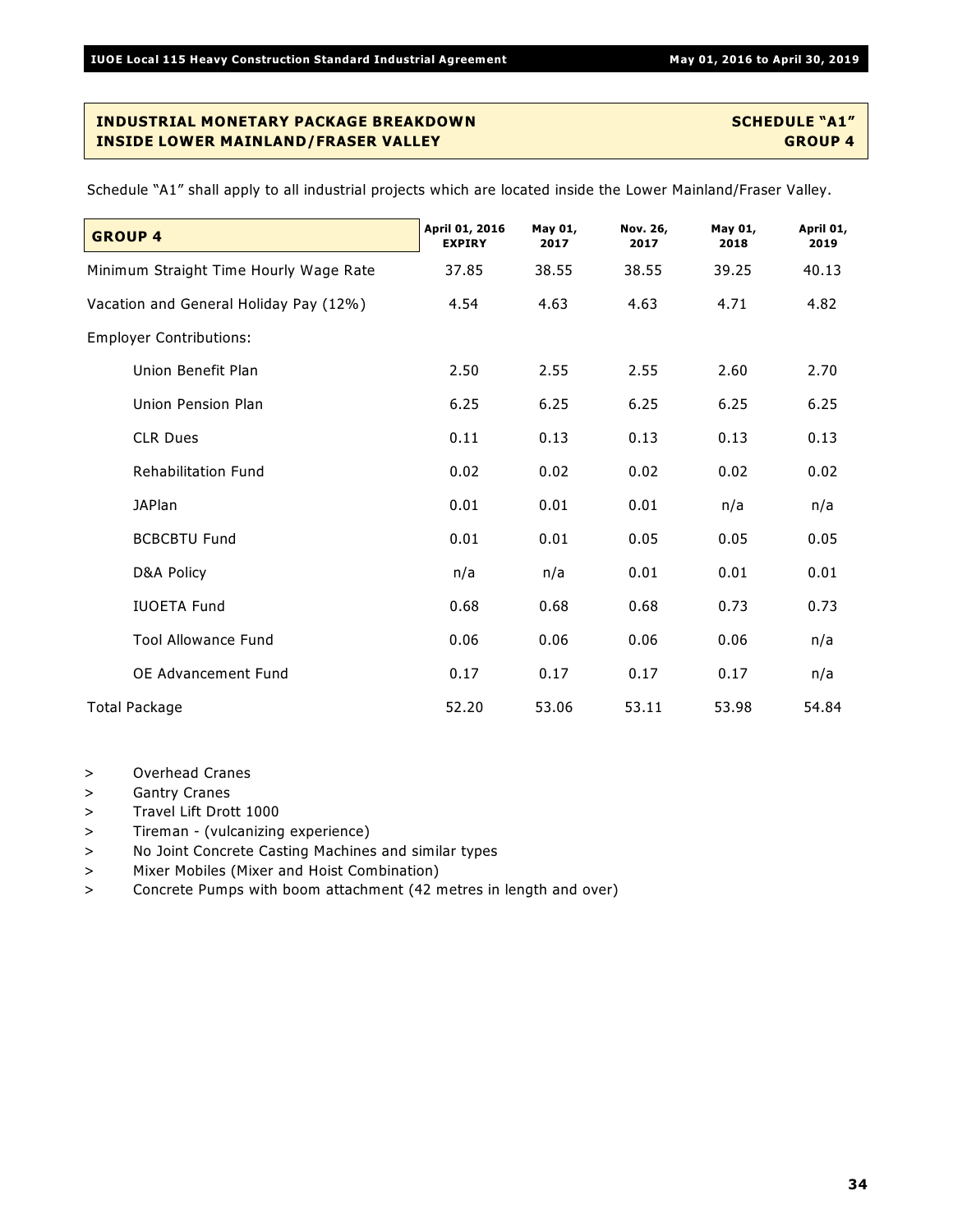## INDUSTRIAL MONETARY PACKAGE BREAKDOWN — SCHEDULE "A1"
## INSIDE LOWER MAINLAND/FRASER VALLEY — GROUP 4

Schedule "A1" shall apply to all industrial projects which are located inside the Lower Mainland/Fraser Valley.

| GROUP 4 | April 01, 2016 EXPIRY | May 01, 2017 | Nov. 26, 2017 | May 01, 2018 | April 01, 2019 |
|---|---|---|---|---|---|
| Minimum Straight Time Hourly Wage Rate | 37.85 | 38.55 | 38.55 | 39.25 | 40.13 |
| Vacation and General Holiday Pay (12%) | 4.54 | 4.63 | 4.63 | 4.71 | 4.82 |
| Employer Contributions: | | | | | |
| Union Benefit Plan | 2.50 | 2.55 | 2.55 | 2.60 | 2.70 |
| Union Pension Plan | 6.25 | 6.25 | 6.25 | 6.25 | 6.25 |
| CLR Dues | 0.11 | 0.13 | 0.13 | 0.13 | 0.13 |
| Rehabilitation Fund | 0.02 | 0.02 | 0.02 | 0.02 | 0.02 |
| JAPlan | 0.01 | 0.01 | 0.01 | n/a | n/a |
| BCBCBTU Fund | 0.01 | 0.01 | 0.05 | 0.05 | 0.05 |
| D&A Policy | n/a | n/a | 0.01 | 0.01 | 0.01 |
| IUOETA Fund | 0.68 | 0.68 | 0.68 | 0.73 | 0.73 |
| Tool Allowance Fund | 0.06 | 0.06 | 0.06 | 0.06 | n/a |
| OE Advancement Fund | 0.17 | 0.17 | 0.17 | 0.17 | n/a |
| Total Package | 52.20 | 53.06 | 53.11 | 53.98 | 54.84 |

> Overhead Cranes
> Gantry Cranes
> Travel Lift Drott 1000
> Tireman - (vulcanizing experience)
> No Joint Concrete Casting Machines and similar types
> Mixer Mobiles (Mixer and Hoist Combination)
> Concrete Pumps with boom attachment (42 metres in length and over)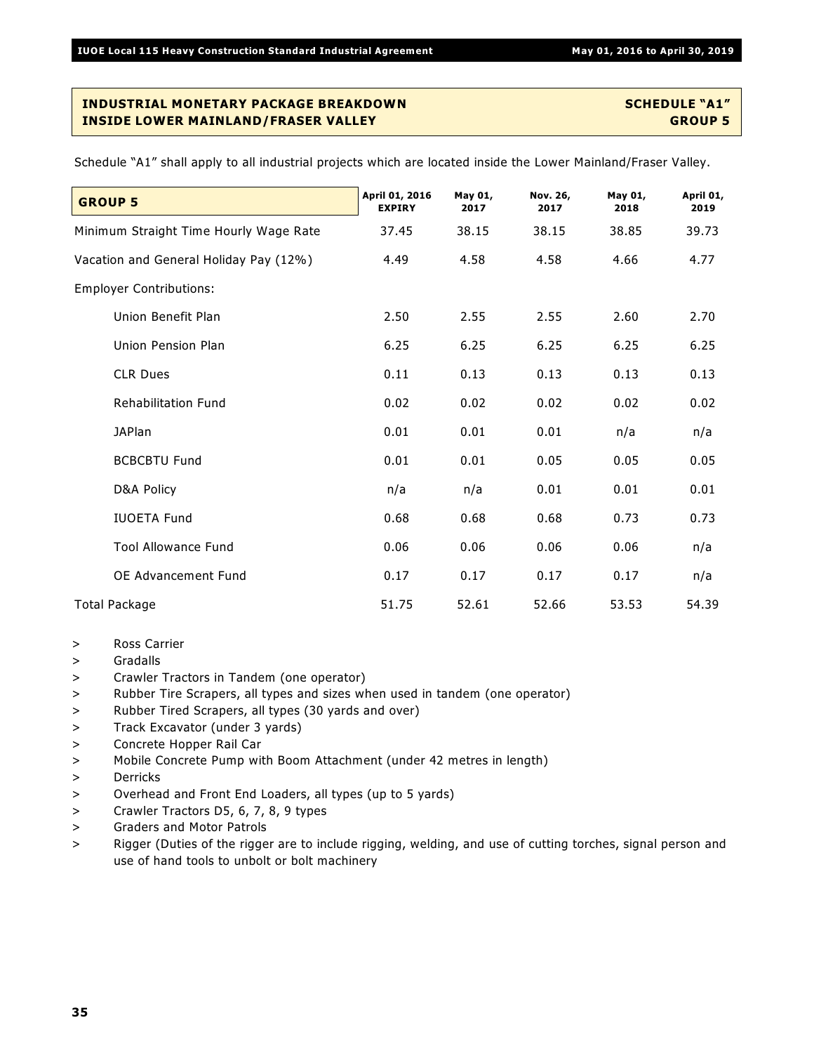## INDUSTRIAL MONETARY PACKAGE BREAKDOWN — SCHEDULE "A1"
## INSIDE LOWER MAINLAND/FRASER VALLEY — GROUP 5

Schedule "A1" shall apply to all industrial projects which are located inside the Lower Mainland/Fraser Valley.

| GROUP 5 | April 01, 2016 EXPIRY | May 01, 2017 | Nov. 26, 2017 | May 01, 2018 | April 01, 2019 |
|---|---|---|---|---|---|
| Minimum Straight Time Hourly Wage Rate | 37.45 | 38.15 | 38.15 | 38.85 | 39.73 |
| Vacation and General Holiday Pay (12%) | 4.49 | 4.58 | 4.58 | 4.66 | 4.77 |
| Employer Contributions: | | | | | |
| Union Benefit Plan | 2.50 | 2.55 | 2.55 | 2.60 | 2.70 |
| Union Pension Plan | 6.25 | 6.25 | 6.25 | 6.25 | 6.25 |
| CLR Dues | 0.11 | 0.13 | 0.13 | 0.13 | 0.13 |
| Rehabilitation Fund | 0.02 | 0.02 | 0.02 | 0.02 | 0.02 |
| JAPlan | 0.01 | 0.01 | 0.01 | n/a | n/a |
| BCBCBTU Fund | 0.01 | 0.01 | 0.05 | 0.05 | 0.05 |
| D&A Policy | n/a | n/a | 0.01 | 0.01 | 0.01 |
| IUOETA Fund | 0.68 | 0.68 | 0.68 | 0.73 | 0.73 |
| Tool Allowance Fund | 0.06 | 0.06 | 0.06 | 0.06 | n/a |
| OE Advancement Fund | 0.17 | 0.17 | 0.17 | 0.17 | n/a |
| Total Package | 51.75 | 52.61 | 52.66 | 53.53 | 54.39 |

- Ross Carrier
- Gradalls
- Crawler Tractors in Tandem (one operator)
- Rubber Tire Scrapers, all types and sizes when used in tandem (one operator)
- Rubber Tired Scrapers, all types (30 yards and over)
- Track Excavator (under 3 yards)
- Concrete Hopper Rail Car
- Mobile Concrete Pump with Boom Attachment (under 42 metres in length)
- Derricks
- Overhead and Front End Loaders, all types (up to 5 yards)
- Crawler Tractors D5, 6, 7, 8, 9 types
- Graders and Motor Patrols
- Rigger (Duties of the rigger are to include rigging, welding, and use of cutting torches, signal person and use of hand tools to unbolt or bolt machinery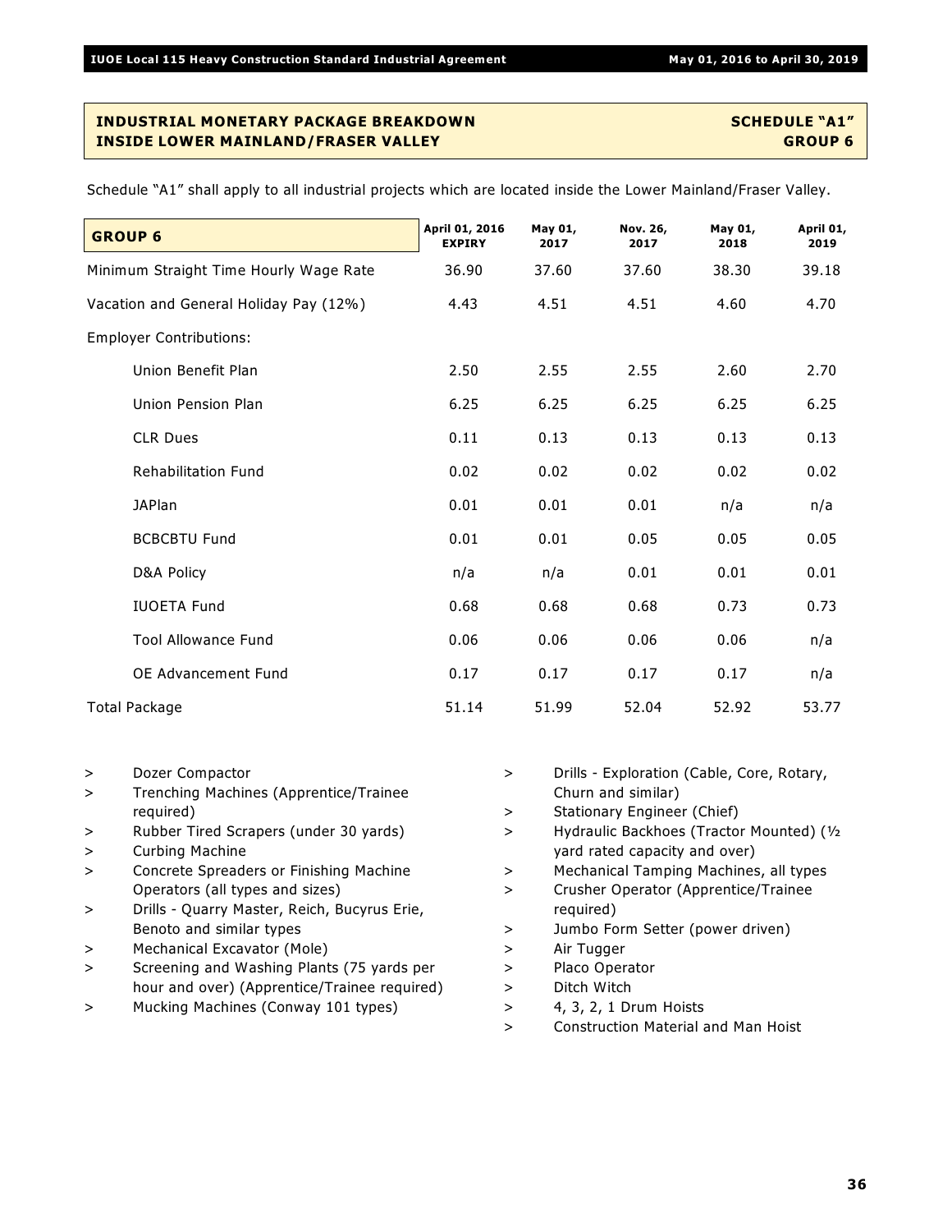## INDUSTRIAL MONETARY PACKAGE BREAKDOWN — SCHEDULE "A1"
## INSIDE LOWER MAINLAND/FRASER VALLEY — GROUP 6

Schedule "A1" shall apply to all industrial projects which are located inside the Lower Mainland/Fraser Valley.

| **GROUP 6** | April 01, 2016 EXPIRY | May 01, 2017 | Nov. 26, 2017 | May 01, 2018 | April 01, 2019 |
|---|---|---|---|---|---|
| Minimum Straight Time Hourly Wage Rate | 36.90 | 37.60 | 37.60 | 38.30 | 39.18 |
| Vacation and General Holiday Pay (12%) | 4.43 | 4.51 | 4.51 | 4.60 | 4.70 |
| Employer Contributions: | | | | | |
| Union Benefit Plan | 2.50 | 2.55 | 2.55 | 2.60 | 2.70 |
| Union Pension Plan | 6.25 | 6.25 | 6.25 | 6.25 | 6.25 |
| CLR Dues | 0.11 | 0.13 | 0.13 | 0.13 | 0.13 |
| Rehabilitation Fund | 0.02 | 0.02 | 0.02 | 0.02 | 0.02 |
| JAPlan | 0.01 | 0.01 | 0.01 | n/a | n/a |
| BCBCBTU Fund | 0.01 | 0.01 | 0.05 | 0.05 | 0.05 |
| D&A Policy | n/a | n/a | 0.01 | 0.01 | 0.01 |
| IUOETA Fund | 0.68 | 0.68 | 0.68 | 0.73 | 0.73 |
| Tool Allowance Fund | 0.06 | 0.06 | 0.06 | 0.06 | n/a |
| OE Advancement Fund | 0.17 | 0.17 | 0.17 | 0.17 | n/a |
| Total Package | 51.14 | 51.99 | 52.04 | 52.92 | 53.77 |

- Dozer Compactor
- Trenching Machines (Apprentice/Trainee required)
- Rubber Tired Scrapers (under 30 yards)
- Curbing Machine
- Concrete Spreaders or Finishing Machine Operators (all types and sizes)
- Drills - Quarry Master, Reich, Bucyrus Erie, Benoto and similar types
- Mechanical Excavator (Mole)
- Screening and Washing Plants (75 yards per hour and over) (Apprentice/Trainee required)
- Mucking Machines (Conway 101 types)
- Drills - Exploration (Cable, Core, Rotary, Churn and similar)
- Stationary Engineer (Chief)
- Hydraulic Backhoes (Tractor Mounted) (½ yard rated capacity and over)
- Mechanical Tamping Machines, all types
- Crusher Operator (Apprentice/Trainee required)
- Jumbo Form Setter (power driven)
- Air Tugger
- Placo Operator
- Ditch Witch
- 4, 3, 2, 1 Drum Hoists
- Construction Material and Man Hoist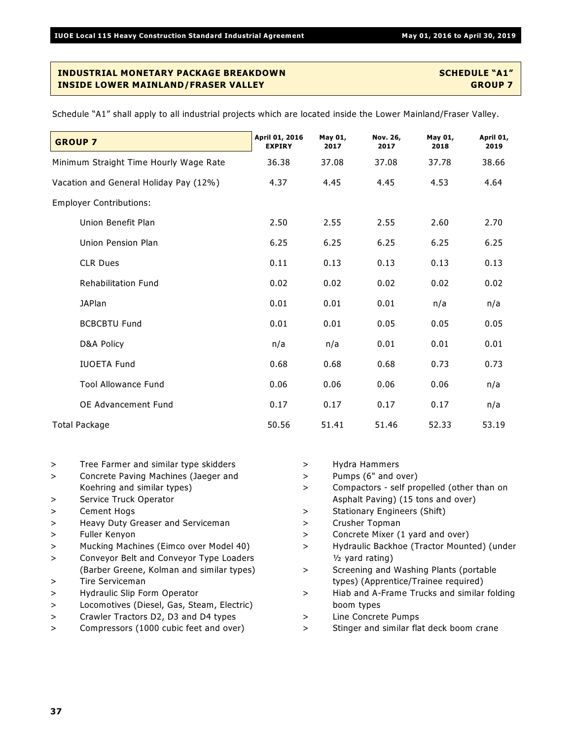## INDUSTRIAL MONETARY PACKAGE BREAKDOWN — SCHEDULE "A1"
## INSIDE LOWER MAINLAND/FRASER VALLEY — GROUP 7

Schedule "A1" shall apply to all industrial projects which are located inside the Lower Mainland/Fraser Valley.

| GROUP 7 | April 01, 2016 EXPIRY | May 01, 2017 | Nov. 26, 2017 | May 01, 2018 | April 01, 2019 |
|---|---|---|---|---|---|
| Minimum Straight Time Hourly Wage Rate | 36.38 | 37.08 | 37.08 | 37.78 | 38.66 |
| Vacation and General Holiday Pay (12%) | 4.37 | 4.45 | 4.45 | 4.53 | 4.64 |
| Employer Contributions: | | | | | |
| Union Benefit Plan | 2.50 | 2.55 | 2.55 | 2.60 | 2.70 |
| Union Pension Plan | 6.25 | 6.25 | 6.25 | 6.25 | 6.25 |
| CLR Dues | 0.11 | 0.13 | 0.13 | 0.13 | 0.13 |
| Rehabilitation Fund | 0.02 | 0.02 | 0.02 | 0.02 | 0.02 |
| JAPlan | 0.01 | 0.01 | 0.01 | n/a | n/a |
| BCBCBTU Fund | 0.01 | 0.01 | 0.05 | 0.05 | 0.05 |
| D&A Policy | n/a | n/a | 0.01 | 0.01 | 0.01 |
| IUOETA Fund | 0.68 | 0.68 | 0.68 | 0.73 | 0.73 |
| Tool Allowance Fund | 0.06 | 0.06 | 0.06 | 0.06 | n/a |
| OE Advancement Fund | 0.17 | 0.17 | 0.17 | 0.17 | n/a |
| Total Package | 50.56 | 51.41 | 51.46 | 52.33 | 53.19 |

- Tree Farmer and similar type skidders
- Concrete Paving Machines (Jaeger and Koehring and similar types)
- Service Truck Operator
- Cement Hogs
- Heavy Duty Greaser and Serviceman
- Fuller Kenyon
- Mucking Machines (Eimco over Model 40)
- Conveyor Belt and Conveyor Type Loaders (Barber Greene, Kolman and similar types)
- Tire Serviceman
- Hydraulic Slip Form Operator
- Locomotives (Diesel, Gas, Steam, Electric)
- Crawler Tractors D2, D3 and D4 types
- Compressors (1000 cubic feet and over)
- Hydra Hammers
- Pumps (6" and over)
- Compactors - self propelled (other than on Asphalt Paving) (15 tons and over)
- Stationary Engineers (Shift)
- Crusher Topman
- Concrete Mixer (1 yard and over)
- Hydraulic Backhoe (Tractor Mounted) (under ½ yard rating)
- Screening and Washing Plants (portable types) (Apprentice/Trainee required)
- Hiab and A-Frame Trucks and similar folding boom types
- Line Concrete Pumps
- Stinger and similar flat deck boom crane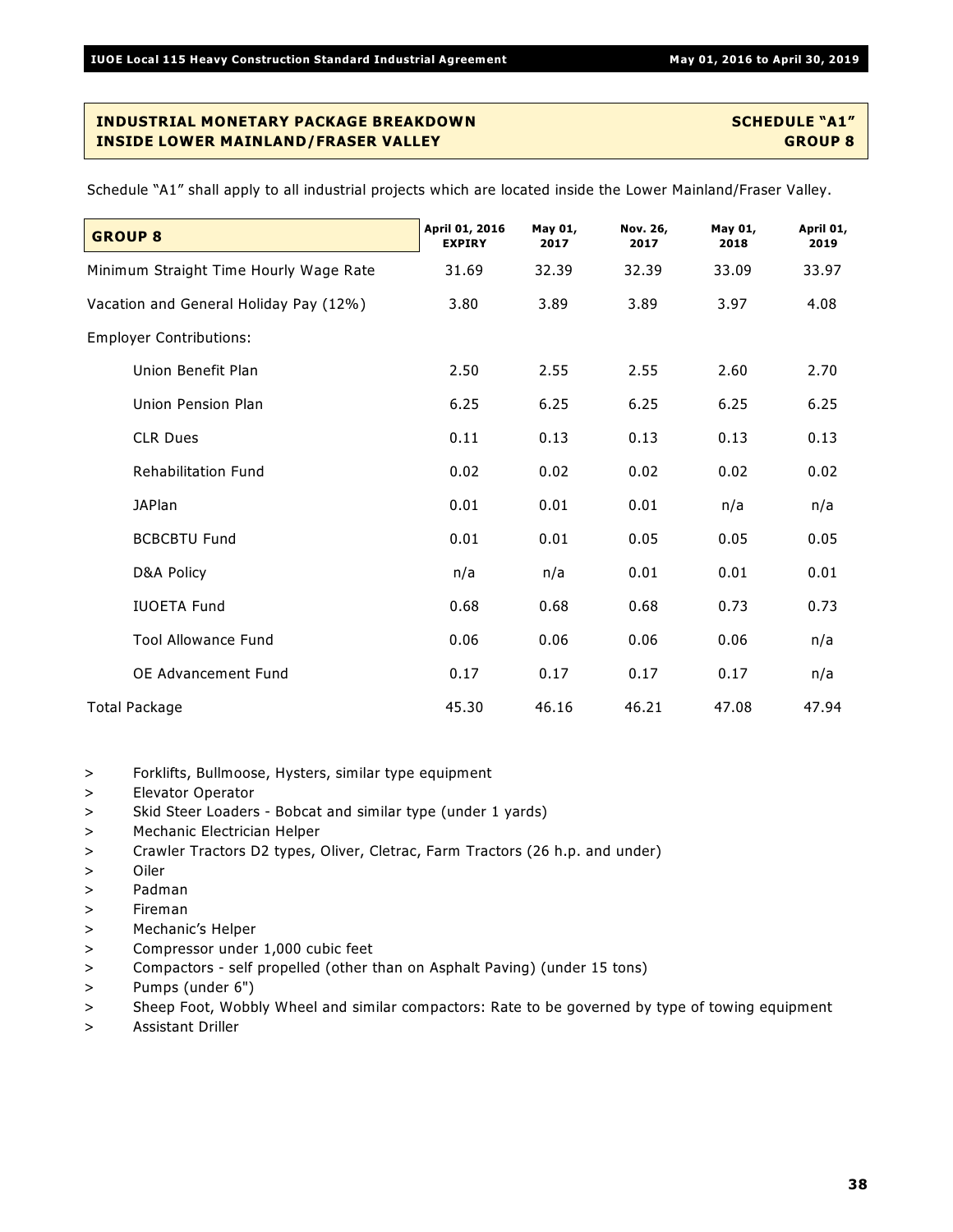## INDUSTRIAL MONETARY PACKAGE BREAKDOWN — SCHEDULE "A1"
## INSIDE LOWER MAINLAND/FRASER VALLEY — GROUP 8

Schedule "A1" shall apply to all industrial projects which are located inside the Lower Mainland/Fraser Valley.

| GROUP 8 | April 01, 2016 EXPIRY | May 01, 2017 | Nov. 26, 2017 | May 01, 2018 | April 01, 2019 |
|---|---|---|---|---|---|
| Minimum Straight Time Hourly Wage Rate | 31.69 | 32.39 | 32.39 | 33.09 | 33.97 |
| Vacation and General Holiday Pay (12%) | 3.80 | 3.89 | 3.89 | 3.97 | 4.08 |
| Employer Contributions: | | | | | |
| Union Benefit Plan | 2.50 | 2.55 | 2.55 | 2.60 | 2.70 |
| Union Pension Plan | 6.25 | 6.25 | 6.25 | 6.25 | 6.25 |
| CLR Dues | 0.11 | 0.13 | 0.13 | 0.13 | 0.13 |
| Rehabilitation Fund | 0.02 | 0.02 | 0.02 | 0.02 | 0.02 |
| JAPlan | 0.01 | 0.01 | 0.01 | n/a | n/a |
| BCBCBTU Fund | 0.01 | 0.01 | 0.05 | 0.05 | 0.05 |
| D&A Policy | n/a | n/a | 0.01 | 0.01 | 0.01 |
| IUOETA Fund | 0.68 | 0.68 | 0.68 | 0.73 | 0.73 |
| Tool Allowance Fund | 0.06 | 0.06 | 0.06 | 0.06 | n/a |
| OE Advancement Fund | 0.17 | 0.17 | 0.17 | 0.17 | n/a |
| Total Package | 45.30 | 46.16 | 46.21 | 47.08 | 47.94 |

- Forklifts, Bullmoose, Hysters, similar type equipment
- Elevator Operator
- Skid Steer Loaders - Bobcat and similar type (under 1 yards)
- Mechanic Electrician Helper
- Crawler Tractors D2 types, Oliver, Cletrac, Farm Tractors (26 h.p. and under)
- Oiler
- Padman
- Fireman
- Mechanic's Helper
- Compressor under 1,000 cubic feet
- Compactors - self propelled (other than on Asphalt Paving) (under 15 tons)
- Pumps (under 6")
- Sheep Foot, Wobbly Wheel and similar compactors: Rate to be governed by type of towing equipment
- Assistant Driller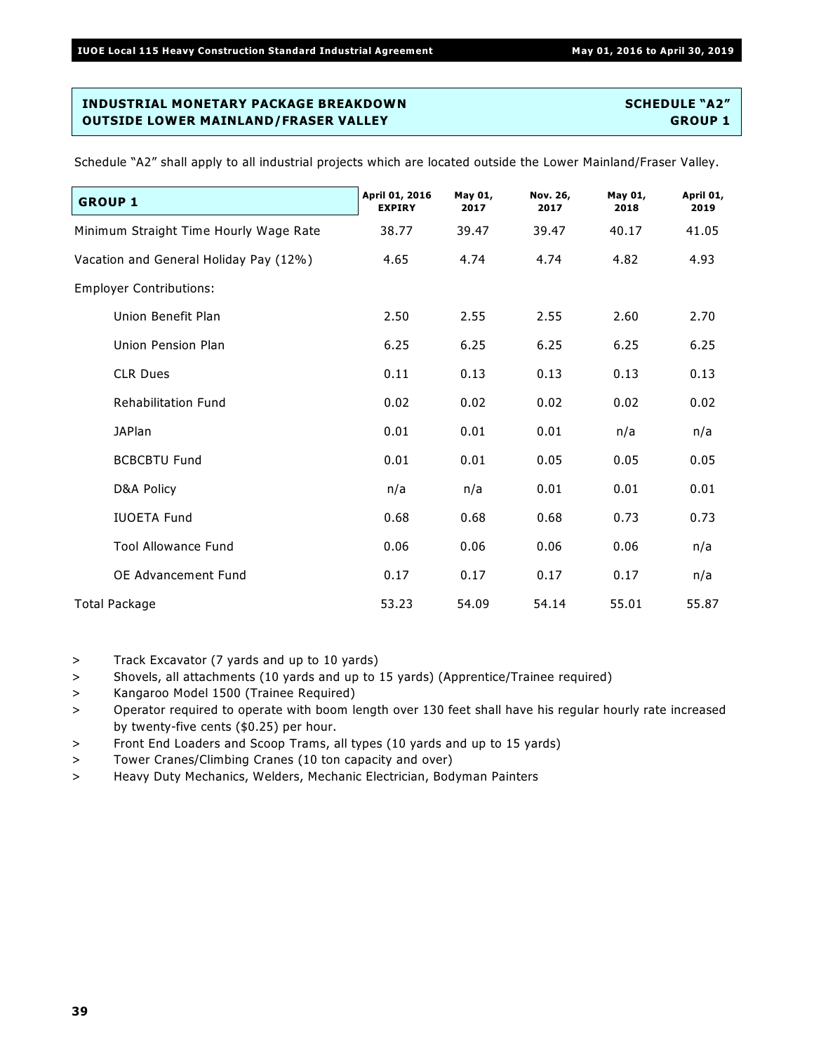## INDUSTRIAL MONETARY PACKAGE BREAKDOWN — SCHEDULE "A2"
## OUTSIDE LOWER MAINLAND/FRASER VALLEY — GROUP 1

Schedule "A2" shall apply to all industrial projects which are located outside the Lower Mainland/Fraser Valley.

| GROUP 1 | April 01, 2016 EXPIRY | May 01, 2017 | Nov. 26, 2017 | May 01, 2018 | April 01, 2019 |
|---|---|---|---|---|---|
| Minimum Straight Time Hourly Wage Rate | 38.77 | 39.47 | 39.47 | 40.17 | 41.05 |
| Vacation and General Holiday Pay (12%) | 4.65 | 4.74 | 4.74 | 4.82 | 4.93 |
| Employer Contributions: | | | | | |
| Union Benefit Plan | 2.50 | 2.55 | 2.55 | 2.60 | 2.70 |
| Union Pension Plan | 6.25 | 6.25 | 6.25 | 6.25 | 6.25 |
| CLR Dues | 0.11 | 0.13 | 0.13 | 0.13 | 0.13 |
| Rehabilitation Fund | 0.02 | 0.02 | 0.02 | 0.02 | 0.02 |
| JAPlan | 0.01 | 0.01 | 0.01 | n/a | n/a |
| BCBCBTU Fund | 0.01 | 0.01 | 0.05 | 0.05 | 0.05 |
| D&A Policy | n/a | n/a | 0.01 | 0.01 | 0.01 |
| IUOETA Fund | 0.68 | 0.68 | 0.68 | 0.73 | 0.73 |
| Tool Allowance Fund | 0.06 | 0.06 | 0.06 | 0.06 | n/a |
| OE Advancement Fund | 0.17 | 0.17 | 0.17 | 0.17 | n/a |
| Total Package | 53.23 | 54.09 | 54.14 | 55.01 | 55.87 |

> Track Excavator (7 yards and up to 10 yards)
> Shovels, all attachments (10 yards and up to 15 yards) (Apprentice/Trainee required)
> Kangaroo Model 1500 (Trainee Required)
> Operator required to operate with boom length over 130 feet shall have his regular hourly rate increased by twenty-five cents ($0.25) per hour.
> Front End Loaders and Scoop Trams, all types (10 yards and up to 15 yards)
> Tower Cranes/Climbing Cranes (10 ton capacity and over)
> Heavy Duty Mechanics, Welders, Mechanic Electrician, Bodyman Painters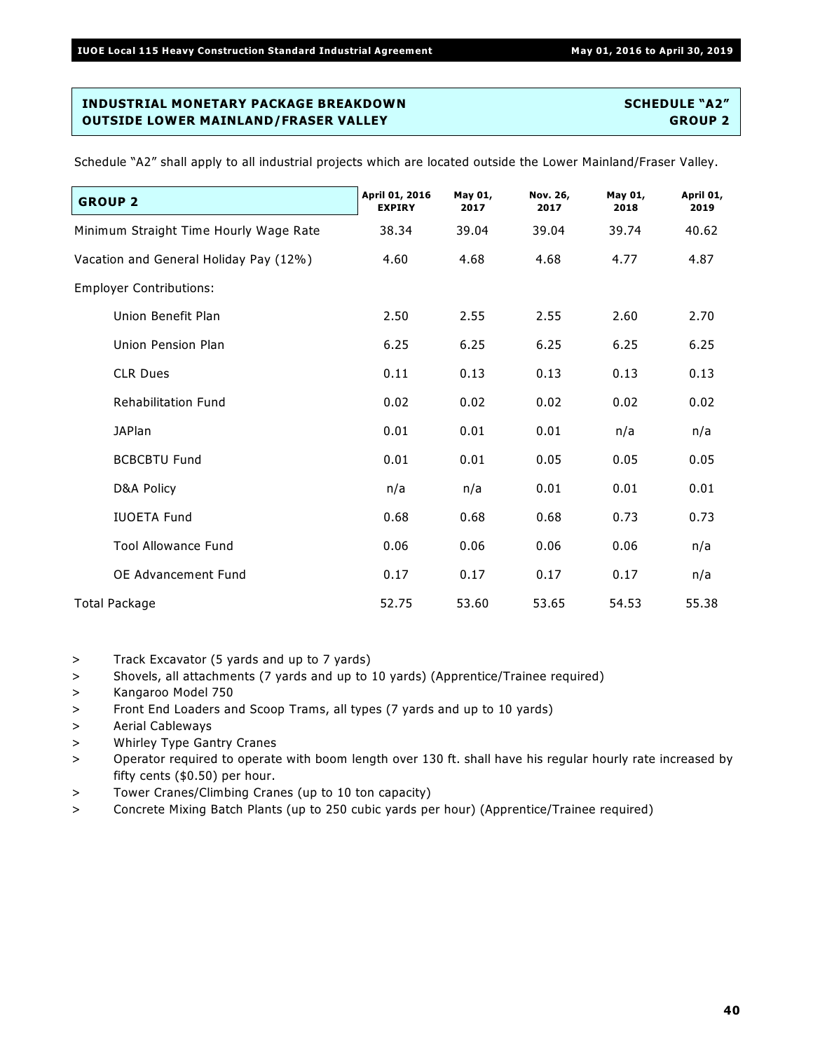## INDUSTRIAL MONETARY PACKAGE BREAKDOWN — OUTSIDE LOWER MAINLAND/FRASER VALLEY

**SCHEDULE "A2" — GROUP 2**

Schedule "A2" shall apply to all industrial projects which are located outside the Lower Mainland/Fraser Valley.

| GROUP 2 | April 01, 2016 EXPIRY | May 01, 2017 | Nov. 26, 2017 | May 01, 2018 | April 01, 2019 |
|---|---|---|---|---|---|
| Minimum Straight Time Hourly Wage Rate | 38.34 | 39.04 | 39.04 | 39.74 | 40.62 |
| Vacation and General Holiday Pay (12%) | 4.60 | 4.68 | 4.68 | 4.77 | 4.87 |
| Employer Contributions: | | | | | |
| Union Benefit Plan | 2.50 | 2.55 | 2.55 | 2.60 | 2.70 |
| Union Pension Plan | 6.25 | 6.25 | 6.25 | 6.25 | 6.25 |
| CLR Dues | 0.11 | 0.13 | 0.13 | 0.13 | 0.13 |
| Rehabilitation Fund | 0.02 | 0.02 | 0.02 | 0.02 | 0.02 |
| JAPlan | 0.01 | 0.01 | 0.01 | n/a | n/a |
| BCBCBTU Fund | 0.01 | 0.01 | 0.05 | 0.05 | 0.05 |
| D&A Policy | n/a | n/a | 0.01 | 0.01 | 0.01 |
| IUOETA Fund | 0.68 | 0.68 | 0.68 | 0.73 | 0.73 |
| Tool Allowance Fund | 0.06 | 0.06 | 0.06 | 0.06 | n/a |
| OE Advancement Fund | 0.17 | 0.17 | 0.17 | 0.17 | n/a |
| Total Package | 52.75 | 53.60 | 53.65 | 54.53 | 55.38 |

> Track Excavator (5 yards and up to 7 yards)
> Shovels, all attachments (7 yards and up to 10 yards) (Apprentice/Trainee required)
> Kangaroo Model 750
> Front End Loaders and Scoop Trams, all types (7 yards and up to 10 yards)
> Aerial Cableways
> Whirley Type Gantry Cranes
> Operator required to operate with boom length over 130 ft. shall have his regular hourly rate increased by fifty cents ($0.50) per hour.
> Tower Cranes/Climbing Cranes (up to 10 ton capacity)
> Concrete Mixing Batch Plants (up to 250 cubic yards per hour) (Apprentice/Trainee required)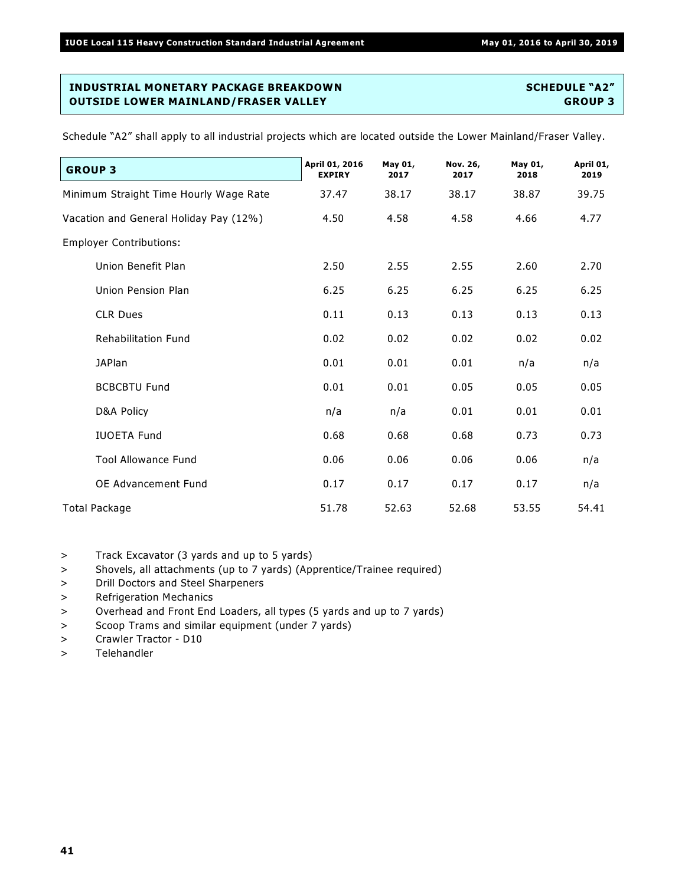## INDUSTRIAL MONETARY PACKAGE BREAKDOWN — SCHEDULE "A2"
## OUTSIDE LOWER MAINLAND/FRASER VALLEY — GROUP 3

Schedule "A2" shall apply to all industrial projects which are located outside the Lower Mainland/Fraser Valley.

| GROUP 3 | April 01, 2016 EXPIRY | May 01, 2017 | Nov. 26, 2017 | May 01, 2018 | April 01, 2019 |
|---|---|---|---|---|---|
| Minimum Straight Time Hourly Wage Rate | 37.47 | 38.17 | 38.17 | 38.87 | 39.75 |
| Vacation and General Holiday Pay (12%) | 4.50 | 4.58 | 4.58 | 4.66 | 4.77 |
| Employer Contributions: | | | | | |
| Union Benefit Plan | 2.50 | 2.55 | 2.55 | 2.60 | 2.70 |
| Union Pension Plan | 6.25 | 6.25 | 6.25 | 6.25 | 6.25 |
| CLR Dues | 0.11 | 0.13 | 0.13 | 0.13 | 0.13 |
| Rehabilitation Fund | 0.02 | 0.02 | 0.02 | 0.02 | 0.02 |
| JAPlan | 0.01 | 0.01 | 0.01 | n/a | n/a |
| BCBCBTU Fund | 0.01 | 0.01 | 0.05 | 0.05 | 0.05 |
| D&A Policy | n/a | n/a | 0.01 | 0.01 | 0.01 |
| IUOETA Fund | 0.68 | 0.68 | 0.68 | 0.73 | 0.73 |
| Tool Allowance Fund | 0.06 | 0.06 | 0.06 | 0.06 | n/a |
| OE Advancement Fund | 0.17 | 0.17 | 0.17 | 0.17 | n/a |
| Total Package | 51.78 | 52.63 | 52.68 | 53.55 | 54.41 |

- Track Excavator (3 yards and up to 5 yards)
- Shovels, all attachments (up to 7 yards) (Apprentice/Trainee required)
- Drill Doctors and Steel Sharpeners
- Refrigeration Mechanics
- Overhead and Front End Loaders, all types (5 yards and up to 7 yards)
- Scoop Trams and similar equipment (under 7 yards)
- Crawler Tractor - D10
- Telehandler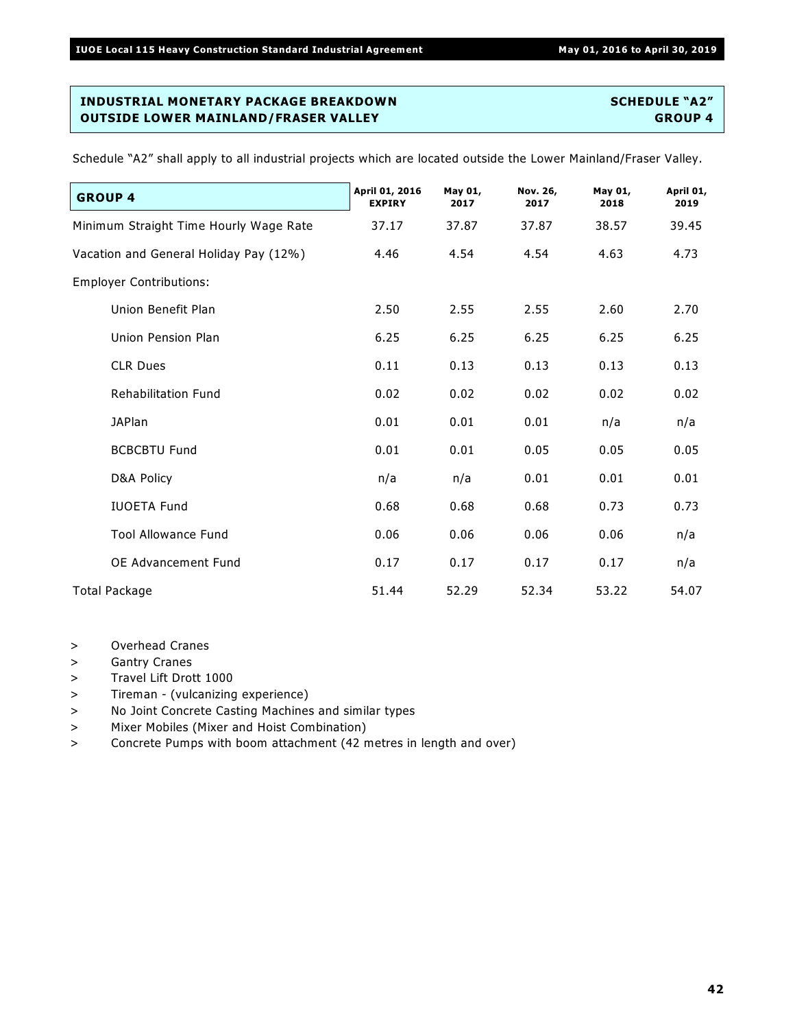## INDUSTRIAL MONETARY PACKAGE BREAKDOWN — SCHEDULE "A2"
## OUTSIDE LOWER MAINLAND/FRASER VALLEY — GROUP 4

Schedule "A2" shall apply to all industrial projects which are located outside the Lower Mainland/Fraser Valley.

| GROUP 4 | April 01, 2016 EXPIRY | May 01, 2017 | Nov. 26, 2017 | May 01, 2018 | April 01, 2019 |
|---|---|---|---|---|---|
| Minimum Straight Time Hourly Wage Rate | 37.17 | 37.87 | 37.87 | 38.57 | 39.45 |
| Vacation and General Holiday Pay (12%) | 4.46 | 4.54 | 4.54 | 4.63 | 4.73 |
| Employer Contributions: | | | | | |
| Union Benefit Plan | 2.50 | 2.55 | 2.55 | 2.60 | 2.70 |
| Union Pension Plan | 6.25 | 6.25 | 6.25 | 6.25 | 6.25 |
| CLR Dues | 0.11 | 0.13 | 0.13 | 0.13 | 0.13 |
| Rehabilitation Fund | 0.02 | 0.02 | 0.02 | 0.02 | 0.02 |
| JAPlan | 0.01 | 0.01 | 0.01 | n/a | n/a |
| BCBCBTU Fund | 0.01 | 0.01 | 0.05 | 0.05 | 0.05 |
| D&A Policy | n/a | n/a | 0.01 | 0.01 | 0.01 |
| IUOETA Fund | 0.68 | 0.68 | 0.68 | 0.73 | 0.73 |
| Tool Allowance Fund | 0.06 | 0.06 | 0.06 | 0.06 | n/a |
| OE Advancement Fund | 0.17 | 0.17 | 0.17 | 0.17 | n/a |
| Total Package | 51.44 | 52.29 | 52.34 | 53.22 | 54.07 |

> Overhead Cranes
> Gantry Cranes
> Travel Lift Drott 1000
> Tireman - (vulcanizing experience)
> No Joint Concrete Casting Machines and similar types
> Mixer Mobiles (Mixer and Hoist Combination)
> Concrete Pumps with boom attachment (42 metres in length and over)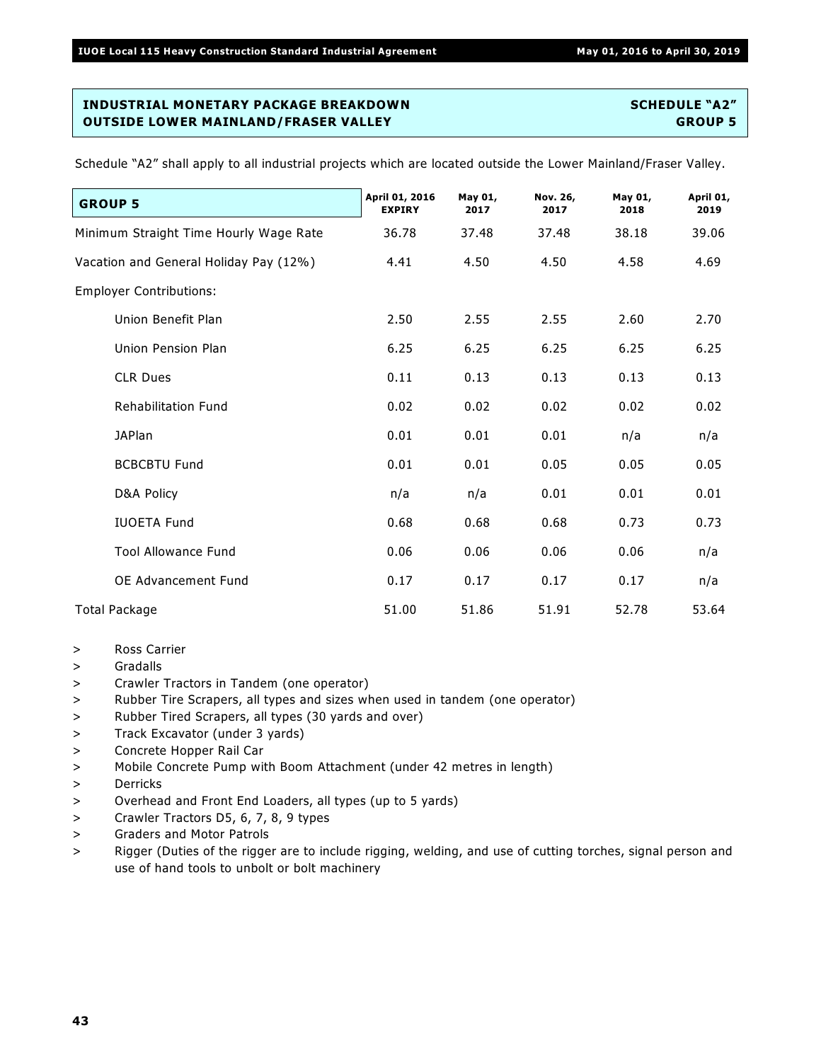**INDUSTRIAL MONETARY PACKAGE BREAKDOWN** **SCHEDULE "A2"**
**OUTSIDE LOWER MAINLAND/FRASER VALLEY** **GROUP 5**

Schedule "A2" shall apply to all industrial projects which are located outside the Lower Mainland/Fraser Valley.

| **GROUP 5** | **April 01, 2016 EXPIRY** | **May 01, 2017** | **Nov. 26, 2017** | **May 01, 2018** | **April 01, 2019** |
|---|---|---|---|---|---|
| Minimum Straight Time Hourly Wage Rate | 36.78 | 37.48 | 37.48 | 38.18 | 39.06 |
| Vacation and General Holiday Pay (12%) | 4.41 | 4.50 | 4.50 | 4.58 | 4.69 |
| Employer Contributions: | | | | | |
| Union Benefit Plan | 2.50 | 2.55 | 2.55 | 2.60 | 2.70 |
| Union Pension Plan | 6.25 | 6.25 | 6.25 | 6.25 | 6.25 |
| CLR Dues | 0.11 | 0.13 | 0.13 | 0.13 | 0.13 |
| Rehabilitation Fund | 0.02 | 0.02 | 0.02 | 0.02 | 0.02 |
| JAPlan | 0.01 | 0.01 | 0.01 | n/a | n/a |
| BCBCBTU Fund | 0.01 | 0.01 | 0.05 | 0.05 | 0.05 |
| D&A Policy | n/a | n/a | 0.01 | 0.01 | 0.01 |
| IUOETA Fund | 0.68 | 0.68 | 0.68 | 0.73 | 0.73 |
| Tool Allowance Fund | 0.06 | 0.06 | 0.06 | 0.06 | n/a |
| OE Advancement Fund | 0.17 | 0.17 | 0.17 | 0.17 | n/a |
| Total Package | 51.00 | 51.86 | 51.91 | 52.78 | 53.64 |

> Ross Carrier
> Gradalls
> Crawler Tractors in Tandem (one operator)
> Rubber Tire Scrapers, all types and sizes when used in tandem (one operator)
> Rubber Tired Scrapers, all types (30 yards and over)
> Track Excavator (under 3 yards)
> Concrete Hopper Rail Car
> Mobile Concrete Pump with Boom Attachment (under 42 metres in length)
> Derricks
> Overhead and Front End Loaders, all types (up to 5 yards)
> Crawler Tractors D5, 6, 7, 8, 9 types
> Graders and Motor Patrols
> Rigger (Duties of the rigger are to include rigging, welding, and use of cutting torches, signal person and use of hand tools to unbolt or bolt machinery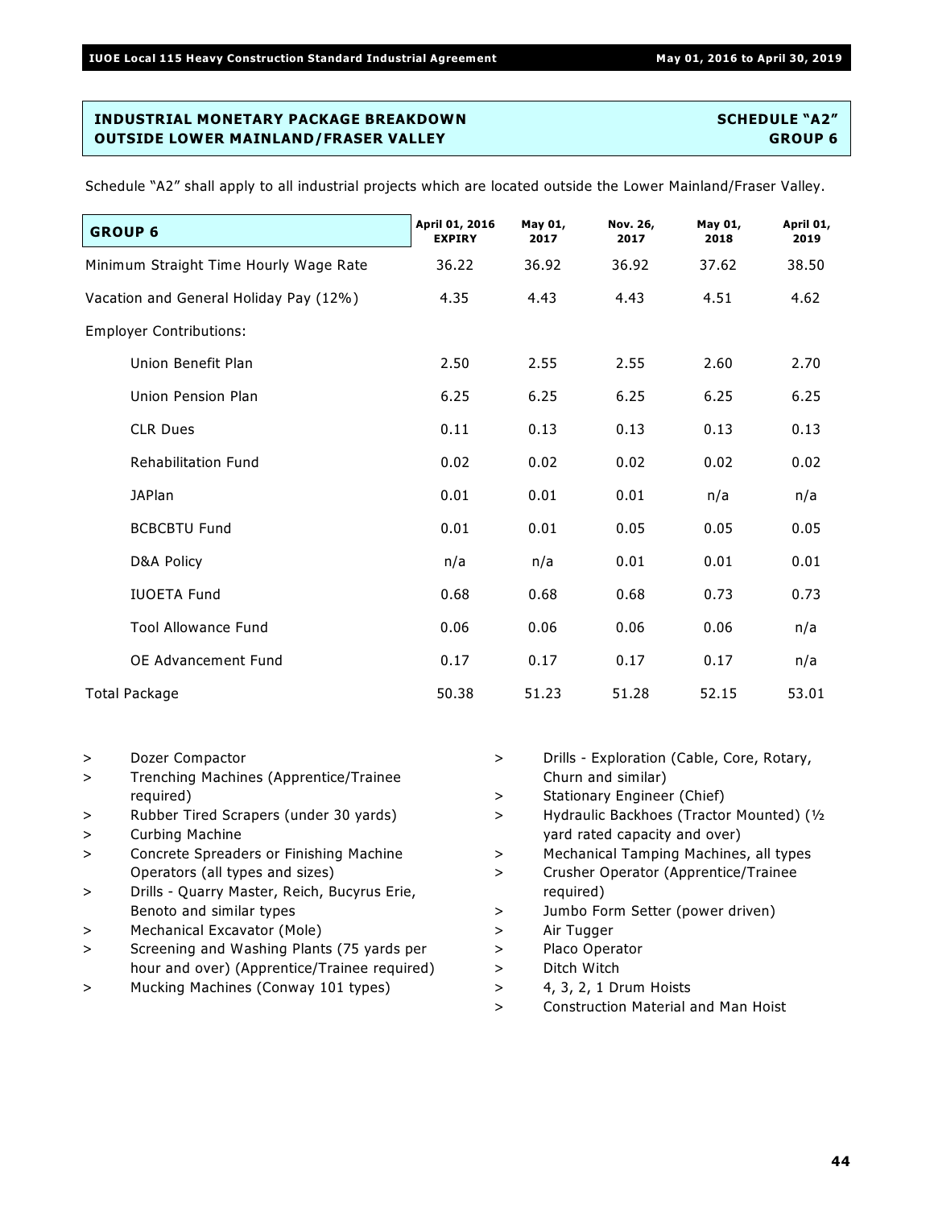## INDUSTRIAL MONETARY PACKAGE BREAKDOWN — SCHEDULE "A2"
## OUTSIDE LOWER MAINLAND/FRASER VALLEY — GROUP 6

Schedule "A2" shall apply to all industrial projects which are located outside the Lower Mainland/Fraser Valley.

| GROUP 6 | April 01, 2016 EXPIRY | May 01, 2017 | Nov. 26, 2017 | May 01, 2018 | April 01, 2019 |
|---|---|---|---|---|---|
| Minimum Straight Time Hourly Wage Rate | 36.22 | 36.92 | 36.92 | 37.62 | 38.50 |
| Vacation and General Holiday Pay (12%) | 4.35 | 4.43 | 4.43 | 4.51 | 4.62 |
| Employer Contributions: | | | | | |
| Union Benefit Plan | 2.50 | 2.55 | 2.55 | 2.60 | 2.70 |
| Union Pension Plan | 6.25 | 6.25 | 6.25 | 6.25 | 6.25 |
| CLR Dues | 0.11 | 0.13 | 0.13 | 0.13 | 0.13 |
| Rehabilitation Fund | 0.02 | 0.02 | 0.02 | 0.02 | 0.02 |
| JAPlan | 0.01 | 0.01 | 0.01 | n/a | n/a |
| BCBCBTU Fund | 0.01 | 0.01 | 0.05 | 0.05 | 0.05 |
| D&A Policy | n/a | n/a | 0.01 | 0.01 | 0.01 |
| IUOETA Fund | 0.68 | 0.68 | 0.68 | 0.73 | 0.73 |
| Tool Allowance Fund | 0.06 | 0.06 | 0.06 | 0.06 | n/a |
| OE Advancement Fund | 0.17 | 0.17 | 0.17 | 0.17 | n/a |
| Total Package | 50.38 | 51.23 | 51.28 | 52.15 | 53.01 |

> Dozer Compactor
> Trenching Machines (Apprentice/Trainee required)
> Rubber Tired Scrapers (under 30 yards)
> Curbing Machine
> Concrete Spreaders or Finishing Machine Operators (all types and sizes)
> Drills - Quarry Master, Reich, Bucyrus Erie, Benoto and similar types
> Mechanical Excavator (Mole)
> Screening and Washing Plants (75 yards per hour and over) (Apprentice/Trainee required)
> Mucking Machines (Conway 101 types)
> Drills - Exploration (Cable, Core, Rotary, Churn and similar)
> Stationary Engineer (Chief)
> Hydraulic Backhoes (Tractor Mounted) (½ yard rated capacity and over)
> Mechanical Tamping Machines, all types
> Crusher Operator (Apprentice/Trainee required)
> Jumbo Form Setter (power driven)
> Air Tugger
> Placo Operator
> Ditch Witch
> 4, 3, 2, 1 Drum Hoists
> Construction Material and Man Hoist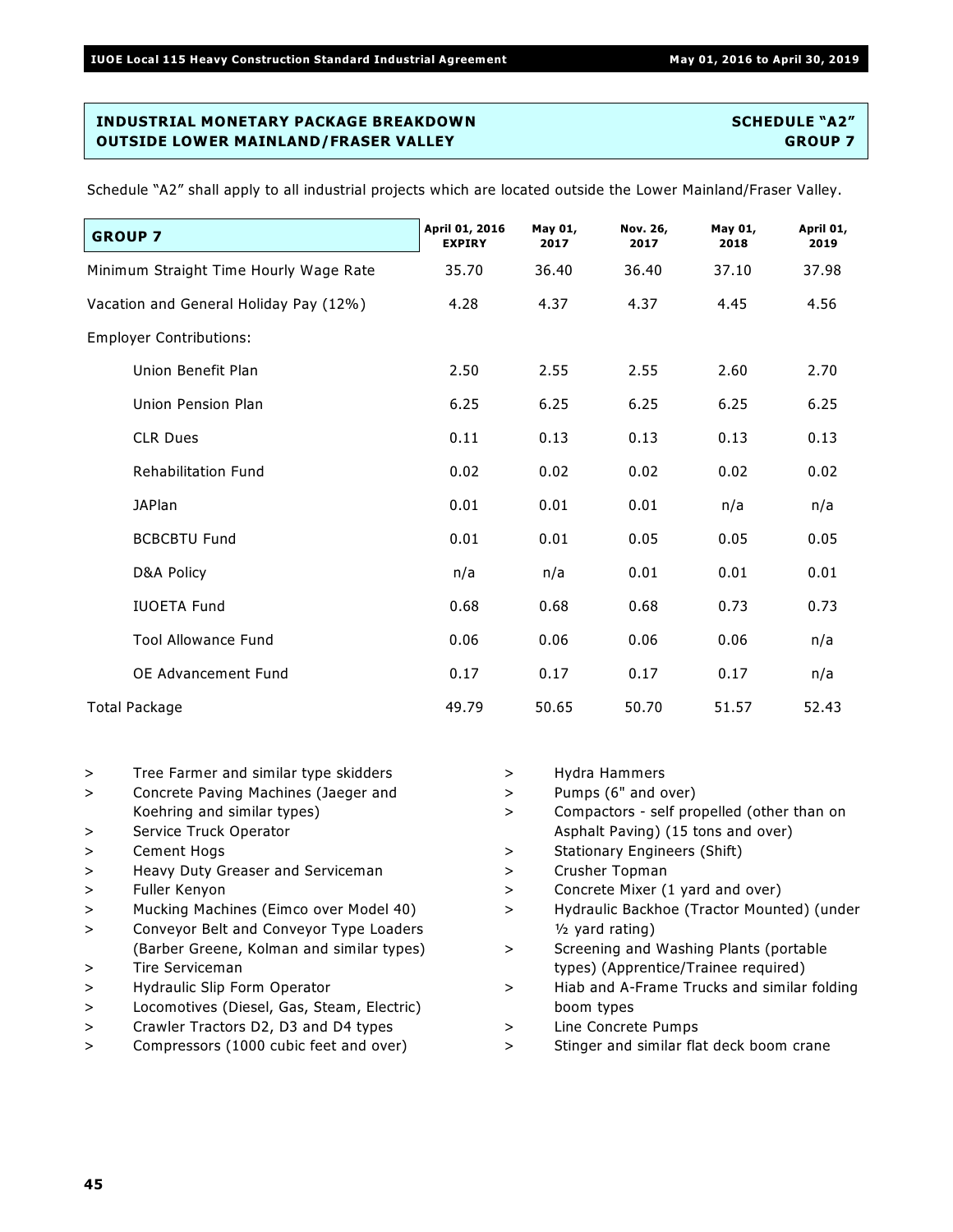## INDUSTRIAL MONETARY PACKAGE BREAKDOWN — SCHEDULE "A2"
## OUTSIDE LOWER MAINLAND/FRASER VALLEY — GROUP 7

Schedule "A2" shall apply to all industrial projects which are located outside the Lower Mainland/Fraser Valley.

| GROUP 7 | April 01, 2016 EXPIRY | May 01, 2017 | Nov. 26, 2017 | May 01, 2018 | April 01, 2019 |
|---|---|---|---|---|---|
| Minimum Straight Time Hourly Wage Rate | 35.70 | 36.40 | 36.40 | 37.10 | 37.98 |
| Vacation and General Holiday Pay (12%) | 4.28 | 4.37 | 4.37 | 4.45 | 4.56 |
| Employer Contributions: | | | | | |
| Union Benefit Plan | 2.50 | 2.55 | 2.55 | 2.60 | 2.70 |
| Union Pension Plan | 6.25 | 6.25 | 6.25 | 6.25 | 6.25 |
| CLR Dues | 0.11 | 0.13 | 0.13 | 0.13 | 0.13 |
| Rehabilitation Fund | 0.02 | 0.02 | 0.02 | 0.02 | 0.02 |
| JAPlan | 0.01 | 0.01 | 0.01 | n/a | n/a |
| BCBCBTU Fund | 0.01 | 0.01 | 0.05 | 0.05 | 0.05 |
| D&A Policy | n/a | n/a | 0.01 | 0.01 | 0.01 |
| IUOETA Fund | 0.68 | 0.68 | 0.68 | 0.73 | 0.73 |
| Tool Allowance Fund | 0.06 | 0.06 | 0.06 | 0.06 | n/a |
| OE Advancement Fund | 0.17 | 0.17 | 0.17 | 0.17 | n/a |
| Total Package | 49.79 | 50.65 | 50.70 | 51.57 | 52.43 |

- Tree Farmer and similar type skidders
- Concrete Paving Machines (Jaeger and Koehring and similar types)
- Service Truck Operator
- Cement Hogs
- Heavy Duty Greaser and Serviceman
- Fuller Kenyon
- Mucking Machines (Eimco over Model 40)
- Conveyor Belt and Conveyor Type Loaders (Barber Greene, Kolman and similar types)
- Tire Serviceman
- Hydraulic Slip Form Operator
- Locomotives (Diesel, Gas, Steam, Electric)
- Crawler Tractors D2, D3 and D4 types
- Compressors (1000 cubic feet and over)
- Hydra Hammers
- Pumps (6" and over)
- Compactors - self propelled (other than on Asphalt Paving) (15 tons and over)
- Stationary Engineers (Shift)
- Crusher Topman
- Concrete Mixer (1 yard and over)
- Hydraulic Backhoe (Tractor Mounted) (under ½ yard rating)
- Screening and Washing Plants (portable types) (Apprentice/Trainee required)
- Hiab and A-Frame Trucks and similar folding boom types
- Line Concrete Pumps
- Stinger and similar flat deck boom crane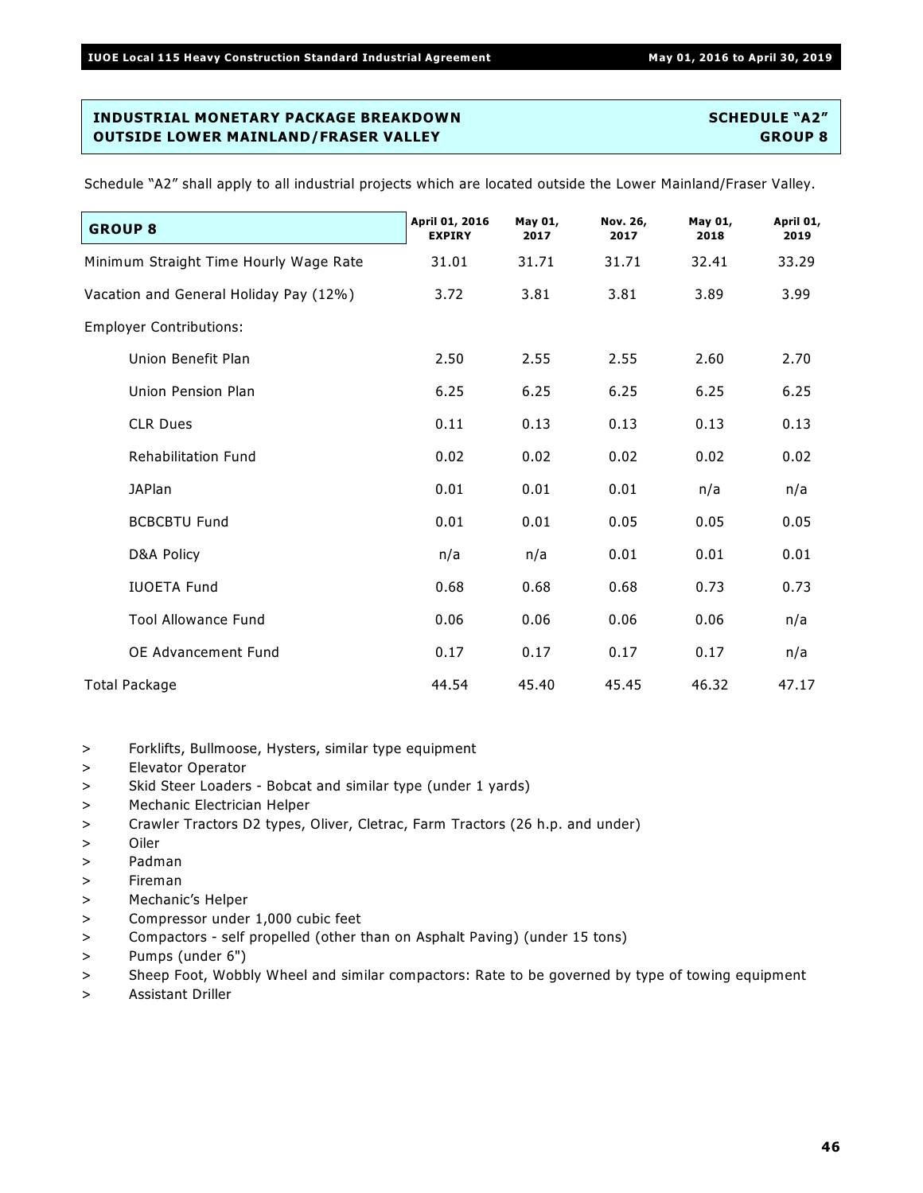## INDUSTRIAL MONETARY PACKAGE BREAKDOWN — SCHEDULE "A2"
## OUTSIDE LOWER MAINLAND/FRASER VALLEY — GROUP 8

Schedule "A2" shall apply to all industrial projects which are located outside the Lower Mainland/Fraser Valley.

| GROUP 8 | April 01, 2016 EXPIRY | May 01, 2017 | Nov. 26, 2017 | May 01, 2018 | April 01, 2019 |
|---|---|---|---|---|---|
| Minimum Straight Time Hourly Wage Rate | 31.01 | 31.71 | 31.71 | 32.41 | 33.29 |
| Vacation and General Holiday Pay (12%) | 3.72 | 3.81 | 3.81 | 3.89 | 3.99 |
| Employer Contributions: | | | | | |
| Union Benefit Plan | 2.50 | 2.55 | 2.55 | 2.60 | 2.70 |
| Union Pension Plan | 6.25 | 6.25 | 6.25 | 6.25 | 6.25 |
| CLR Dues | 0.11 | 0.13 | 0.13 | 0.13 | 0.13 |
| Rehabilitation Fund | 0.02 | 0.02 | 0.02 | 0.02 | 0.02 |
| JAPlan | 0.01 | 0.01 | 0.01 | n/a | n/a |
| BCBCBTU Fund | 0.01 | 0.01 | 0.05 | 0.05 | 0.05 |
| D&A Policy | n/a | n/a | 0.01 | 0.01 | 0.01 |
| IUOETA Fund | 0.68 | 0.68 | 0.68 | 0.73 | 0.73 |
| Tool Allowance Fund | 0.06 | 0.06 | 0.06 | 0.06 | n/a |
| OE Advancement Fund | 0.17 | 0.17 | 0.17 | 0.17 | n/a |
| Total Package | 44.54 | 45.40 | 45.45 | 46.32 | 47.17 |

- Forklifts, Bullmoose, Hysters, similar type equipment
- Elevator Operator
- Skid Steer Loaders - Bobcat and similar type (under 1 yards)
- Mechanic Electrician Helper
- Crawler Tractors D2 types, Oliver, Cletrac, Farm Tractors (26 h.p. and under)
- Oiler
- Padman
- Fireman
- Mechanic's Helper
- Compressor under 1,000 cubic feet
- Compactors - self propelled (other than on Asphalt Paving) (under 15 tons)
- Pumps (under 6")
- Sheep Foot, Wobbly Wheel and similar compactors: Rate to be governed by type of towing equipment
- Assistant Driller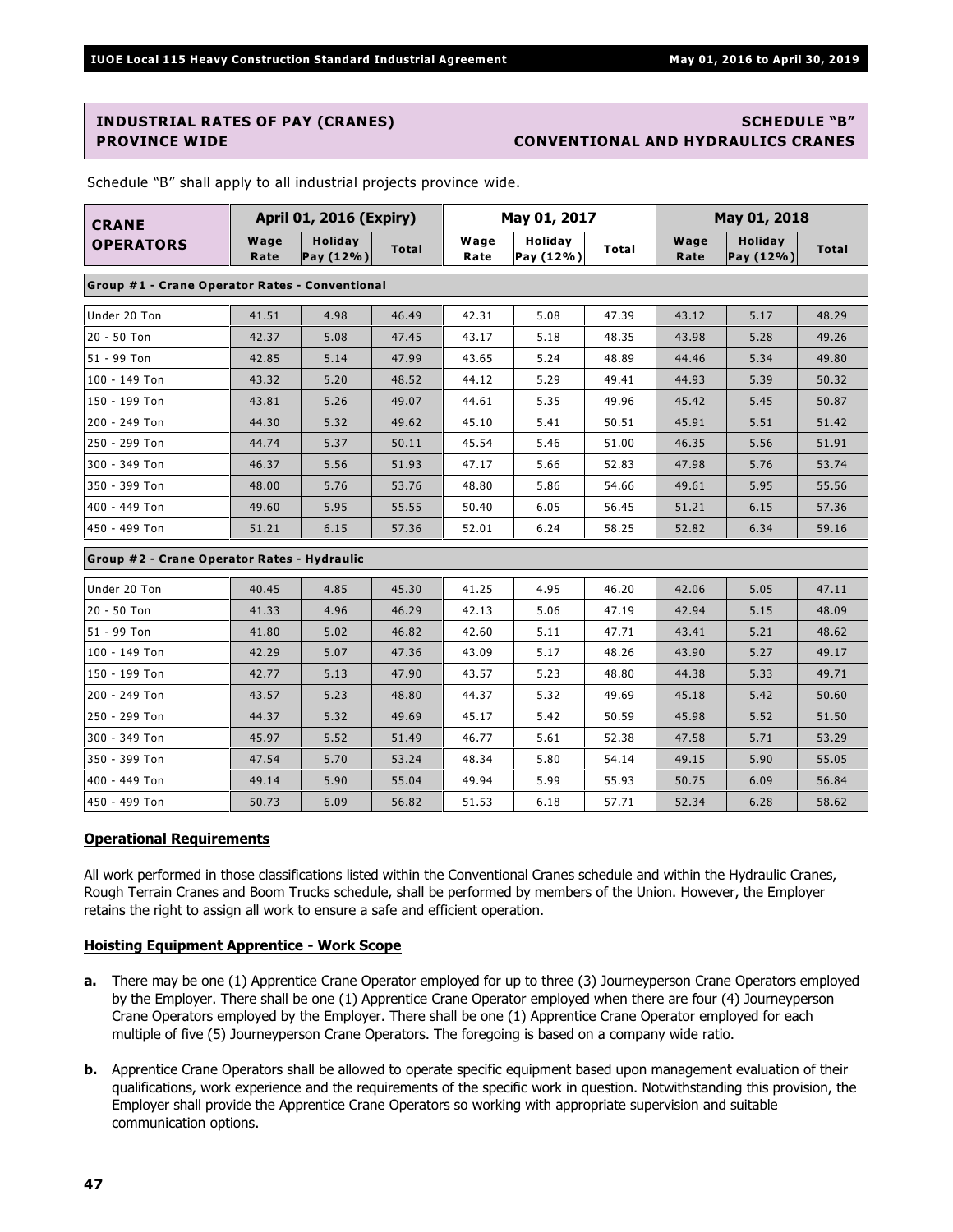## INDUSTRIAL RATES OF PAY (CRANES) — SCHEDULE "B"
## PROVINCE WIDE — CONVENTIONAL AND HYDRAULICS CRANES

Schedule "B" shall apply to all industrial projects province wide.

| CRANE OPERATORS | April 01, 2016 (Expiry) | | | May 01, 2017 | | | May 01, 2018 | | |
|---|---|---|---|---|---|---|---|---|---|
| | Wage Rate | Holiday Pay (12%) | Total | Wage Rate | Holiday Pay (12%) | Total | Wage Rate | Holiday Pay (12%) | Total |
| **Group #1 - Crane Operator Rates - Conventional** | | | | | | | | | |
| Under 20 Ton | 41.51 | 4.98 | 46.49 | 42.31 | 5.08 | 47.39 | 43.12 | 5.17 | 48.29 |
| 20 - 50 Ton | 42.37 | 5.08 | 47.45 | 43.17 | 5.18 | 48.35 | 43.98 | 5.28 | 49.26 |
| 51 - 99 Ton | 42.85 | 5.14 | 47.99 | 43.65 | 5.24 | 48.89 | 44.46 | 5.34 | 49.80 |
| 100 - 149 Ton | 43.32 | 5.20 | 48.52 | 44.12 | 5.29 | 49.41 | 44.93 | 5.39 | 50.32 |
| 150 - 199 Ton | 43.81 | 5.26 | 49.07 | 44.61 | 5.35 | 49.96 | 45.42 | 5.45 | 50.87 |
| 200 - 249 Ton | 44.30 | 5.32 | 49.62 | 45.10 | 5.41 | 50.51 | 45.91 | 5.51 | 51.42 |
| 250 - 299 Ton | 44.74 | 5.37 | 50.11 | 45.54 | 5.46 | 51.00 | 46.35 | 5.56 | 51.91 |
| 300 - 349 Ton | 46.37 | 5.56 | 51.93 | 47.17 | 5.66 | 52.83 | 47.98 | 5.76 | 53.74 |
| 350 - 399 Ton | 48.00 | 5.76 | 53.76 | 48.80 | 5.86 | 54.66 | 49.61 | 5.95 | 55.56 |
| 400 - 449 Ton | 49.60 | 5.95 | 55.55 | 50.40 | 6.05 | 56.45 | 51.21 | 6.15 | 57.36 |
| 450 - 499 Ton | 51.21 | 6.15 | 57.36 | 52.01 | 6.24 | 58.25 | 52.82 | 6.34 | 59.16 |
| **Group #2 - Crane Operator Rates - Hydraulic** | | | | | | | | | |
| Under 20 Ton | 40.45 | 4.85 | 45.30 | 41.25 | 4.95 | 46.20 | 42.06 | 5.05 | 47.11 |
| 20 - 50 Ton | 41.33 | 4.96 | 46.29 | 42.13 | 5.06 | 47.19 | 42.94 | 5.15 | 48.09 |
| 51 - 99 Ton | 41.80 | 5.02 | 46.82 | 42.60 | 5.11 | 47.71 | 43.41 | 5.21 | 48.62 |
| 100 - 149 Ton | 42.29 | 5.07 | 47.36 | 43.09 | 5.17 | 48.26 | 43.90 | 5.27 | 49.17 |
| 150 - 199 Ton | 42.77 | 5.13 | 47.90 | 43.57 | 5.23 | 48.80 | 44.38 | 5.33 | 49.71 |
| 200 - 249 Ton | 43.57 | 5.23 | 48.80 | 44.37 | 5.32 | 49.69 | 45.18 | 5.42 | 50.60 |
| 250 - 299 Ton | 44.37 | 5.32 | 49.69 | 45.17 | 5.42 | 50.59 | 45.98 | 5.52 | 51.50 |
| 300 - 349 Ton | 45.97 | 5.52 | 51.49 | 46.77 | 5.61 | 52.38 | 47.58 | 5.71 | 53.29 |
| 350 - 399 Ton | 47.54 | 5.70 | 53.24 | 48.34 | 5.80 | 54.14 | 49.15 | 5.90 | 55.05 |
| 400 - 449 Ton | 49.14 | 5.90 | 55.04 | 49.94 | 5.99 | 55.93 | 50.75 | 6.09 | 56.84 |
| 450 - 499 Ton | 50.73 | 6.09 | 56.82 | 51.53 | 6.18 | 57.71 | 52.34 | 6.28 | 58.62 |

### Operational Requirements

All work performed in those classifications listed within the Conventional Cranes schedule and within the Hydraulic Cranes, Rough Terrain Cranes and Boom Trucks schedule, shall be performed by members of the Union. However, the Employer retains the right to assign all work to ensure a safe and efficient operation.

### Hoisting Equipment Apprentice - Work Scope

**a.** There may be one (1) Apprentice Crane Operator employed for up to three (3) Journeyperson Crane Operators employed by the Employer. There shall be one (1) Apprentice Crane Operator employed when there are four (4) Journeyperson Crane Operators employed by the Employer. There shall be one (1) Apprentice Crane Operator employed for each multiple of five (5) Journeyperson Crane Operators. The foregoing is based on a company wide ratio.

**b.** Apprentice Crane Operators shall be allowed to operate specific equipment based upon management evaluation of their qualifications, work experience and the requirements of the specific work in question. Notwithstanding this provision, the Employer shall provide the Apprentice Crane Operators so working with appropriate supervision and suitable communication options.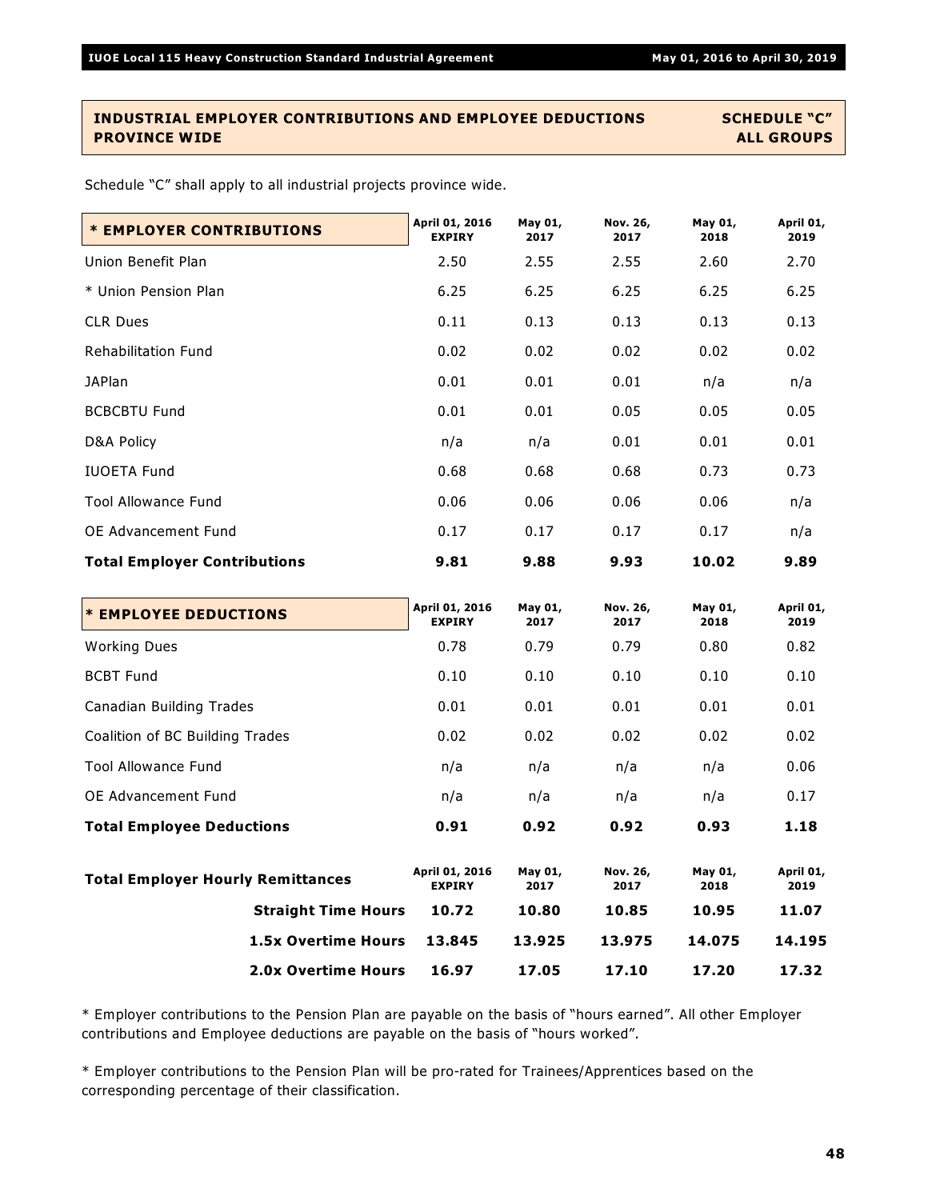## INDUSTRIAL EMPLOYER CONTRIBUTIONS AND EMPLOYEE DEDUCTIONS PROVINCE WIDE

**SCHEDULE "C"**
**ALL GROUPS**

Schedule "C" shall apply to all industrial projects province wide.

| * EMPLOYER CONTRIBUTIONS | April 01, 2016 EXPIRY | May 01, 2017 | Nov. 26, 2017 | May 01, 2018 | April 01, 2019 |
|---|---|---|---|---|---|
| Union Benefit Plan | 2.50 | 2.55 | 2.55 | 2.60 | 2.70 |
| * Union Pension Plan | 6.25 | 6.25 | 6.25 | 6.25 | 6.25 |
| CLR Dues | 0.11 | 0.13 | 0.13 | 0.13 | 0.13 |
| Rehabilitation Fund | 0.02 | 0.02 | 0.02 | 0.02 | 0.02 |
| JAPlan | 0.01 | 0.01 | 0.01 | n/a | n/a |
| BCBCBTU Fund | 0.01 | 0.01 | 0.05 | 0.05 | 0.05 |
| D&A Policy | n/a | n/a | 0.01 | 0.01 | 0.01 |
| IUOETA Fund | 0.68 | 0.68 | 0.68 | 0.73 | 0.73 |
| Tool Allowance Fund | 0.06 | 0.06 | 0.06 | 0.06 | n/a |
| OE Advancement Fund | 0.17 | 0.17 | 0.17 | 0.17 | n/a |
| **Total Employer Contributions** | **9.81** | **9.88** | **9.93** | **10.02** | **9.89** |

| * EMPLOYEE DEDUCTIONS | April 01, 2016 EXPIRY | May 01, 2017 | Nov. 26, 2017 | May 01, 2018 | April 01, 2019 |
|---|---|---|---|---|---|
| Working Dues | 0.78 | 0.79 | 0.79 | 0.80 | 0.82 |
| BCBT Fund | 0.10 | 0.10 | 0.10 | 0.10 | 0.10 |
| Canadian Building Trades | 0.01 | 0.01 | 0.01 | 0.01 | 0.01 |
| Coalition of BC Building Trades | 0.02 | 0.02 | 0.02 | 0.02 | 0.02 |
| Tool Allowance Fund | n/a | n/a | n/a | n/a | 0.06 |
| OE Advancement Fund | n/a | n/a | n/a | n/a | 0.17 |
| **Total Employee Deductions** | **0.91** | **0.92** | **0.92** | **0.93** | **1.18** |

| Total Employer Hourly Remittances | April 01, 2016 EXPIRY | May 01, 2017 | Nov. 26, 2017 | May 01, 2018 | April 01, 2019 |
|---|---|---|---|---|---|
| **Straight Time Hours** | **10.72** | **10.80** | **10.85** | **10.95** | **11.07** |
| **1.5x Overtime Hours** | **13.845** | **13.925** | **13.975** | **14.075** | **14.195** |
| **2.0x Overtime Hours** | **16.97** | **17.05** | **17.10** | **17.20** | **17.32** |

* Employer contributions to the Pension Plan are payable on the basis of "hours earned". All other Employer contributions and Employee deductions are payable on the basis of "hours worked".

* Employer contributions to the Pension Plan will be pro-rated for Trainees/Apprentices based on the corresponding percentage of their classification.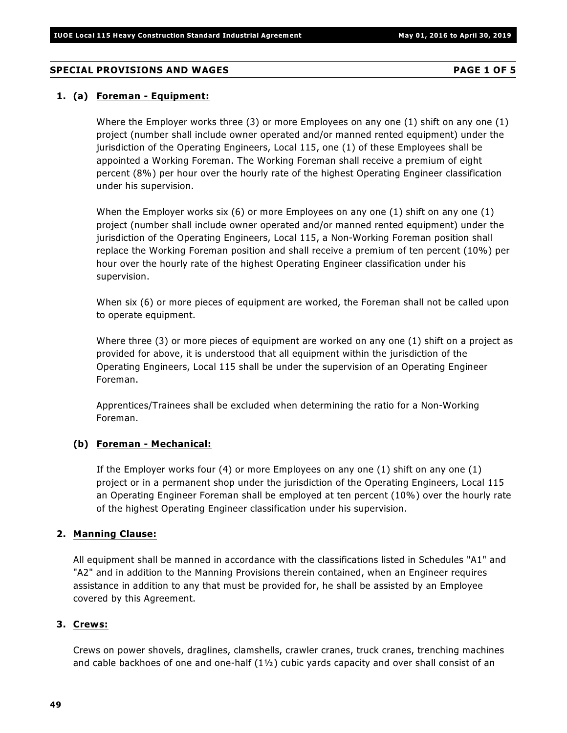## SPECIAL PROVISIONS AND WAGES

**PAGE 1 OF 5**

**1. (a) Foreman - Equipment:**

Where the Employer works three (3) or more Employees on any one (1) shift on any one (1) project (number shall include owner operated and/or manned rented equipment) under the jurisdiction of the Operating Engineers, Local 115, one (1) of these Employees shall be appointed a Working Foreman. The Working Foreman shall receive a premium of eight percent (8%) per hour over the hourly rate of the highest Operating Engineer classification under his supervision.

When the Employer works six (6) or more Employees on any one (1) shift on any one (1) project (number shall include owner operated and/or manned rented equipment) under the jurisdiction of the Operating Engineers, Local 115, a Non-Working Foreman position shall replace the Working Foreman position and shall receive a premium of ten percent (10%) per hour over the hourly rate of the highest Operating Engineer classification under his supervision.

When six (6) or more pieces of equipment are worked, the Foreman shall not be called upon to operate equipment.

Where three (3) or more pieces of equipment are worked on any one (1) shift on a project as provided for above, it is understood that all equipment within the jurisdiction of the Operating Engineers, Local 115 shall be under the supervision of an Operating Engineer Foreman.

Apprentices/Trainees shall be excluded when determining the ratio for a Non-Working Foreman.

**(b) Foreman - Mechanical:**

If the Employer works four (4) or more Employees on any one (1) shift on any one (1) project or in a permanent shop under the jurisdiction of the Operating Engineers, Local 115 an Operating Engineer Foreman shall be employed at ten percent (10%) over the hourly rate of the highest Operating Engineer classification under his supervision.

**2. Manning Clause:**

All equipment shall be manned in accordance with the classifications listed in Schedules "A1" and "A2" and in addition to the Manning Provisions therein contained, when an Engineer requires assistance in addition to any that must be provided for, he shall be assisted by an Employee covered by this Agreement.

**3. Crews:**

Crews on power shovels, draglines, clamshells, crawler cranes, truck cranes, trenching machines and cable backhoes of one and one-half (1½) cubic yards capacity and over shall consist of an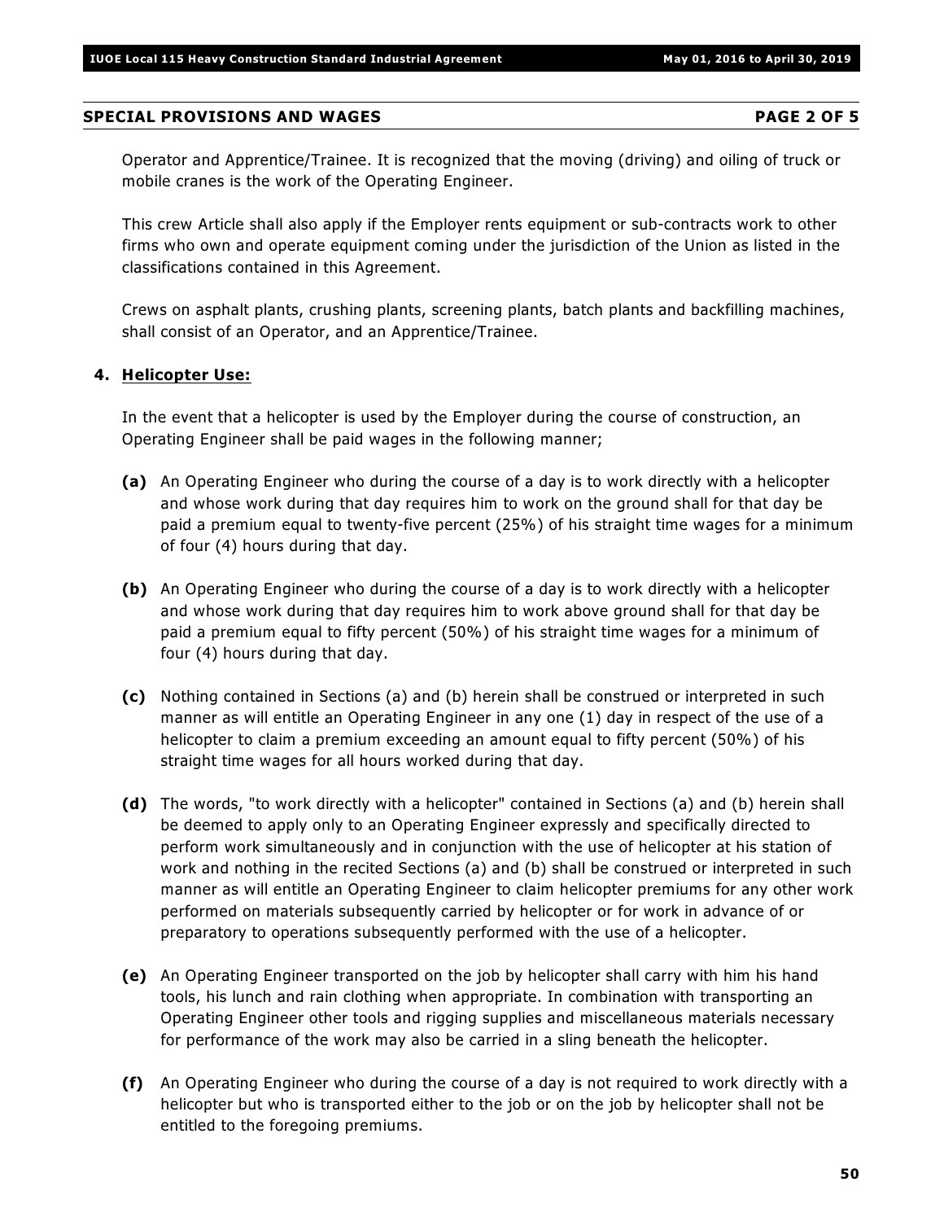## SPECIAL PROVISIONS AND WAGES

Operator and Apprentice/Trainee. It is recognized that the moving (driving) and oiling of truck or mobile cranes is the work of the Operating Engineer.

This crew Article shall also apply if the Employer rents equipment or sub-contracts work to other firms who own and operate equipment coming under the jurisdiction of the Union as listed in the classifications contained in this Agreement.

Crews on asphalt plants, crushing plants, screening plants, batch plants and backfilling machines, shall consist of an Operator, and an Apprentice/Trainee.

### 4. Helicopter Use:

In the event that a helicopter is used by the Employer during the course of construction, an Operating Engineer shall be paid wages in the following manner;

**(a)** An Operating Engineer who during the course of a day is to work directly with a helicopter and whose work during that day requires him to work on the ground shall for that day be paid a premium equal to twenty-five percent (25%) of his straight time wages for a minimum of four (4) hours during that day.

**(b)** An Operating Engineer who during the course of a day is to work directly with a helicopter and whose work during that day requires him to work above ground shall for that day be paid a premium equal to fifty percent (50%) of his straight time wages for a minimum of four (4) hours during that day.

**(c)** Nothing contained in Sections (a) and (b) herein shall be construed or interpreted in such manner as will entitle an Operating Engineer in any one (1) day in respect of the use of a helicopter to claim a premium exceeding an amount equal to fifty percent (50%) of his straight time wages for all hours worked during that day.

**(d)** The words, "to work directly with a helicopter" contained in Sections (a) and (b) herein shall be deemed to apply only to an Operating Engineer expressly and specifically directed to perform work simultaneously and in conjunction with the use of helicopter at his station of work and nothing in the recited Sections (a) and (b) shall be construed or interpreted in such manner as will entitle an Operating Engineer to claim helicopter premiums for any other work performed on materials subsequently carried by helicopter or for work in advance of or preparatory to operations subsequently performed with the use of a helicopter.

**(e)** An Operating Engineer transported on the job by helicopter shall carry with him his hand tools, his lunch and rain clothing when appropriate. In combination with transporting an Operating Engineer other tools and rigging supplies and miscellaneous materials necessary for performance of the work may also be carried in a sling beneath the helicopter.

**(f)** An Operating Engineer who during the course of a day is not required to work directly with a helicopter but who is transported either to the job or on the job by helicopter shall not be entitled to the foregoing premiums.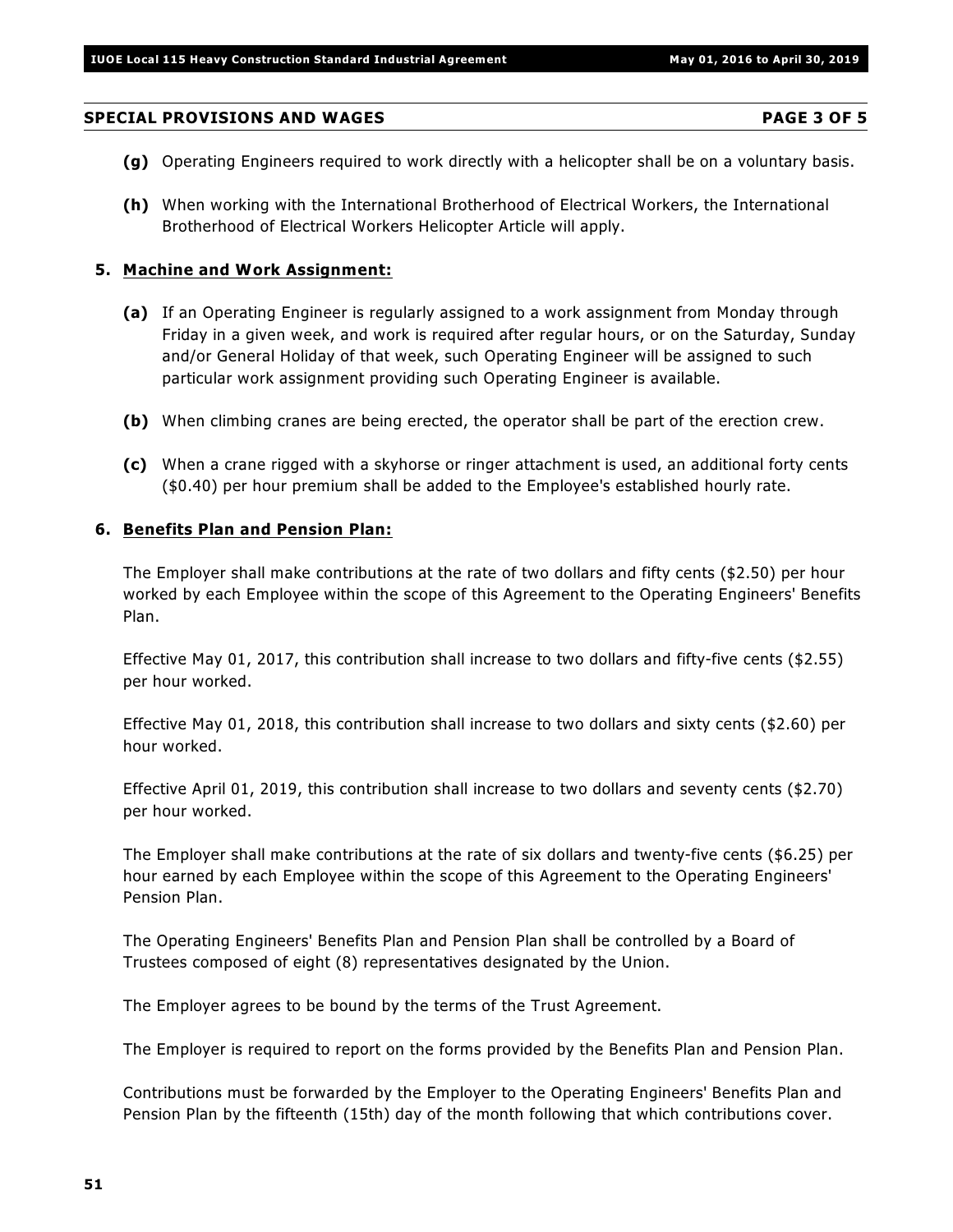## SPECIAL PROVISIONS AND WAGES PAGE 3 OF 5

**(g)** Operating Engineers required to work directly with a helicopter shall be on a voluntary basis.

**(h)** When working with the International Brotherhood of Electrical Workers, the International Brotherhood of Electrical Workers Helicopter Article will apply.

### 5. Machine and Work Assignment:

**(a)** If an Operating Engineer is regularly assigned to a work assignment from Monday through Friday in a given week, and work is required after regular hours, or on the Saturday, Sunday and/or General Holiday of that week, such Operating Engineer will be assigned to such particular work assignment providing such Operating Engineer is available.

**(b)** When climbing cranes are being erected, the operator shall be part of the erection crew.

**(c)** When a crane rigged with a skyhorse or ringer attachment is used, an additional forty cents ($0.40) per hour premium shall be added to the Employee's established hourly rate.

### 6. Benefits Plan and Pension Plan:

The Employer shall make contributions at the rate of two dollars and fifty cents ($2.50) per hour worked by each Employee within the scope of this Agreement to the Operating Engineers' Benefits Plan.

Effective May 01, 2017, this contribution shall increase to two dollars and fifty-five cents ($2.55) per hour worked.

Effective May 01, 2018, this contribution shall increase to two dollars and sixty cents ($2.60) per hour worked.

Effective April 01, 2019, this contribution shall increase to two dollars and seventy cents ($2.70) per hour worked.

The Employer shall make contributions at the rate of six dollars and twenty-five cents ($6.25) per hour earned by each Employee within the scope of this Agreement to the Operating Engineers' Pension Plan.

The Operating Engineers' Benefits Plan and Pension Plan shall be controlled by a Board of Trustees composed of eight (8) representatives designated by the Union.

The Employer agrees to be bound by the terms of the Trust Agreement.

The Employer is required to report on the forms provided by the Benefits Plan and Pension Plan.

Contributions must be forwarded by the Employer to the Operating Engineers' Benefits Plan and Pension Plan by the fifteenth (15th) day of the month following that which contributions cover.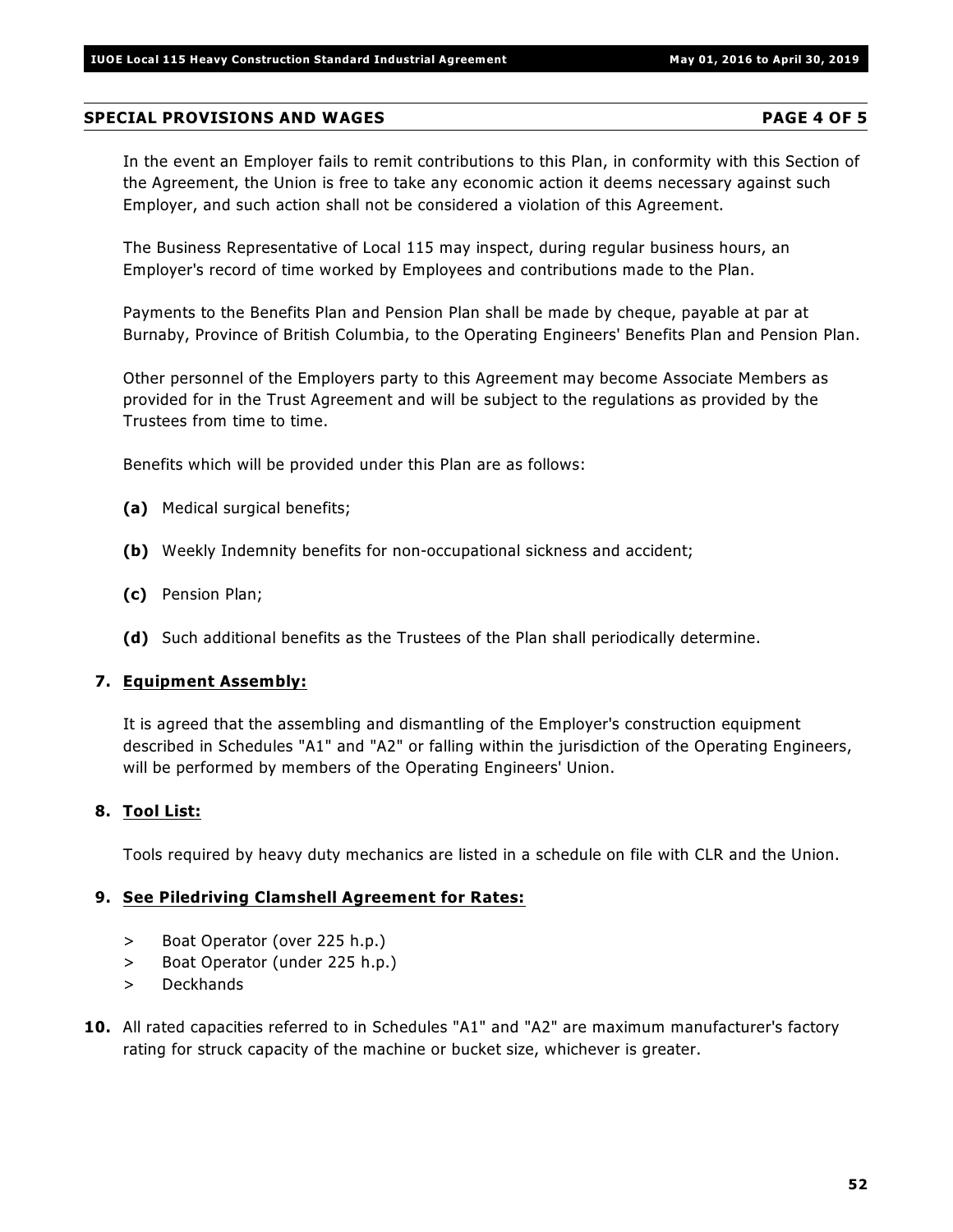## SPECIAL PROVISIONS AND WAGES PAGE 4 OF 5

In the event an Employer fails to remit contributions to this Plan, in conformity with this Section of the Agreement, the Union is free to take any economic action it deems necessary against such Employer, and such action shall not be considered a violation of this Agreement.

The Business Representative of Local 115 may inspect, during regular business hours, an Employer's record of time worked by Employees and contributions made to the Plan.

Payments to the Benefits Plan and Pension Plan shall be made by cheque, payable at par at Burnaby, Province of British Columbia, to the Operating Engineers' Benefits Plan and Pension Plan.

Other personnel of the Employers party to this Agreement may become Associate Members as provided for in the Trust Agreement and will be subject to the regulations as provided by the Trustees from time to time.

Benefits which will be provided under this Plan are as follows:

**(a)** Medical surgical benefits;

**(b)** Weekly Indemnity benefits for non-occupational sickness and accident;

**(c)** Pension Plan;

**(d)** Such additional benefits as the Trustees of the Plan shall periodically determine.

**7. Equipment Assembly:**

It is agreed that the assembling and dismantling of the Employer's construction equipment described in Schedules "A1" and "A2" or falling within the jurisdiction of the Operating Engineers, will be performed by members of the Operating Engineers' Union.

**8. Tool List:**

Tools required by heavy duty mechanics are listed in a schedule on file with CLR and the Union.

**9. See Piledriving Clamshell Agreement for Rates:**

> Boat Operator (over 225 h.p.)
> Boat Operator (under 225 h.p.)
> Deckhands

**10.** All rated capacities referred to in Schedules "A1" and "A2" are maximum manufacturer's factory rating for struck capacity of the machine or bucket size, whichever is greater.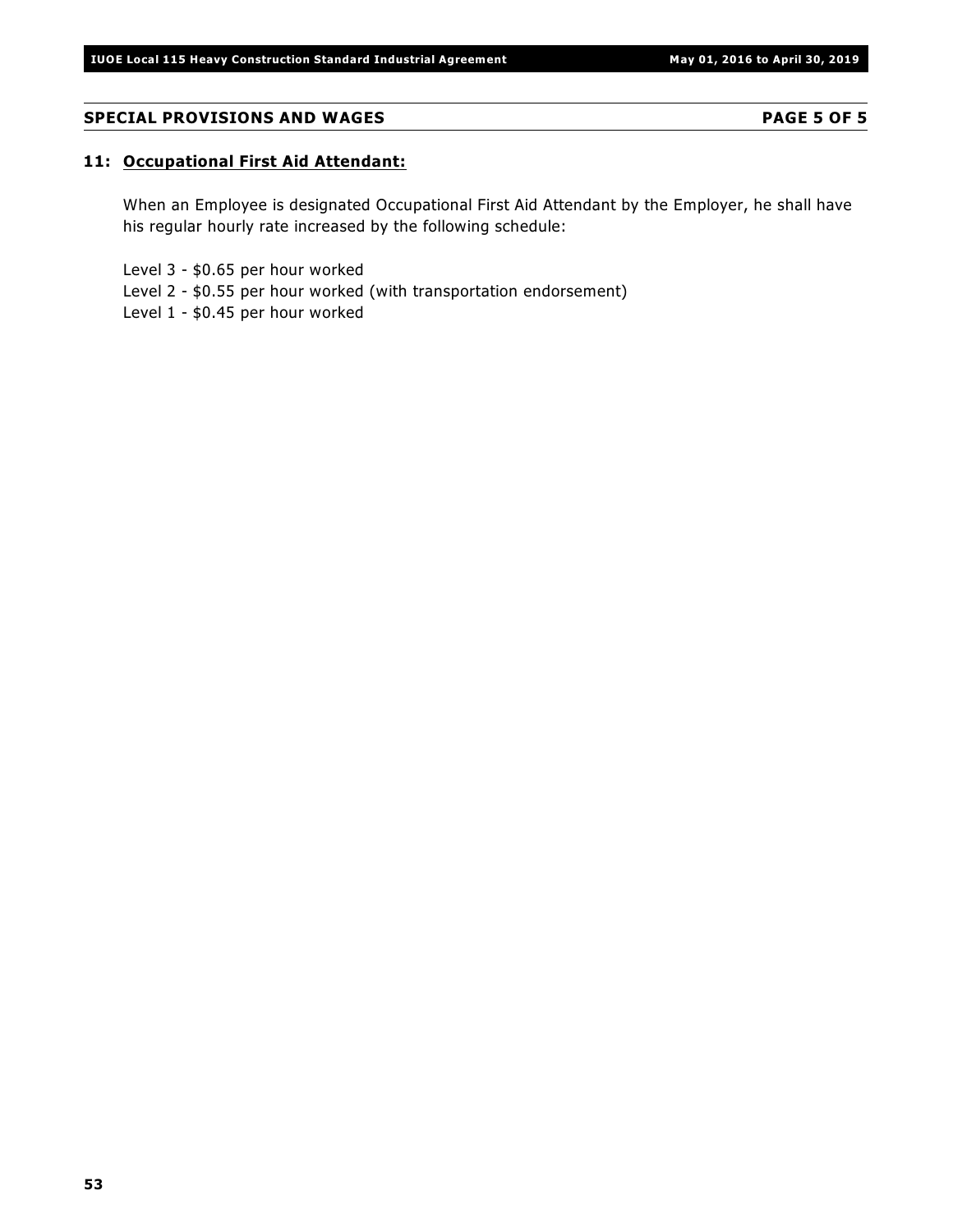## SPECIAL PROVISIONS AND WAGES

### 11: Occupational First Aid Attendant:

When an Employee is designated Occupational First Aid Attendant by the Employer, he shall have his regular hourly rate increased by the following schedule:

Level 3 - $0.65 per hour worked
Level 2 - $0.55 per hour worked (with transportation endorsement)
Level 1 - $0.45 per hour worked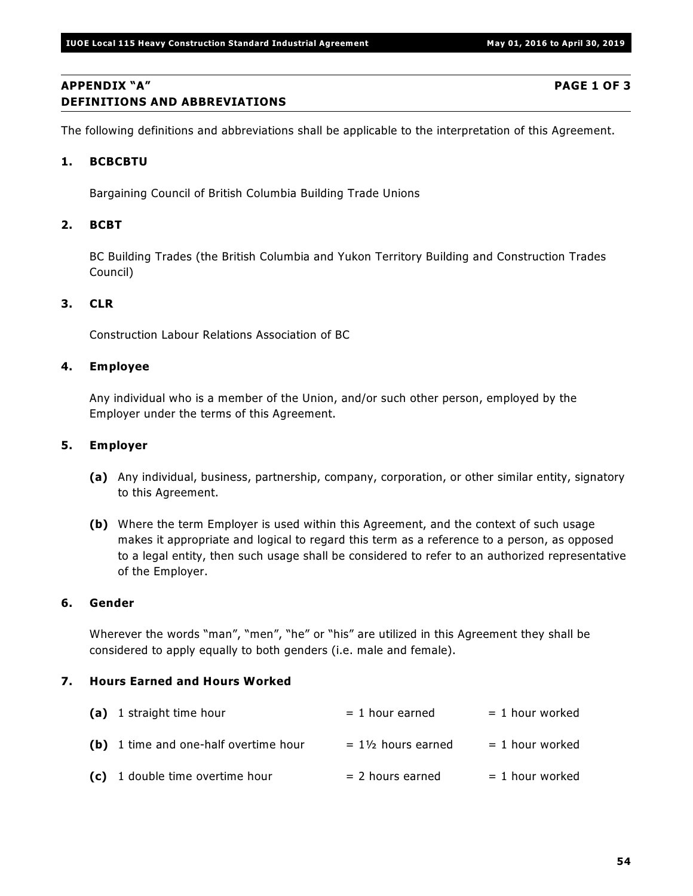## APPENDIX "A" PAGE 1 OF 3
## DEFINITIONS AND ABBREVIATIONS

The following definitions and abbreviations shall be applicable to the interpretation of this Agreement.

### 1. BCBCBTU

Bargaining Council of British Columbia Building Trade Unions

### 2. BCBT

BC Building Trades (the British Columbia and Yukon Territory Building and Construction Trades Council)

### 3. CLR

Construction Labour Relations Association of BC

### 4. Employee

Any individual who is a member of the Union, and/or such other person, employed by the Employer under the terms of this Agreement.

### 5. Employer

**(a)** Any individual, business, partnership, company, corporation, or other similar entity, signatory to this Agreement.

**(b)** Where the term Employer is used within this Agreement, and the context of such usage makes it appropriate and logical to regard this term as a reference to a person, as opposed to a legal entity, then such usage shall be considered to refer to an authorized representative of the Employer.

### 6. Gender

Wherever the words "man", "men", "he" or "his" are utilized in this Agreement they shall be considered to apply equally to both genders (i.e. male and female).

### 7. Hours Earned and Hours Worked

| | | | |
|---|---|---|---|
| **(a)** | 1 straight time hour | = 1 hour earned | = 1 hour worked |
| **(b)** | 1 time and one-half overtime hour | = 1½ hours earned | = 1 hour worked |
| **(c)** | 1 double time overtime hour | = 2 hours earned | = 1 hour worked |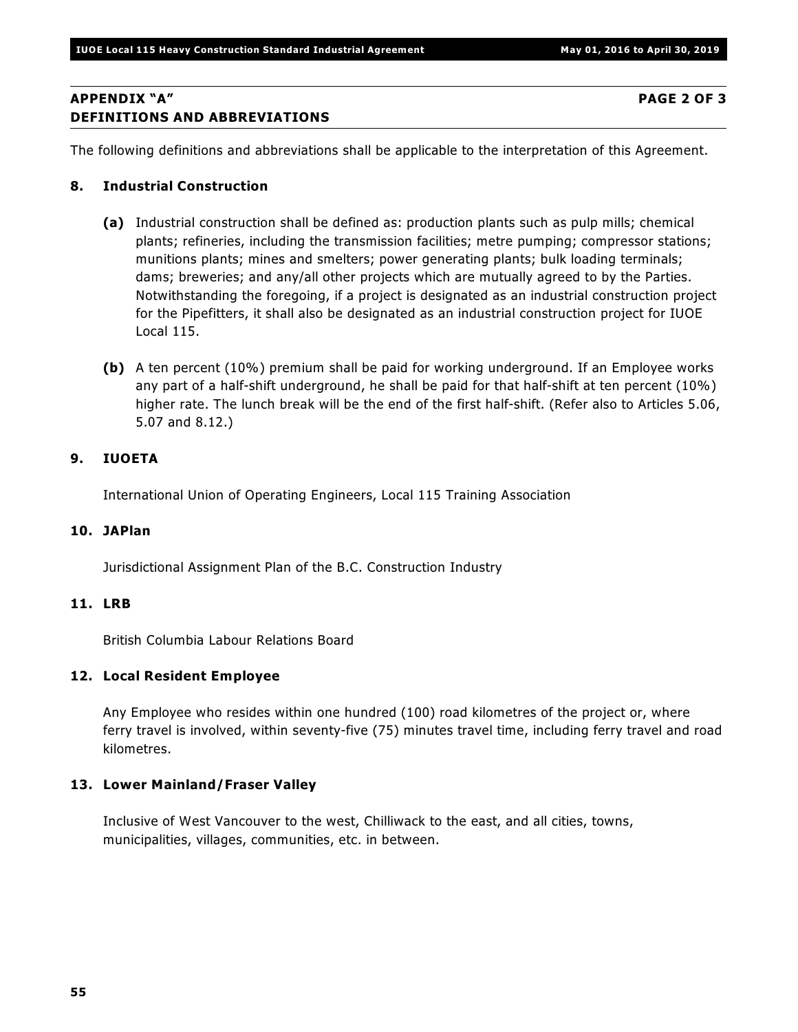## APPENDIX "A" PAGE 2 OF 3
## DEFINITIONS AND ABBREVIATIONS

The following definitions and abbreviations shall be applicable to the interpretation of this Agreement.

### 8. Industrial Construction

**(a)** Industrial construction shall be defined as: production plants such as pulp mills; chemical plants; refineries, including the transmission facilities; metre pumping; compressor stations; munitions plants; mines and smelters; power generating plants; bulk loading terminals; dams; breweries; and any/all other projects which are mutually agreed to by the Parties. Notwithstanding the foregoing, if a project is designated as an industrial construction project for the Pipefitters, it shall also be designated as an industrial construction project for IUOE Local 115.

**(b)** A ten percent (10%) premium shall be paid for working underground. If an Employee works any part of a half-shift underground, he shall be paid for that half-shift at ten percent (10%) higher rate. The lunch break will be the end of the first half-shift. (Refer also to Articles 5.06, 5.07 and 8.12.)

### 9. IUOETA

International Union of Operating Engineers, Local 115 Training Association

### 10. JAPlan

Jurisdictional Assignment Plan of the B.C. Construction Industry

### 11. LRB

British Columbia Labour Relations Board

### 12. Local Resident Employee

Any Employee who resides within one hundred (100) road kilometres of the project or, where ferry travel is involved, within seventy-five (75) minutes travel time, including ferry travel and road kilometres.

### 13. Lower Mainland/Fraser Valley

Inclusive of West Vancouver to the west, Chilliwack to the east, and all cities, towns, municipalities, villages, communities, etc. in between.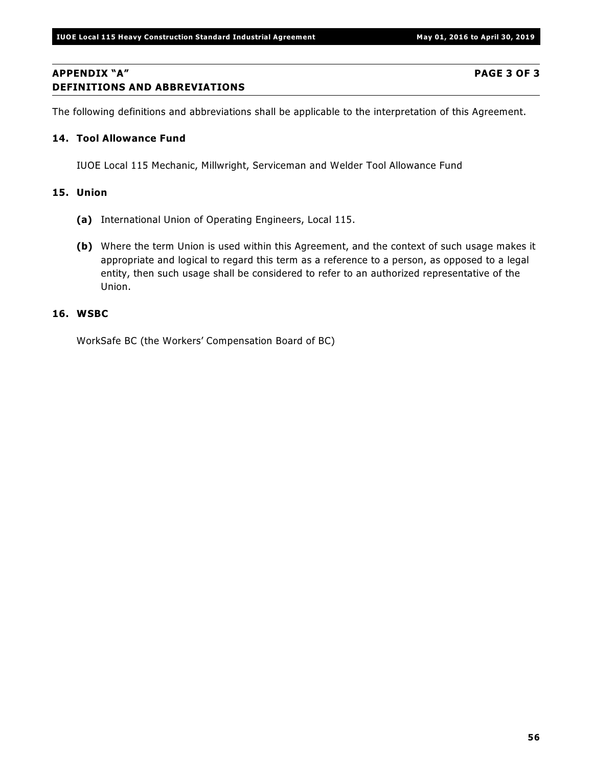## APPENDIX "A" PAGE 3 OF 3
## DEFINITIONS AND ABBREVIATIONS

The following definitions and abbreviations shall be applicable to the interpretation of this Agreement.

### 14. Tool Allowance Fund

IUOE Local 115 Mechanic, Millwright, Serviceman and Welder Tool Allowance Fund

### 15. Union

**(a)** International Union of Operating Engineers, Local 115.

**(b)** Where the term Union is used within this Agreement, and the context of such usage makes it appropriate and logical to regard this term as a reference to a person, as opposed to a legal entity, then such usage shall be considered to refer to an authorized representative of the Union.

### 16. WSBC

WorkSafe BC (the Workers' Compensation Board of BC)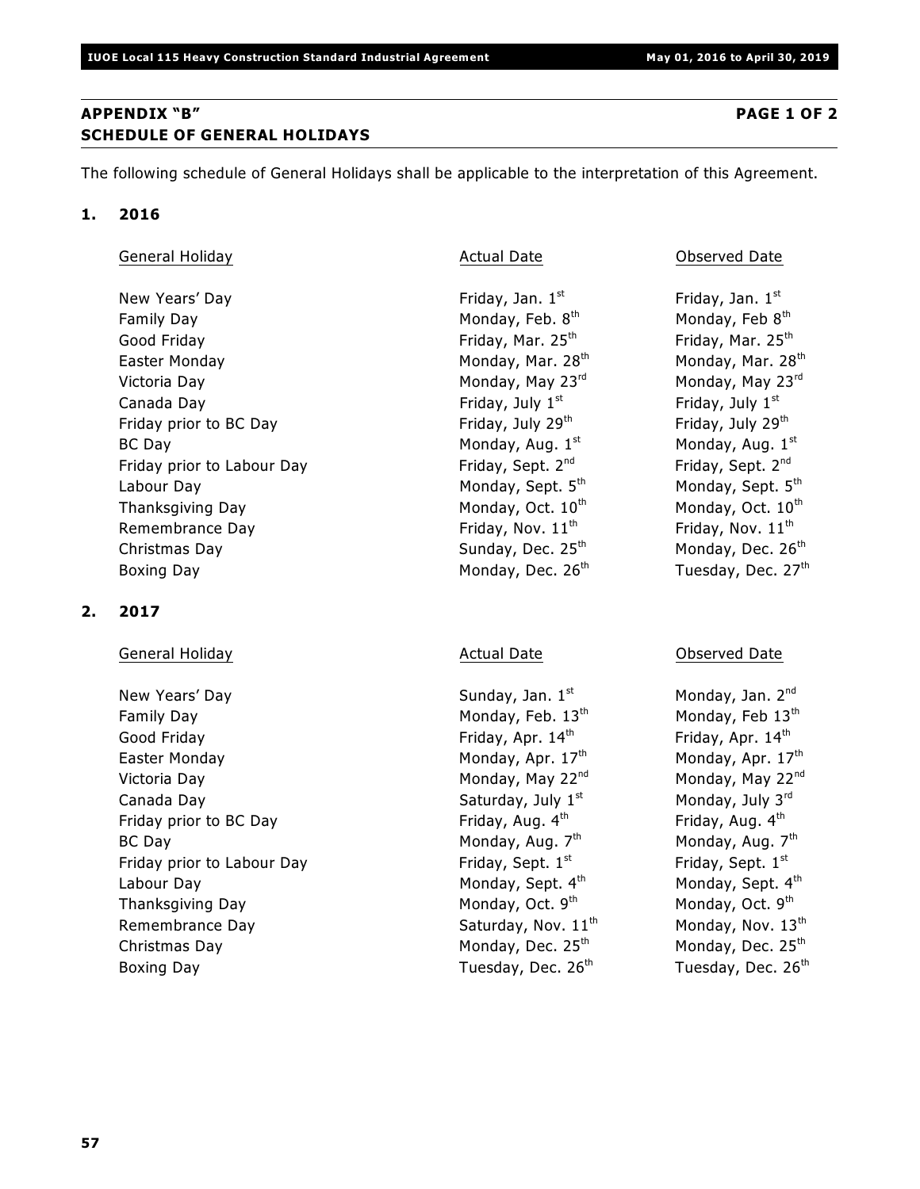## APPENDIX "B" PAGE 1 OF 2
## SCHEDULE OF GENERAL HOLIDAYS

The following schedule of General Holidays shall be applicable to the interpretation of this Agreement.

**1. 2016**

| General Holiday | Actual Date | Observed Date |
|---|---|---|
| New Years' Day | Friday, Jan. 1st | Friday, Jan. 1st |
| Family Day | Monday, Feb. 8th | Monday, Feb 8th |
| Good Friday | Friday, Mar. 25th | Friday, Mar. 25th |
| Easter Monday | Monday, Mar. 28th | Monday, Mar. 28th |
| Victoria Day | Monday, May 23rd | Monday, May 23rd |
| Canada Day | Friday, July 1st | Friday, July 1st |
| Friday prior to BC Day | Friday, July 29th | Friday, July 29th |
| BC Day | Monday, Aug. 1st | Monday, Aug. 1st |
| Friday prior to Labour Day | Friday, Sept. 2nd | Friday, Sept. 2nd |
| Labour Day | Monday, Sept. 5th | Monday, Sept. 5th |
| Thanksgiving Day | Monday, Oct. 10th | Monday, Oct. 10th |
| Remembrance Day | Friday, Nov. 11th | Friday, Nov. 11th |
| Christmas Day | Sunday, Dec. 25th | Monday, Dec. 26th |
| Boxing Day | Monday, Dec. 26th | Tuesday, Dec. 27th |

**2. 2017**

| General Holiday | Actual Date | Observed Date |
|---|---|---|
| New Years' Day | Sunday, Jan. 1st | Monday, Jan. 2nd |
| Family Day | Monday, Feb. 13th | Monday, Feb 13th |
| Good Friday | Friday, Apr. 14th | Friday, Apr. 14th |
| Easter Monday | Monday, Apr. 17th | Monday, Apr. 17th |
| Victoria Day | Monday, May 22nd | Monday, May 22nd |
| Canada Day | Saturday, July 1st | Monday, July 3rd |
| Friday prior to BC Day | Friday, Aug. 4th | Friday, Aug. 4th |
| BC Day | Monday, Aug. 7th | Monday, Aug. 7th |
| Friday prior to Labour Day | Friday, Sept. 1st | Friday, Sept. 1st |
| Labour Day | Monday, Sept. 4th | Monday, Sept. 4th |
| Thanksgiving Day | Monday, Oct. 9th | Monday, Oct. 9th |
| Remembrance Day | Saturday, Nov. 11th | Monday, Nov. 13th |
| Christmas Day | Monday, Dec. 25th | Monday, Dec. 25th |
| Boxing Day | Tuesday, Dec. 26th | Tuesday, Dec. 26th |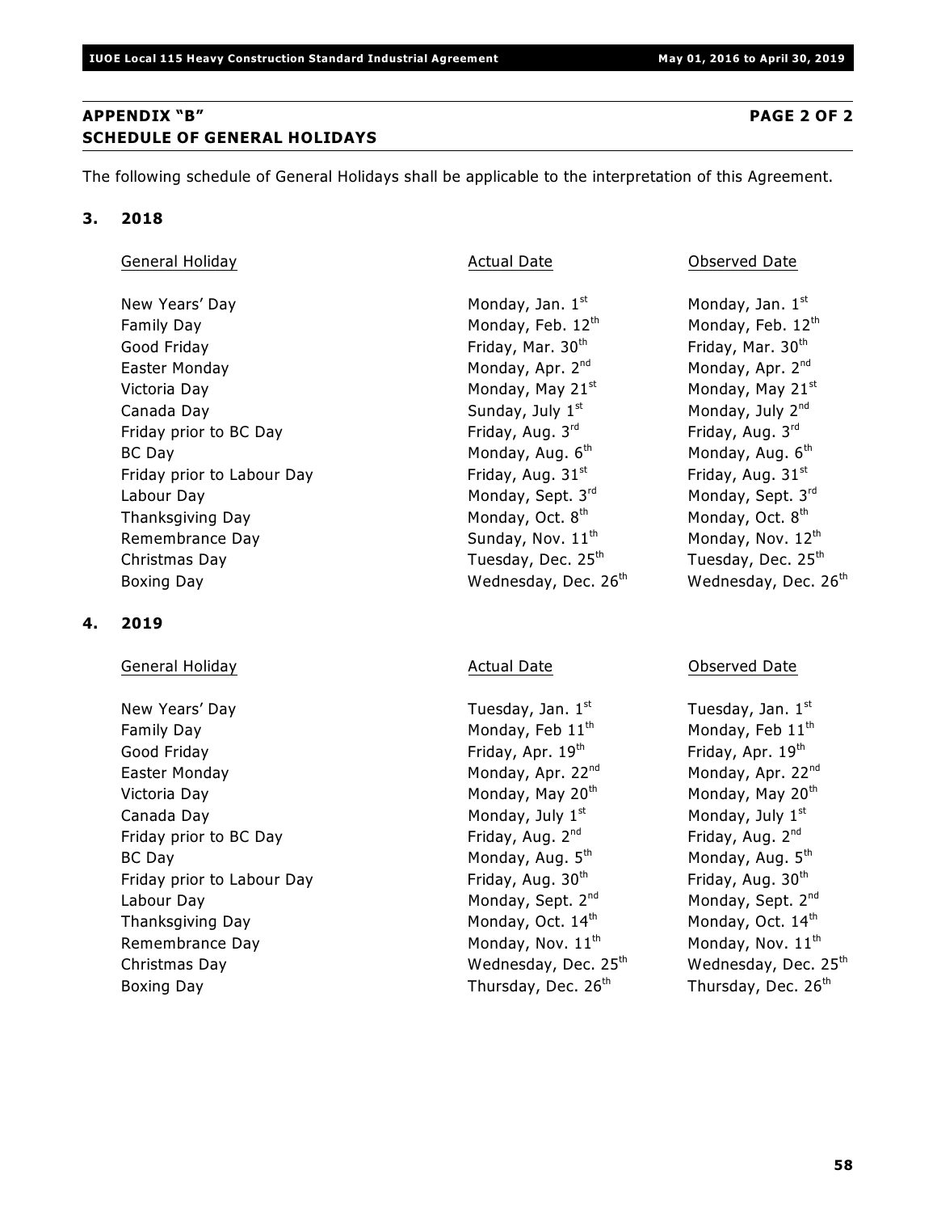## APPENDIX "B" PAGE 2 OF 2
## SCHEDULE OF GENERAL HOLIDAYS

The following schedule of General Holidays shall be applicable to the interpretation of this Agreement.

### 3. 2018

| General Holiday | Actual Date | Observed Date |
|---|---|---|
| New Years' Day | Monday, Jan. 1st | Monday, Jan. 1st |
| Family Day | Monday, Feb. 12th | Monday, Feb. 12th |
| Good Friday | Friday, Mar. 30th | Friday, Mar. 30th |
| Easter Monday | Monday, Apr. 2nd | Monday, Apr. 2nd |
| Victoria Day | Monday, May 21st | Monday, May 21st |
| Canada Day | Sunday, July 1st | Monday, July 2nd |
| Friday prior to BC Day | Friday, Aug. 3rd | Friday, Aug. 3rd |
| BC Day | Monday, Aug. 6th | Monday, Aug. 6th |
| Friday prior to Labour Day | Friday, Aug. 31st | Friday, Aug. 31st |
| Labour Day | Monday, Sept. 3rd | Monday, Sept. 3rd |
| Thanksgiving Day | Monday, Oct. 8th | Monday, Oct. 8th |
| Remembrance Day | Sunday, Nov. 11th | Monday, Nov. 12th |
| Christmas Day | Tuesday, Dec. 25th | Tuesday, Dec. 25th |
| Boxing Day | Wednesday, Dec. 26th | Wednesday, Dec. 26th |

### 4. 2019

| General Holiday | Actual Date | Observed Date |
|---|---|---|
| New Years' Day | Tuesday, Jan. 1st | Tuesday, Jan. 1st |
| Family Day | Monday, Feb 11th | Monday, Feb 11th |
| Good Friday | Friday, Apr. 19th | Friday, Apr. 19th |
| Easter Monday | Monday, Apr. 22nd | Monday, Apr. 22nd |
| Victoria Day | Monday, May 20th | Monday, May 20th |
| Canada Day | Monday, July 1st | Monday, July 1st |
| Friday prior to BC Day | Friday, Aug. 2nd | Friday, Aug. 2nd |
| BC Day | Monday, Aug. 5th | Monday, Aug. 5th |
| Friday prior to Labour Day | Friday, Aug. 30th | Friday, Aug. 30th |
| Labour Day | Monday, Sept. 2nd | Monday, Sept. 2nd |
| Thanksgiving Day | Monday, Oct. 14th | Monday, Oct. 14th |
| Remembrance Day | Monday, Nov. 11th | Monday, Nov. 11th |
| Christmas Day | Wednesday, Dec. 25th | Wednesday, Dec. 25th |
| Boxing Day | Thursday, Dec. 26th | Thursday, Dec. 26th |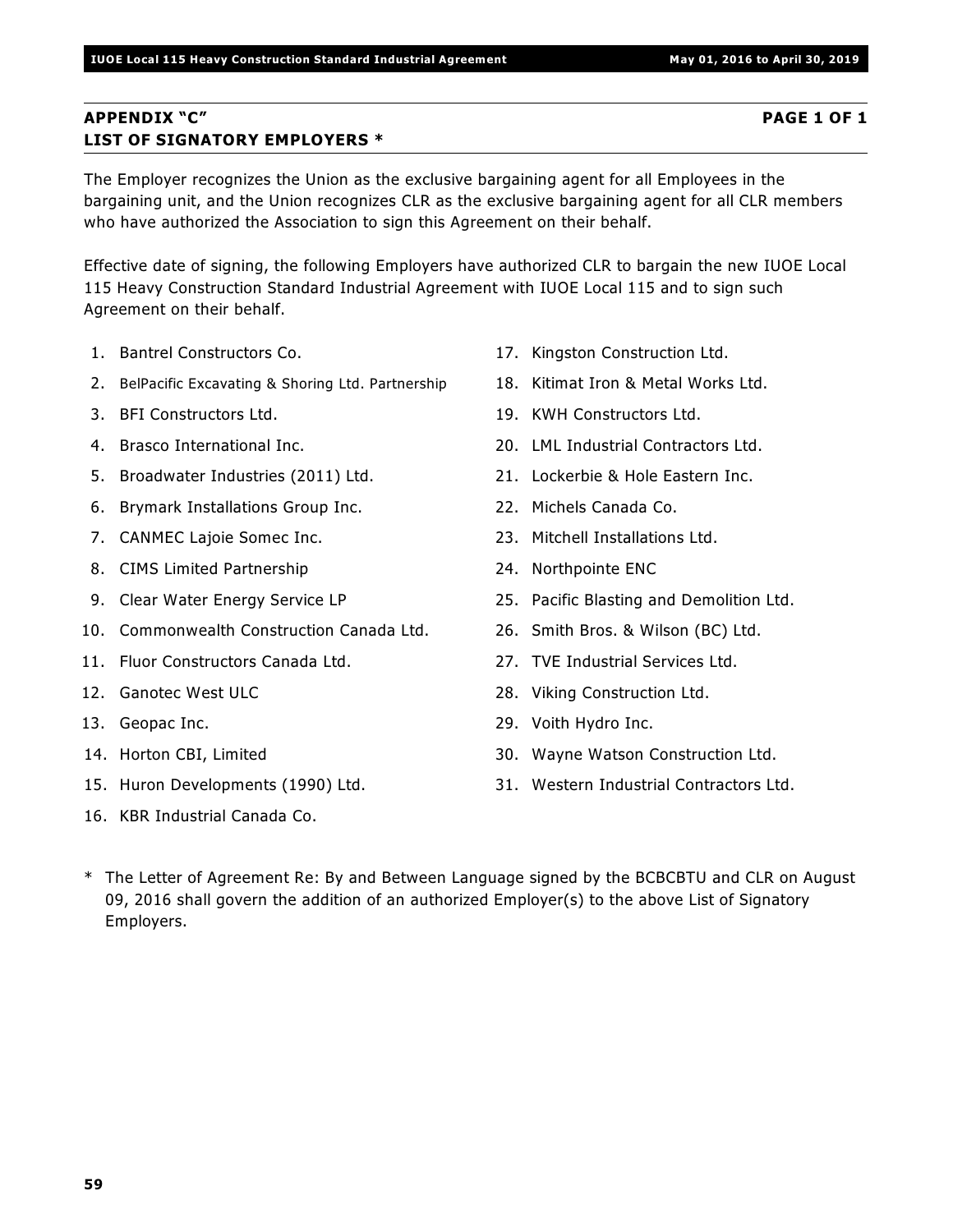## APPENDIX "C" PAGE 1 OF 1
## LIST OF SIGNATORY EMPLOYERS *

The Employer recognizes the Union as the exclusive bargaining agent for all Employees in the bargaining unit, and the Union recognizes CLR as the exclusive bargaining agent for all CLR members who have authorized the Association to sign this Agreement on their behalf.

Effective date of signing, the following Employers have authorized CLR to bargain the new IUOE Local 115 Heavy Construction Standard Industrial Agreement with IUOE Local 115 and to sign such Agreement on their behalf.

1. Bantrel Constructors Co.
2. BelPacific Excavating & Shoring Ltd. Partnership
3. BFI Constructors Ltd.
4. Brasco International Inc.
5. Broadwater Industries (2011) Ltd.
6. Brymark Installations Group Inc.
7. CANMEC Lajoie Somec Inc.
8. CIMS Limited Partnership
9. Clear Water Energy Service LP
10. Commonwealth Construction Canada Ltd.
11. Fluor Constructors Canada Ltd.
12. Ganotec West ULC
13. Geopac Inc.
14. Horton CBI, Limited
15. Huron Developments (1990) Ltd.
16. KBR Industrial Canada Co.
17. Kingston Construction Ltd.
18. Kitimat Iron & Metal Works Ltd.
19. KWH Constructors Ltd.
20. LML Industrial Contractors Ltd.
21. Lockerbie & Hole Eastern Inc.
22. Michels Canada Co.
23. Mitchell Installations Ltd.
24. Northpointe ENC
25. Pacific Blasting and Demolition Ltd.
26. Smith Bros. & Wilson (BC) Ltd.
27. TVE Industrial Services Ltd.
28. Viking Construction Ltd.
29. Voith Hydro Inc.
30. Wayne Watson Construction Ltd.
31. Western Industrial Contractors Ltd.

\* The Letter of Agreement Re: By and Between Language signed by the BCBCBTU and CLR on August 09, 2016 shall govern the addition of an authorized Employer(s) to the above List of Signatory Employers.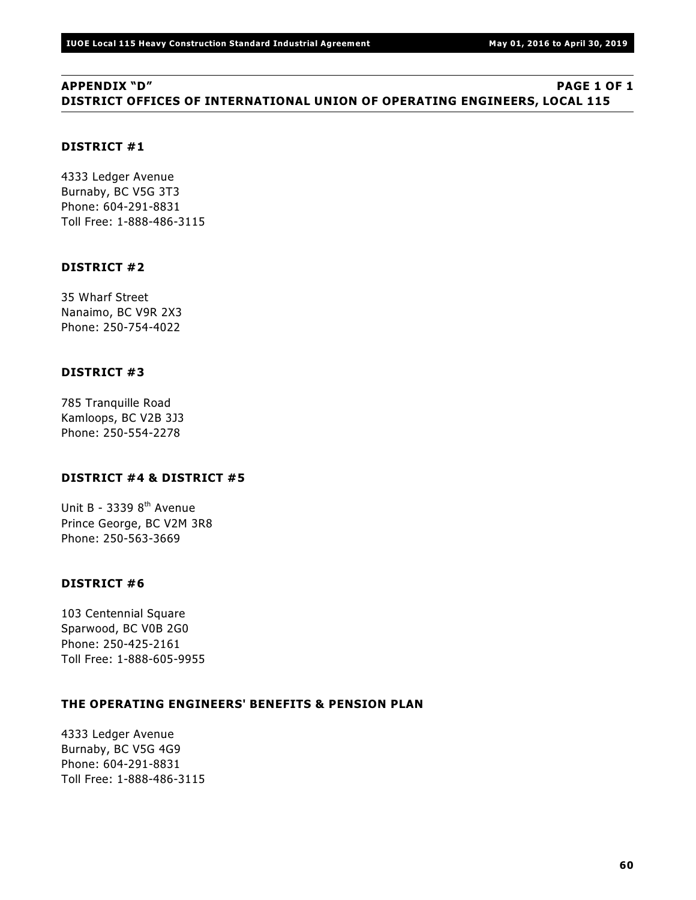## APPENDIX "D" PAGE 1 OF 1
## DISTRICT OFFICES OF INTERNATIONAL UNION OF OPERATING ENGINEERS, LOCAL 115

### DISTRICT #1

4333 Ledger Avenue
Burnaby, BC V5G 3T3
Phone: 604-291-8831
Toll Free: 1-888-486-3115

### DISTRICT #2

35 Wharf Street
Nanaimo, BC V9R 2X3
Phone: 250-754-4022

### DISTRICT #3

785 Tranquille Road
Kamloops, BC V2B 3J3
Phone: 250-554-2278

### DISTRICT #4 & DISTRICT #5

Unit B - 3339 8th Avenue
Prince George, BC V2M 3R8
Phone: 250-563-3669

### DISTRICT #6

103 Centennial Square
Sparwood, BC V0B 2G0
Phone: 250-425-2161
Toll Free: 1-888-605-9955

### THE OPERATING ENGINEERS' BENEFITS & PENSION PLAN

4333 Ledger Avenue
Burnaby, BC V5G 4G9
Phone: 604-291-8831
Toll Free: 1-888-486-3115